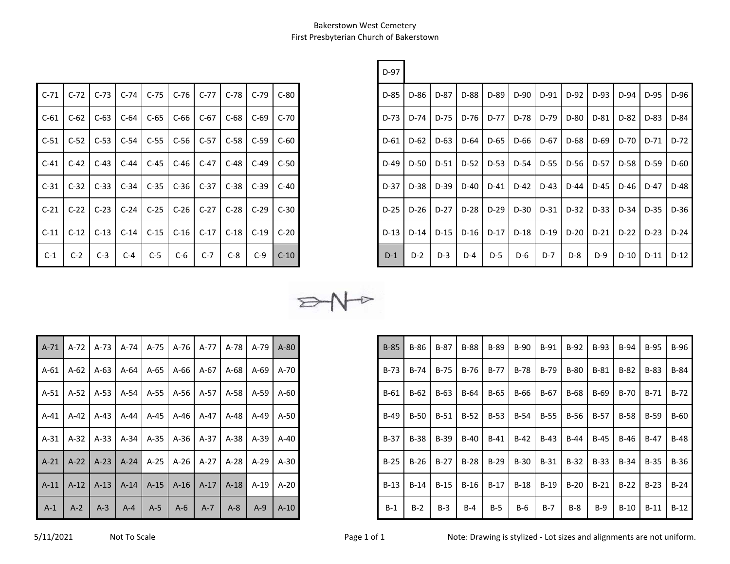Bakerstown West Cemetery
First Presbyterian Church of Bakerstown

| C-71 | C-72 | C-73 | C-74 | C-75 | C-76 | C-77 | C-78 | C-79 | C-80 |
|---|---|---|---|---|---|---|---|---|---|
| C-61 | C-62 | C-63 | C-64 | C-65 | C-66 | C-67 | C-68 | C-69 | C-70 |
| C-51 | C-52 | C-53 | C-54 | C-55 | C-56 | C-57 | C-58 | C-59 | C-60 |
| C-41 | C-42 | C-43 | C-44 | C-45 | C-46 | C-47 | C-48 | C-49 | C-50 |
| C-31 | C-32 | C-33 | C-34 | C-35 | C-36 | C-37 | C-38 | C-39 | C-40 |
| C-21 | C-22 | C-23 | C-24 | C-25 | C-26 | C-27 | C-28 | C-29 | C-30 |
| C-11 | C-12 | C-13 | C-14 | C-15 | C-16 | C-17 | C-18 | C-19 | C-20 |
| C-1 | C-2 | C-3 | C-4 | C-5 | C-6 | C-7 | C-8 | C-9 | C-10 |

| D-97 | | | | | | | | | | | |
|---|---|---|---|---|---|---|---|---|---|---|---|
| D-85 | D-86 | D-87 | D-88 | D-89 | D-90 | D-91 | D-92 | D-93 | D-94 | D-95 | D-96 |
| D-73 | D-74 | D-75 | D-76 | D-77 | D-78 | D-79 | D-80 | D-81 | D-82 | D-83 | D-84 |
| D-61 | D-62 | D-63 | D-64 | D-65 | D-66 | D-67 | D-68 | D-69 | D-70 | D-71 | D-72 |
| D-49 | D-50 | D-51 | D-52 | D-53 | D-54 | D-55 | D-56 | D-57 | D-58 | D-59 | D-60 |
| D-37 | D-38 | D-39 | D-40 | D-41 | D-42 | D-43 | D-44 | D-45 | D-46 | D-47 | D-48 |
| D-25 | D-26 | D-27 | D-28 | D-29 | D-30 | D-31 | D-32 | D-33 | D-34 | D-35 | D-36 |
| D-13 | D-14 | D-15 | D-16 | D-17 | D-18 | D-19 | D-20 | D-21 | D-22 | D-23 | D-24 |
| D-1 | D-2 | D-3 | D-4 | D-5 | D-6 | D-7 | D-8 | D-9 | D-10 | D-11 | D-12 |

N →

| A-71 | A-72 | A-73 | A-74 | A-75 | A-76 | A-77 | A-78 | A-79 | A-80 |
|---|---|---|---|---|---|---|---|---|---|
| A-61 | A-62 | A-63 | A-64 | A-65 | A-66 | A-67 | A-68 | A-69 | A-70 |
| A-51 | A-52 | A-53 | A-54 | A-55 | A-56 | A-57 | A-58 | A-59 | A-60 |
| A-41 | A-42 | A-43 | A-44 | A-45 | A-46 | A-47 | A-48 | A-49 | A-50 |
| A-31 | A-32 | A-33 | A-34 | A-35 | A-36 | A-37 | A-38 | A-39 | A-40 |
| A-21 | A-22 | A-23 | A-24 | A-25 | A-26 | A-27 | A-28 | A-29 | A-30 |
| A-11 | A-12 | A-13 | A-14 | A-15 | A-16 | A-17 | A-18 | A-19 | A-20 |
| A-1 | A-2 | A-3 | A-4 | A-5 | A-6 | A-7 | A-8 | A-9 | A-10 |

| B-85 | B-86 | B-87 | B-88 | B-89 | B-90 | B-91 | B-92 | B-93 | B-94 | B-95 | B-96 |
|---|---|---|---|---|---|---|---|---|---|---|---|
| B-73 | B-74 | B-75 | B-76 | B-77 | B-78 | B-79 | B-80 | B-81 | B-82 | B-83 | B-84 |
| B-61 | B-62 | B-63 | B-64 | B-65 | B-66 | B-67 | B-68 | B-69 | B-70 | B-71 | B-72 |
| B-49 | B-50 | B-51 | B-52 | B-53 | B-54 | B-55 | B-56 | B-57 | B-58 | B-59 | B-60 |
| B-37 | B-38 | B-39 | B-40 | B-41 | B-42 | B-43 | B-44 | B-45 | B-46 | B-47 | B-48 |
| B-25 | B-26 | B-27 | B-28 | B-29 | B-30 | B-31 | B-32 | B-33 | B-34 | B-35 | B-36 |
| B-13 | B-14 | B-15 | B-16 | B-17 | B-18 | B-19 | B-20 | B-21 | B-22 | B-23 | B-24 |
| B-1 | B-2 | B-3 | B-4 | B-5 | B-6 | B-7 | B-8 | B-9 | B-10 | B-11 | B-12 |

5/11/2021 Not To Scale

Note: Drawing is stylized - Lot sizes and alignments are not uniform.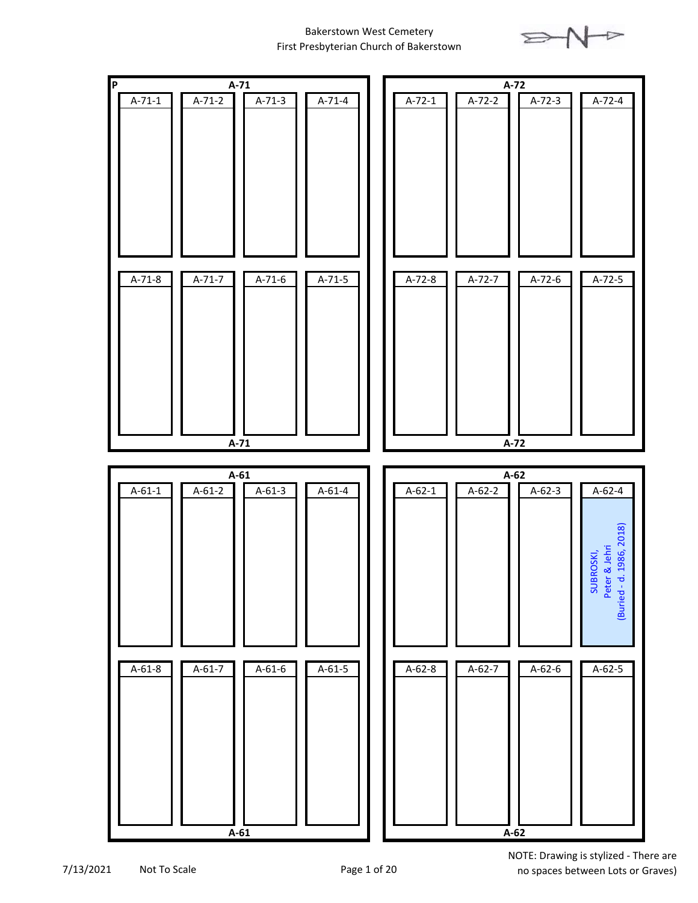Bakerstown West Cemetery
First Presbyterian Church of Bakerstown

N

**A-71**

P

| A-71-1 | A-71-2 | A-71-3 | A-71-4 |
| --- | --- | --- | --- |
| | | | |

| A-71-8 | A-71-7 | A-71-6 | A-71-5 |
| --- | --- | --- | --- |
| | | | |

**A-71**

**A-72**

| A-72-1 | A-72-2 | A-72-3 | A-72-4 |
| --- | --- | --- | --- |
| | | | |

| A-72-8 | A-72-7 | A-72-6 | A-72-5 |
| --- | --- | --- | --- |
| | | | |

**A-72**

**A-61**

| A-61-1 | A-61-2 | A-61-3 | A-61-4 |
| --- | --- | --- | --- |
| | | | |

| A-61-8 | A-61-7 | A-61-6 | A-61-5 |
| --- | --- | --- | --- |
| | | | |

**A-61**

**A-62**

| A-62-1 | A-62-2 | A-62-3 | A-62-4 |
| --- | --- | --- | --- |
| | | | SUBROSKI, Peter & Jehri (Buried - d. 1986, 2018) |

| A-62-8 | A-62-7 | A-62-6 | A-62-5 |
| --- | --- | --- | --- |
| | | | |

**A-62**

7/13/2021 Not To Scale

NOTE: Drawing is stylized - There are no spaces between Lots or Graves)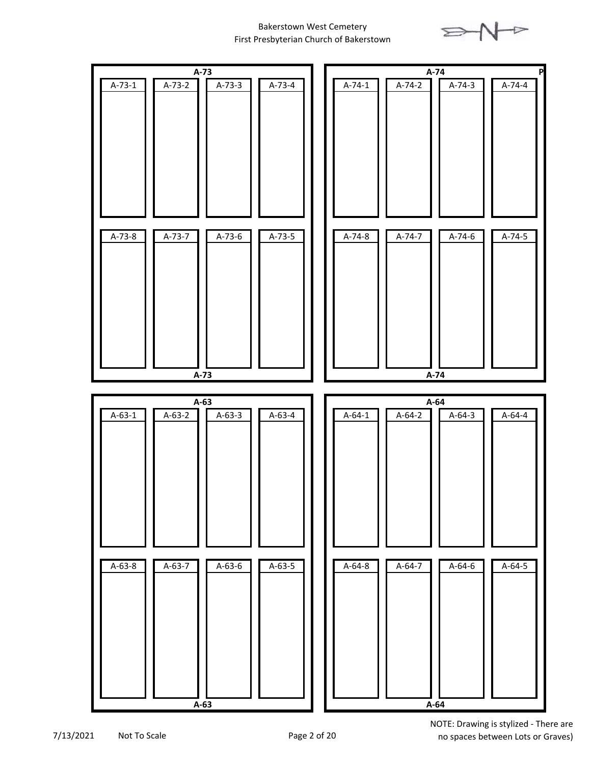Bakerstown West Cemetery
First Presbyterian Church of Bakerstown

**A-73**

| A-73-1 | A-73-2 | A-73-3 | A-73-4 |
|---|---|---|---|
| | | | |

| A-73-8 | A-73-7 | A-73-6 | A-73-5 |
|---|---|---|---|
| | | | |

**A-73**

**A-74** **P**

| A-74-1 | A-74-2 | A-74-3 | A-74-4 |
|---|---|---|---|
| | | | |

| A-74-8 | A-74-7 | A-74-6 | A-74-5 |
|---|---|---|---|
| | | | |

**A-74**

**A-63**

| A-63-1 | A-63-2 | A-63-3 | A-63-4 |
|---|---|---|---|
| | | | |

| A-63-8 | A-63-7 | A-63-6 | A-63-5 |
|---|---|---|---|
| | | | |

**A-63**

**A-64**

| A-64-1 | A-64-2 | A-64-3 | A-64-4 |
|---|---|---|---|
| | | | |

| A-64-8 | A-64-7 | A-64-6 | A-64-5 |
|---|---|---|---|
| | | | |

**A-64**

7/13/2021 Not To Scale

NOTE: Drawing is stylized - There are no spaces between Lots or Graves)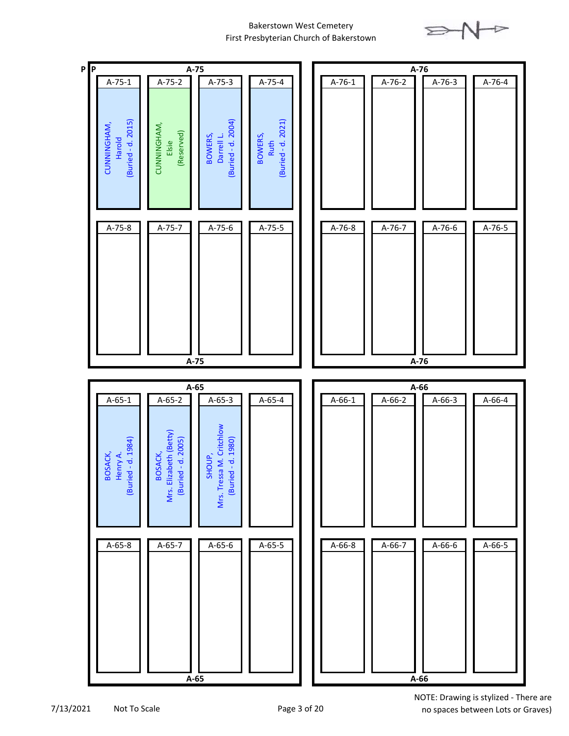Bakerstown West Cemetery
First Presbyterian Church of Bakerstown

P P

## A-75

| A-75-1 | A-75-2 | A-75-3 | A-75-4 |
| --- | --- | --- | --- |
| CUNNINGHAM, Harold (Buried - d. 2015) | CUNNINGHAM, Elsie (Reserved) | BOWERS, Darrell L. (Buried - d. 2004) | BOWERS, Ruth (Buried - d. 2021) |

| A-75-8 | A-75-7 | A-75-6 | A-75-5 |
| --- | --- | --- | --- |
| | | | |

## A-76

| A-76-1 | A-76-2 | A-76-3 | A-76-4 |
| --- | --- | --- | --- |
| | | | |

| A-76-8 | A-76-7 | A-76-6 | A-76-5 |
| --- | --- | --- | --- |
| | | | |

## A-65

| A-65-1 | A-65-2 | A-65-3 | A-65-4 |
| --- | --- | --- | --- |
| BOSACK, Henry A. (Buried - d. 1984) | BOSACK, Mrs. Elizabeth (Betty) (Buried - d. 2005) | SHOUP, Mrs. Tressa M. Critchlow (Buried - d. 1980) | |

| A-65-8 | A-65-7 | A-65-6 | A-65-5 |
| --- | --- | --- | --- |
| | | | |

## A-66

| A-66-1 | A-66-2 | A-66-3 | A-66-4 |
| --- | --- | --- | --- |
| | | | |

| A-66-8 | A-66-7 | A-66-6 | A-66-5 |
| --- | --- | --- | --- |
| | | | |

7/13/2021 Not To Scale

NOTE: Drawing is stylized - There are no spaces between Lots or Graves)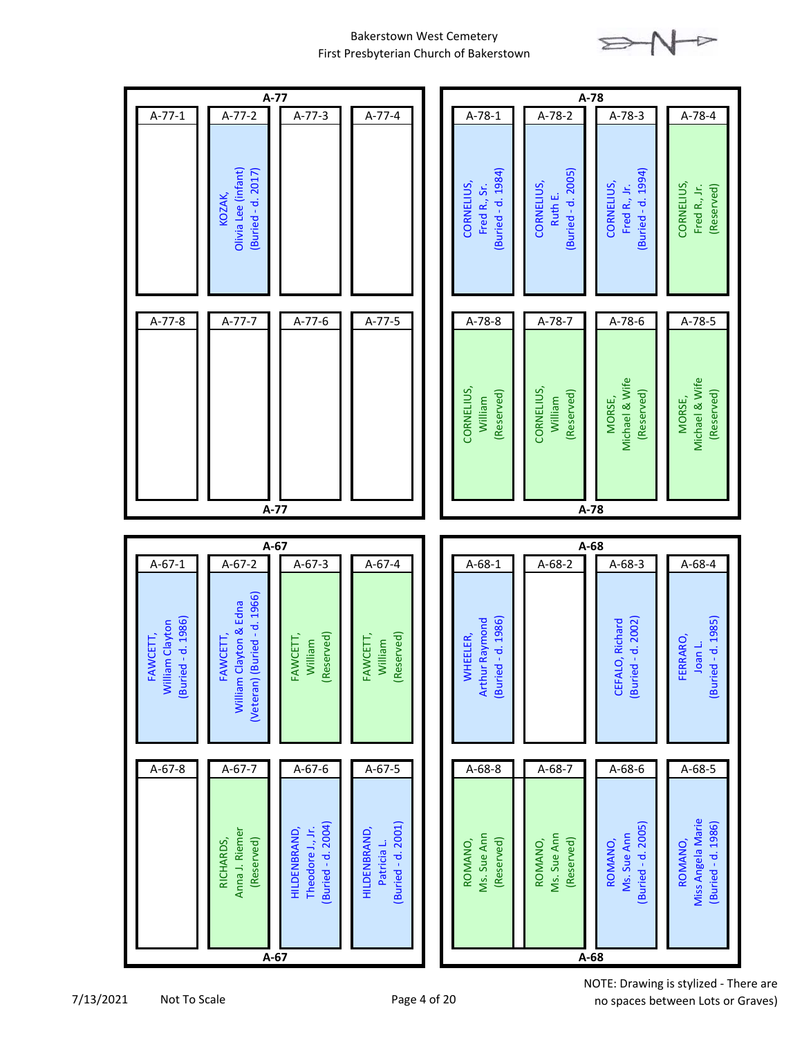# Bakerstown West Cemetery
## First Presbyterian Church of Bakerstown

## A-77

| Grave | Name | Status |
|---|---|---|
| A-77-1 | | |
| A-77-2 | KOZAK, Olivia Lee (infant) | (Buried - d. 2017) |
| A-77-3 | | |
| A-77-4 | | |
| A-77-5 | | |
| A-77-6 | | |
| A-77-7 | | |
| A-77-8 | | |

## A-78

| Grave | Name | Status |
|---|---|---|
| A-78-1 | CORNELIUS, Fred R., Sr. | (Buried - d. 1984) |
| A-78-2 | CORNELIUS, Ruth E. | (Buried - d. 2005) |
| A-78-3 | CORNELIUS, Fred R., Jr. | (Buried - d. 1994) |
| A-78-4 | CORNELIUS, Fred R., Jr. | (Reserved) |
| A-78-5 | MORSE, Michael & Wife | (Reserved) |
| A-78-6 | MORSE, Michael & Wife | (Reserved) |
| A-78-7 | CORNELIUS, William | (Reserved) |
| A-78-8 | CORNELIUS, William | (Reserved) |

## A-67

| Grave | Name | Status |
|---|---|---|
| A-67-1 | FAWCETT, William Clayton | (Buried - d. 1986) |
| A-67-2 | FAWCETT, William Clayton & Edna (Veteran) | (Buried - d. 1966) |
| A-67-3 | FAWCETT, William | (Reserved) |
| A-67-4 | FAWCETT, William | (Reserved) |
| A-67-5 | HILDENBRAND, Patricia L. | (Buried - d. 2001) |
| A-67-6 | HILDENBRAND, Theodore J., Jr. | (Buried - d. 2004) |
| A-67-7 | RICHARDS, Anna J. Riemer | (Reserved) |
| A-67-8 | | |

## A-68

| Grave | Name | Status |
|---|---|---|
| A-68-1 | WHEELER, Arthur Raymond | (Buried - d. 1986) |
| A-68-2 | | |
| A-68-3 | CEFALO, Richard | (Buried - d. 2002) |
| A-68-4 | FERRARO, Joan L. | (Buried - d. 1985) |
| A-68-5 | ROMANO, Miss Angela Marie | (Buried - d. 1986) |
| A-68-6 | ROMANO, Ms. Sue Ann | (Buried - d. 2005) |
| A-68-7 | ROMANO, Ms. Sue Ann | (Reserved) |
| A-68-8 | ROMANO, Ms. Sue Ann | (Reserved) |

7/13/2021 Not To Scale

NOTE: Drawing is stylized - There are no spaces between Lots or Graves)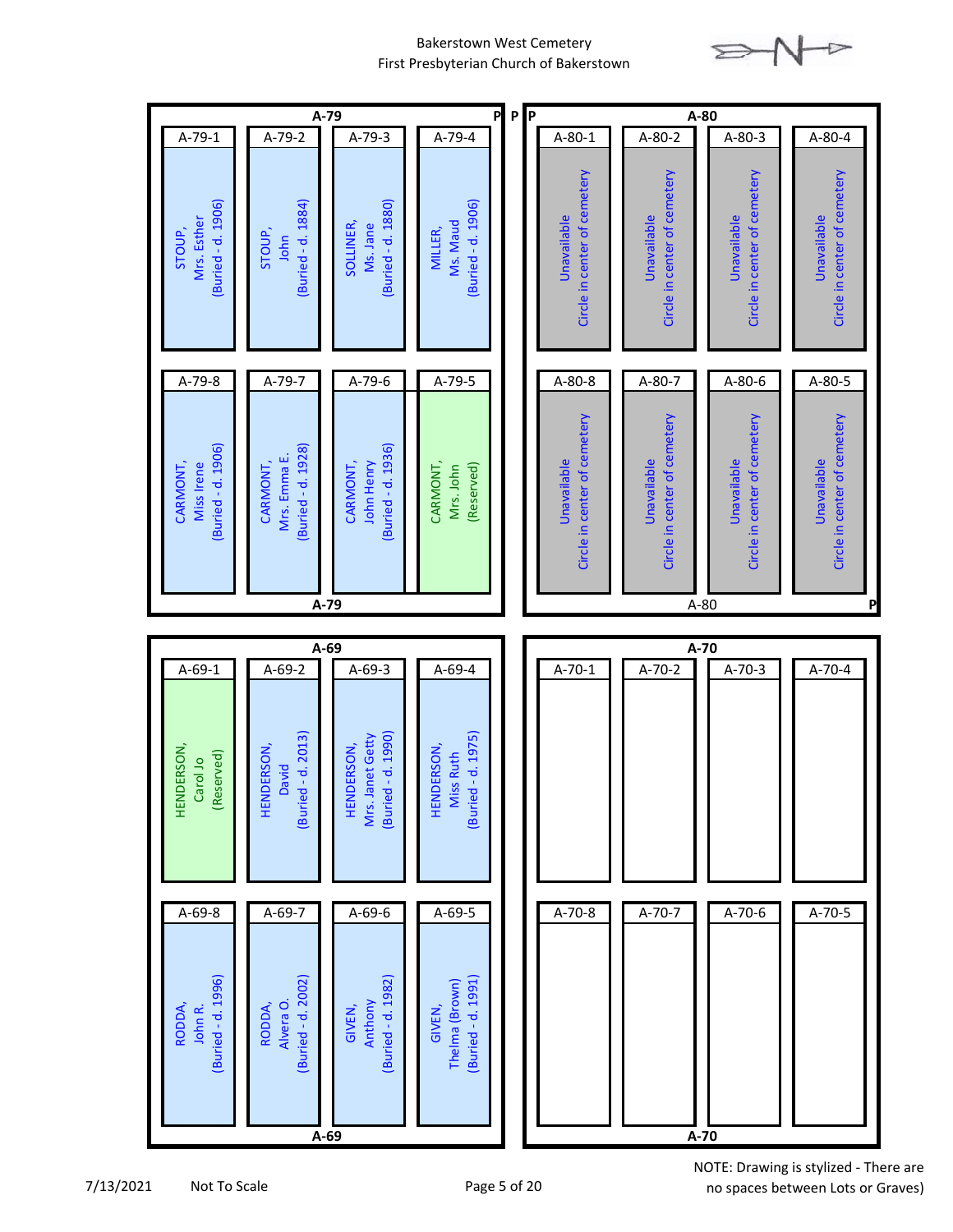# Bakerstown West Cemetery
## First Presbyterian Church of Bakerstown

## A-79

| A-79-1 | A-79-2 | A-79-3 | A-79-4 |
|---|---|---|---|
| STOUP, Mrs. Esther (Buried - d. 1906) | STOUP, John (Buried - d. 1884) | SOLLINER, Ms. Jane (Buried - d. 1880) | MILLER, Ms. Maud (Buried - d. 1906) |

| A-79-8 | A-79-7 | A-79-6 | A-79-5 |
|---|---|---|---|
| CARMONT, Miss Irene (Buried - d. 1906) | CARMONT, Mrs. Emma E. (Buried - d. 1928) | CARMONT, John Henry (Buried - d. 1936) | CARMONT, Mrs. John (Reserved) |

## A-80

| A-80-1 | A-80-2 | A-80-3 | A-80-4 |
|---|---|---|---|
| Unavailable Circle in center of cemetery | Unavailable Circle in center of cemetery | Unavailable Circle in center of cemetery | Unavailable Circle in center of cemetery |

| A-80-8 | A-80-7 | A-80-6 | A-80-5 |
|---|---|---|---|
| Unavailable Circle in center of cemetery | Unavailable Circle in center of cemetery | Unavailable Circle in center of cemetery | Unavailable Circle in center of cemetery |

## A-69

| A-69-1 | A-69-2 | A-69-3 | A-69-4 |
|---|---|---|---|
| HENDERSON, Carol Jo (Reserved) | HENDERSON, David (Buried - d. 2013) | HENDERSON, Mrs. Janet Getty (Buried - d. 1990) | HENDERSON, Miss Ruth (Buried - d. 1975) |

| A-69-8 | A-69-7 | A-69-6 | A-69-5 |
|---|---|---|---|
| RODDA, John R. (Buried - d. 1996) | RODDA, Alvera O. (Buried - d. 2002) | GIVEN, Anthony (Buried - d. 1982) | GIVEN, Thelma (Brown) (Buried - d. 1991) |

## A-70

| A-70-1 | A-70-2 | A-70-3 | A-70-4 |
|---|---|---|---|
| | | | |

| A-70-8 | A-70-7 | A-70-6 | A-70-5 |
|---|---|---|---|
| | | | |

7/13/2021 Not To Scale

NOTE: Drawing is stylized - There are no spaces between Lots or Graves)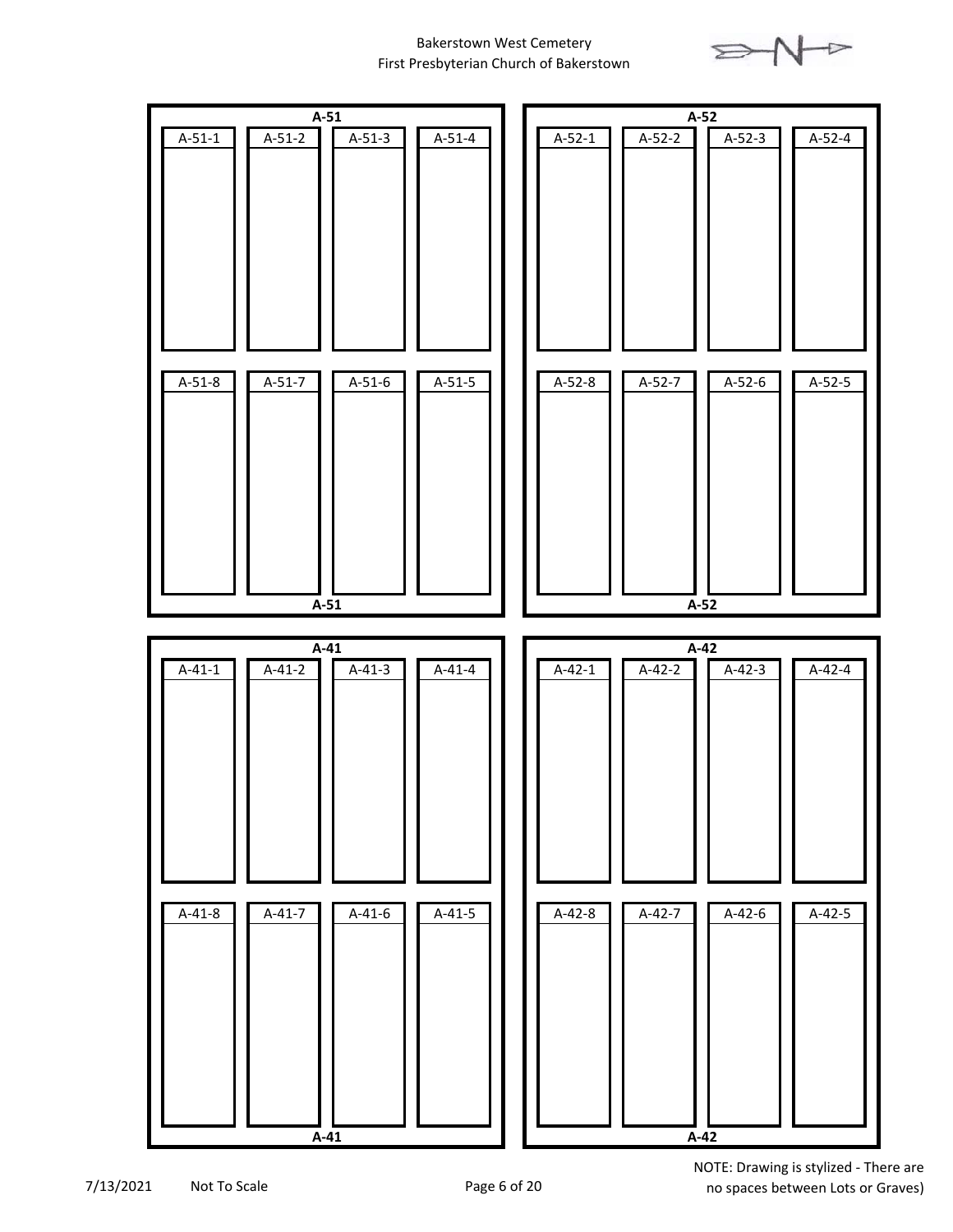Bakerstown West Cemetery
First Presbyterian Church of Bakerstown

**A-51**

| A-51-1 | A-51-2 | A-51-3 | A-51-4 |
|---|---|---|---|
| A-51-8 | A-51-7 | A-51-6 | A-51-5 |

**A-51**

**A-52**

| A-52-1 | A-52-2 | A-52-3 | A-52-4 |
|---|---|---|---|
| A-52-8 | A-52-7 | A-52-6 | A-52-5 |

**A-52**

**A-41**

| A-41-1 | A-41-2 | A-41-3 | A-41-4 |
|---|---|---|---|
| A-41-8 | A-41-7 | A-41-6 | A-41-5 |

**A-41**

**A-42**

| A-42-1 | A-42-2 | A-42-3 | A-42-4 |
|---|---|---|---|
| A-42-8 | A-42-7 | A-42-6 | A-42-5 |

**A-42**

7/13/2021 Not To Scale

NOTE: Drawing is stylized - There are no spaces between Lots or Graves)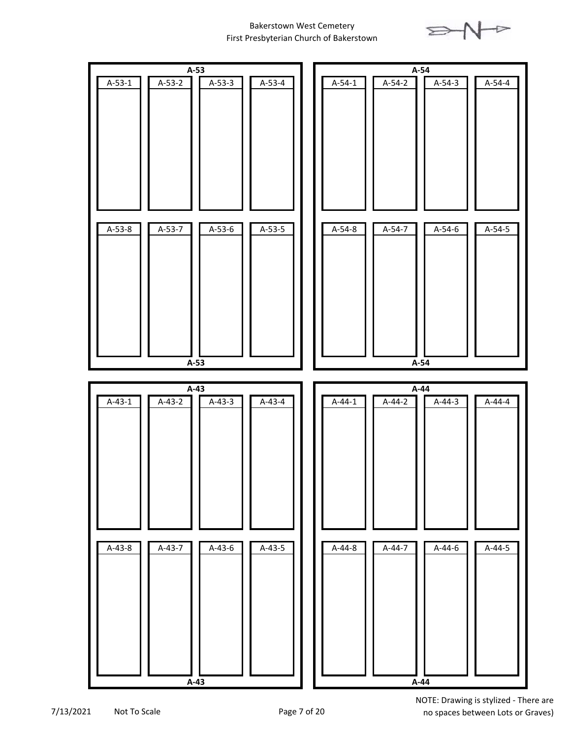Bakerstown West Cemetery
First Presbyterian Church of Bakerstown

N

**A-53**

| A-53-1 | A-53-2 | A-53-3 | A-53-4 |
| --- | --- | --- | --- |
| A-53-8 | A-53-7 | A-53-6 | A-53-5 |

**A-53**

**A-54**

| A-54-1 | A-54-2 | A-54-3 | A-54-4 |
| --- | --- | --- | --- |
| A-54-8 | A-54-7 | A-54-6 | A-54-5 |

**A-54**

**A-43**

| A-43-1 | A-43-2 | A-43-3 | A-43-4 |
| --- | --- | --- | --- |
| A-43-8 | A-43-7 | A-43-6 | A-43-5 |

**A-43**

**A-44**

| A-44-1 | A-44-2 | A-44-3 | A-44-4 |
| --- | --- | --- | --- |
| A-44-8 | A-44-7 | A-44-6 | A-44-5 |

**A-44**

7/13/2021 Not To Scale

NOTE: Drawing is stylized - There are no spaces between Lots or Graves)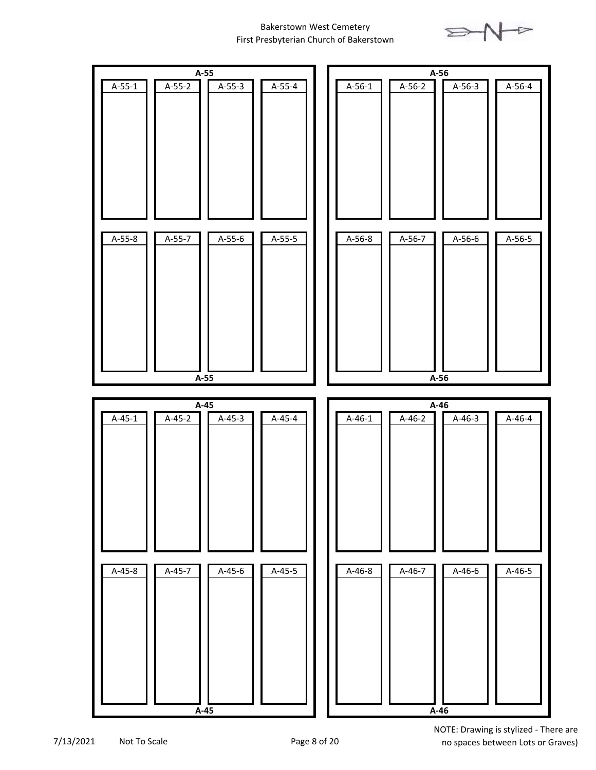Bakerstown West Cemetery
First Presbyterian Church of Bakerstown

N

**A-55**

| A-55-1 | A-55-2 | A-55-3 | A-55-4 |
|---|---|---|---|
| A-55-8 | A-55-7 | A-55-6 | A-55-5 |

**A-56**

| A-56-1 | A-56-2 | A-56-3 | A-56-4 |
|---|---|---|---|
| A-56-8 | A-56-7 | A-56-6 | A-56-5 |

**A-45**

| A-45-1 | A-45-2 | A-45-3 | A-45-4 |
|---|---|---|---|
| A-45-8 | A-45-7 | A-45-6 | A-45-5 |

**A-46**

| A-46-1 | A-46-2 | A-46-3 | A-46-4 |
|---|---|---|---|
| A-46-8 | A-46-7 | A-46-6 | A-46-5 |

7/13/2021 Not To Scale

NOTE: Drawing is stylized - There are no spaces between Lots or Graves)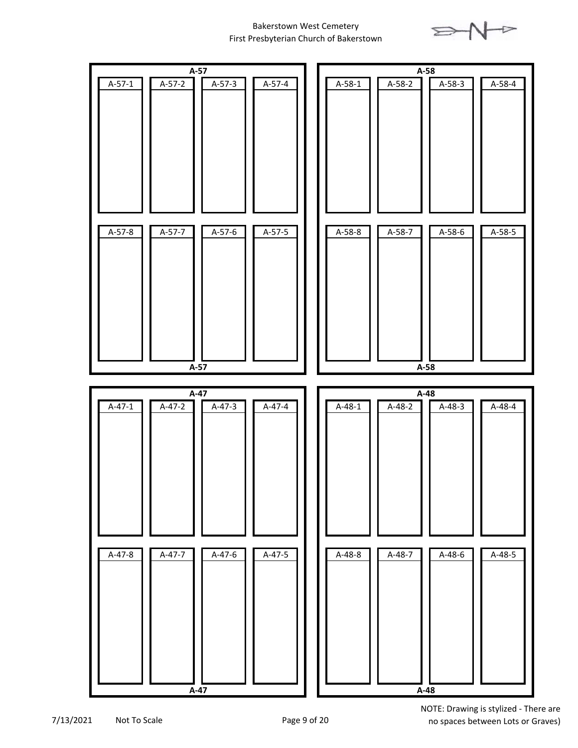Bakerstown West Cemetery
First Presbyterian Church of Bakerstown

**A-57**

| A-57-1 | A-57-2 | A-57-3 | A-57-4 |
| --- | --- | --- | --- |
| A-57-8 | A-57-7 | A-57-6 | A-57-5 |

**A-57**

**A-58**

| A-58-1 | A-58-2 | A-58-3 | A-58-4 |
| --- | --- | --- | --- |
| A-58-8 | A-58-7 | A-58-6 | A-58-5 |

**A-58**

**A-47**

| A-47-1 | A-47-2 | A-47-3 | A-47-4 |
| --- | --- | --- | --- |
| A-47-8 | A-47-7 | A-47-6 | A-47-5 |

**A-47**

**A-48**

| A-48-1 | A-48-2 | A-48-3 | A-48-4 |
| --- | --- | --- | --- |
| A-48-8 | A-48-7 | A-48-6 | A-48-5 |

**A-48**

7/13/2021 Not To Scale

NOTE: Drawing is stylized - There are no spaces between Lots or Graves)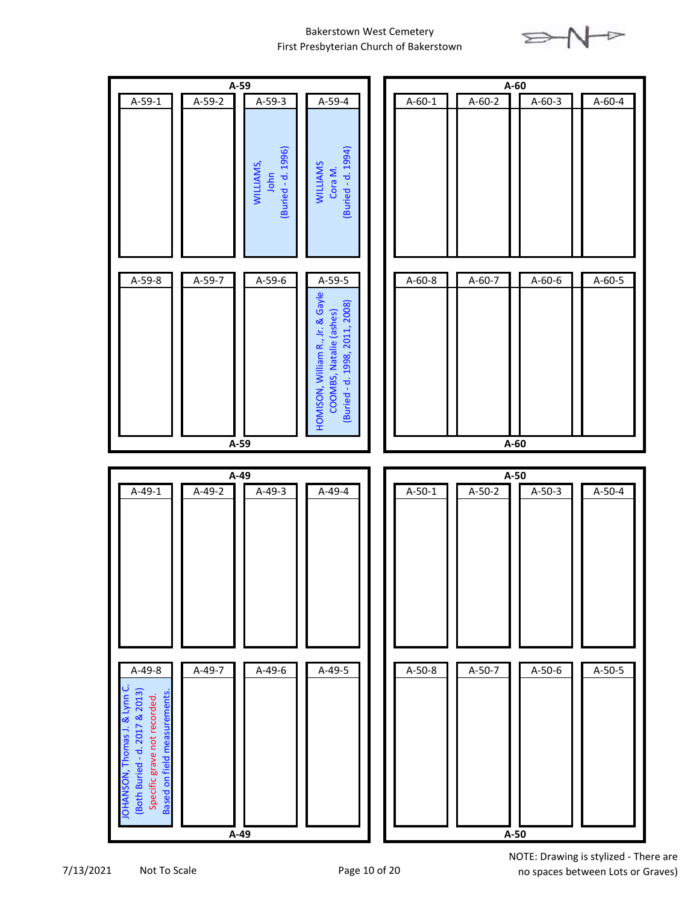# Bakerstown West Cemetery
## First Presbyterian Church of Bakerstown

### A-59

| A-59-1 | A-59-2 | A-59-3 | A-59-4 |
|---|---|---|---|
| | | WILLIAMS, John (Buried - d. 1996) | WILLIAMS Cora M. (Buried - d. 1994) |

| A-59-8 | A-59-7 | A-59-6 | A-59-5 |
|---|---|---|---|
| | | | HOMISON, William R., Jr. & Gayle COOMBS, Natalie (ashes) (Buried - d. 1998, 2011, 2008) |

### A-60

| A-60-1 | A-60-2 | A-60-3 | A-60-4 |
|---|---|---|---|
| | | | |

| A-60-8 | A-60-7 | A-60-6 | A-60-5 |
|---|---|---|---|
| | | | |

### A-49

| A-49-1 | A-49-2 | A-49-3 | A-49-4 |
|---|---|---|---|
| | | | |

| A-49-8 | A-49-7 | A-49-6 | A-49-5 |
|---|---|---|---|
| JOHANSON, Thomas J. & Lynn C. (Both Buried - d. 2017 & 2013) Specific grave not recorded. Based on field measurements. | | | |

### A-50

| A-50-1 | A-50-2 | A-50-3 | A-50-4 |
|---|---|---|---|
| | | | |

| A-50-8 | A-50-7 | A-50-6 | A-50-5 |
|---|---|---|---|
| | | | |

7/13/2021 Not To Scale

NOTE: Drawing is stylized - There are no spaces between Lots or Graves)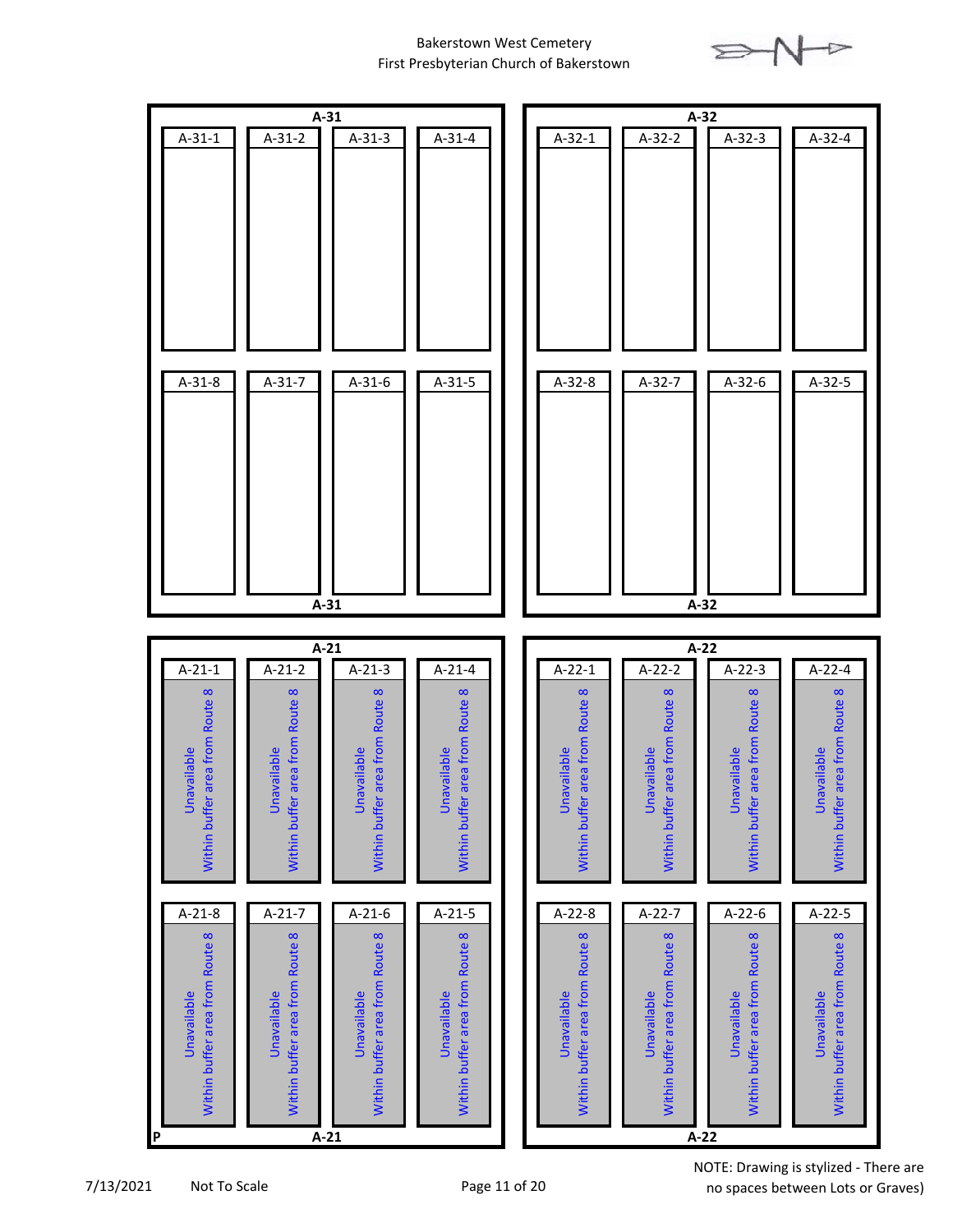Bakerstown West Cemetery
First Presbyterian Church of Bakerstown

N

## A-31

| A-31-1 | A-31-2 | A-31-3 | A-31-4 |
| --- | --- | --- | --- |
| | | | |

| A-31-8 | A-31-7 | A-31-6 | A-31-5 |
| --- | --- | --- | --- |
| | | | |

A-31

## A-32

| A-32-1 | A-32-2 | A-32-3 | A-32-4 |
| --- | --- | --- | --- |
| | | | |

| A-32-8 | A-32-7 | A-32-6 | A-32-5 |
| --- | --- | --- | --- |
| | | | |

A-32

## A-21

| A-21-1 | A-21-2 | A-21-3 | A-21-4 |
| --- | --- | --- | --- |
| Unavailable Within buffer area from Route 8 | Unavailable Within buffer area from Route 8 | Unavailable Within buffer area from Route 8 | Unavailable Within buffer area from Route 8 |

| A-21-8 | A-21-7 | A-21-6 | A-21-5 |
| --- | --- | --- | --- |
| Unavailable Within buffer area from Route 8 | Unavailable Within buffer area from Route 8 | Unavailable Within buffer area from Route 8 | Unavailable Within buffer area from Route 8 |

P

A-21

## A-22

| A-22-1 | A-22-2 | A-22-3 | A-22-4 |
| --- | --- | --- | --- |
| Unavailable Within buffer area from Route 8 | Unavailable Within buffer area from Route 8 | Unavailable Within buffer area from Route 8 | Unavailable Within buffer area from Route 8 |

| A-22-8 | A-22-7 | A-22-6 | A-22-5 |
| --- | --- | --- | --- |
| Unavailable Within buffer area from Route 8 | Unavailable Within buffer area from Route 8 | Unavailable Within buffer area from Route 8 | Unavailable Within buffer area from Route 8 |

A-22

7/13/2021 Not To Scale

NOTE: Drawing is stylized - There are no spaces between Lots or Graves)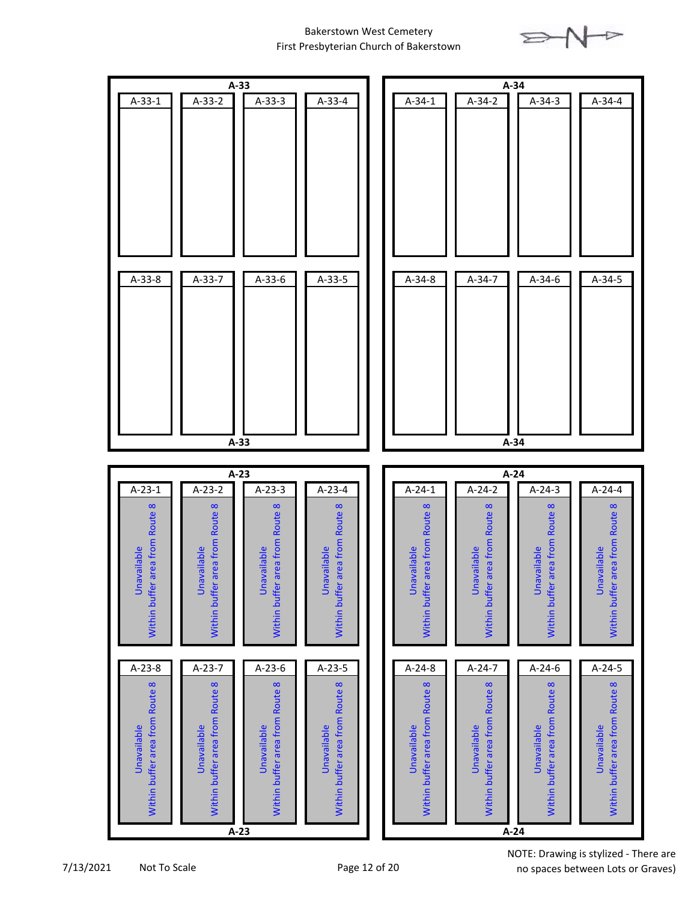Bakerstown West Cemetery
First Presbyterian Church of Bakerstown

## A-33

| A-33-1 | A-33-2 | A-33-3 | A-33-4 |
|---|---|---|---|
| | | | |

| A-33-8 | A-33-7 | A-33-6 | A-33-5 |
|---|---|---|---|
| | | | |

A-33

## A-34

| A-34-1 | A-34-2 | A-34-3 | A-34-4 |
|---|---|---|---|
| | | | |

| A-34-8 | A-34-7 | A-34-6 | A-34-5 |
|---|---|---|---|
| | | | |

A-34

## A-23

| A-23-1 | A-23-2 | A-23-3 | A-23-4 |
|---|---|---|---|
| Unavailable Within buffer area from Route 8 | Unavailable Within buffer area from Route 8 | Unavailable Within buffer area from Route 8 | Unavailable Within buffer area from Route 8 |

| A-23-8 | A-23-7 | A-23-6 | A-23-5 |
|---|---|---|---|
| Unavailable Within buffer area from Route 8 | Unavailable Within buffer area from Route 8 | Unavailable Within buffer area from Route 8 | Unavailable Within buffer area from Route 8 |

A-23

## A-24

| A-24-1 | A-24-2 | A-24-3 | A-24-4 |
|---|---|---|---|
| Unavailable Within buffer area from Route 8 | Unavailable Within buffer area from Route 8 | Unavailable Within buffer area from Route 8 | Unavailable Within buffer area from Route 8 |

| A-24-8 | A-24-7 | A-24-6 | A-24-5 |
|---|---|---|---|
| Unavailable Within buffer area from Route 8 | Unavailable Within buffer area from Route 8 | Unavailable Within buffer area from Route 8 | Unavailable Within buffer area from Route 8 |

A-24

7/13/2021 Not To Scale

NOTE: Drawing is stylized - There are no spaces between Lots or Graves)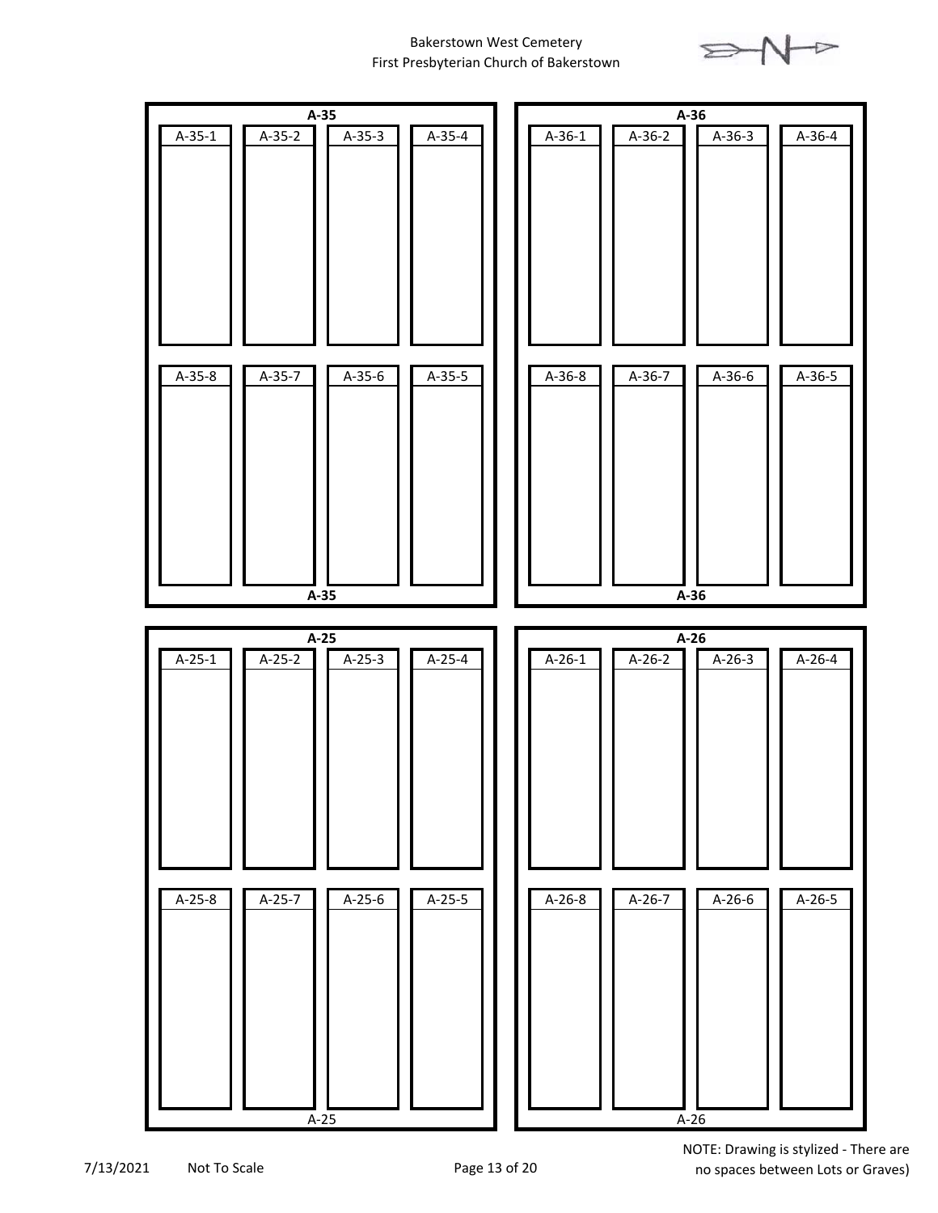Bakerstown West Cemetery
First Presbyterian Church of Bakerstown

**A-35**

| A-35-1 | A-35-2 | A-35-3 | A-35-4 |
|---|---|---|---|
| A-35-8 | A-35-7 | A-35-6 | A-35-5 |

**A-35**

**A-36**

| A-36-1 | A-36-2 | A-36-3 | A-36-4 |
|---|---|---|---|
| A-36-8 | A-36-7 | A-36-6 | A-36-5 |

**A-36**

**A-25**

| A-25-1 | A-25-2 | A-25-3 | A-25-4 |
|---|---|---|---|
| A-25-8 | A-25-7 | A-25-6 | A-25-5 |

A-25

**A-26**

| A-26-1 | A-26-2 | A-26-3 | A-26-4 |
|---|---|---|---|
| A-26-8 | A-26-7 | A-26-6 | A-26-5 |

A-26

7/13/2021 Not To Scale

NOTE: Drawing is stylized - There are no spaces between Lots or Graves)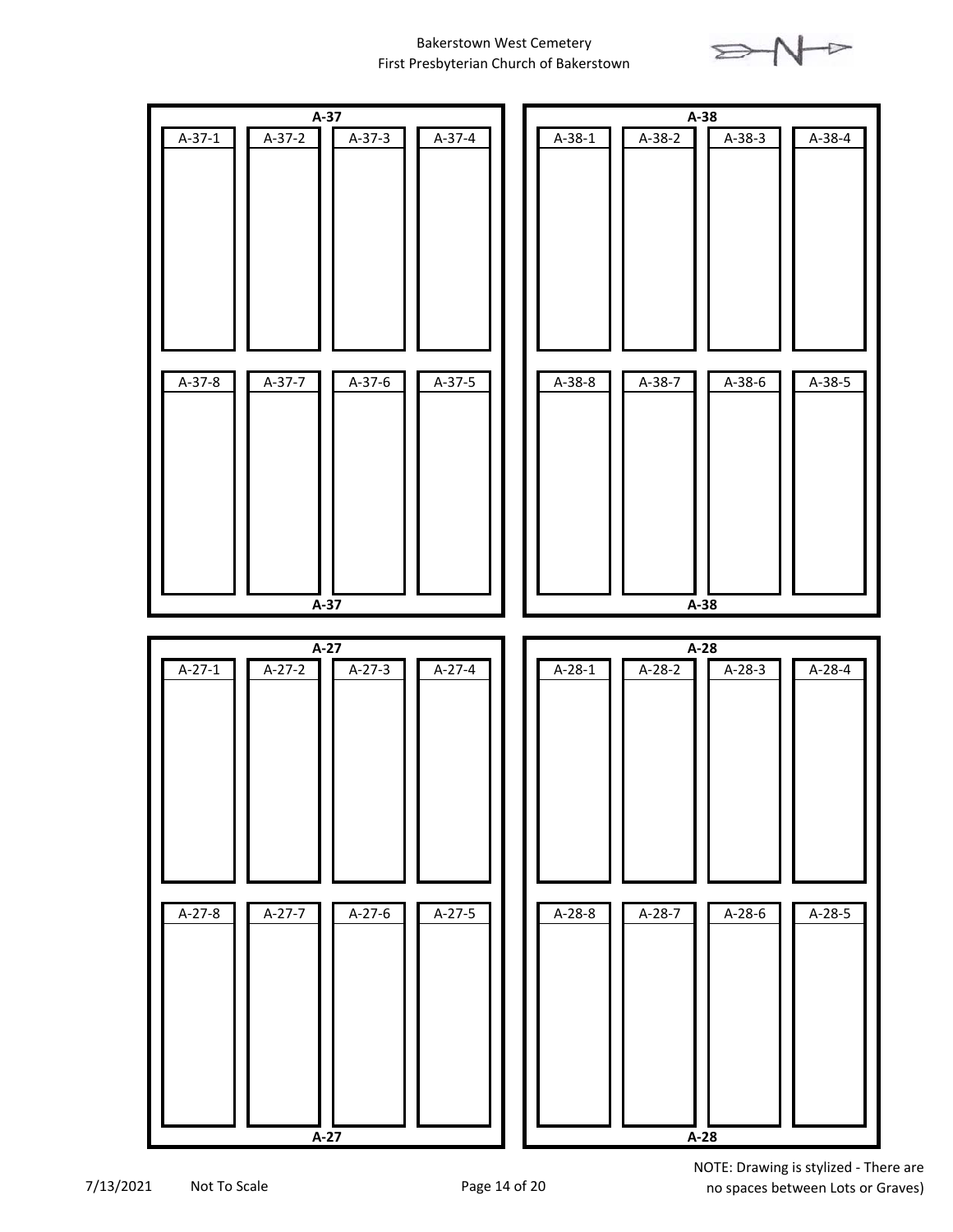Bakerstown West Cemetery
First Presbyterian Church of Bakerstown

N

**A-37**

| A-37-1 | A-37-2 | A-37-3 | A-37-4 |
|---|---|---|---|
| A-37-8 | A-37-7 | A-37-6 | A-37-5 |

**A-37**

**A-38**

| A-38-1 | A-38-2 | A-38-3 | A-38-4 |
|---|---|---|---|
| A-38-8 | A-38-7 | A-38-6 | A-38-5 |

**A-38**

**A-27**

| A-27-1 | A-27-2 | A-27-3 | A-27-4 |
|---|---|---|---|
| A-27-8 | A-27-7 | A-27-6 | A-27-5 |

**A-27**

**A-28**

| A-28-1 | A-28-2 | A-28-3 | A-28-4 |
|---|---|---|---|
| A-28-8 | A-28-7 | A-28-6 | A-28-5 |

**A-28**

7/13/2021 Not To Scale

NOTE: Drawing is stylized - There are no spaces between Lots or Graves)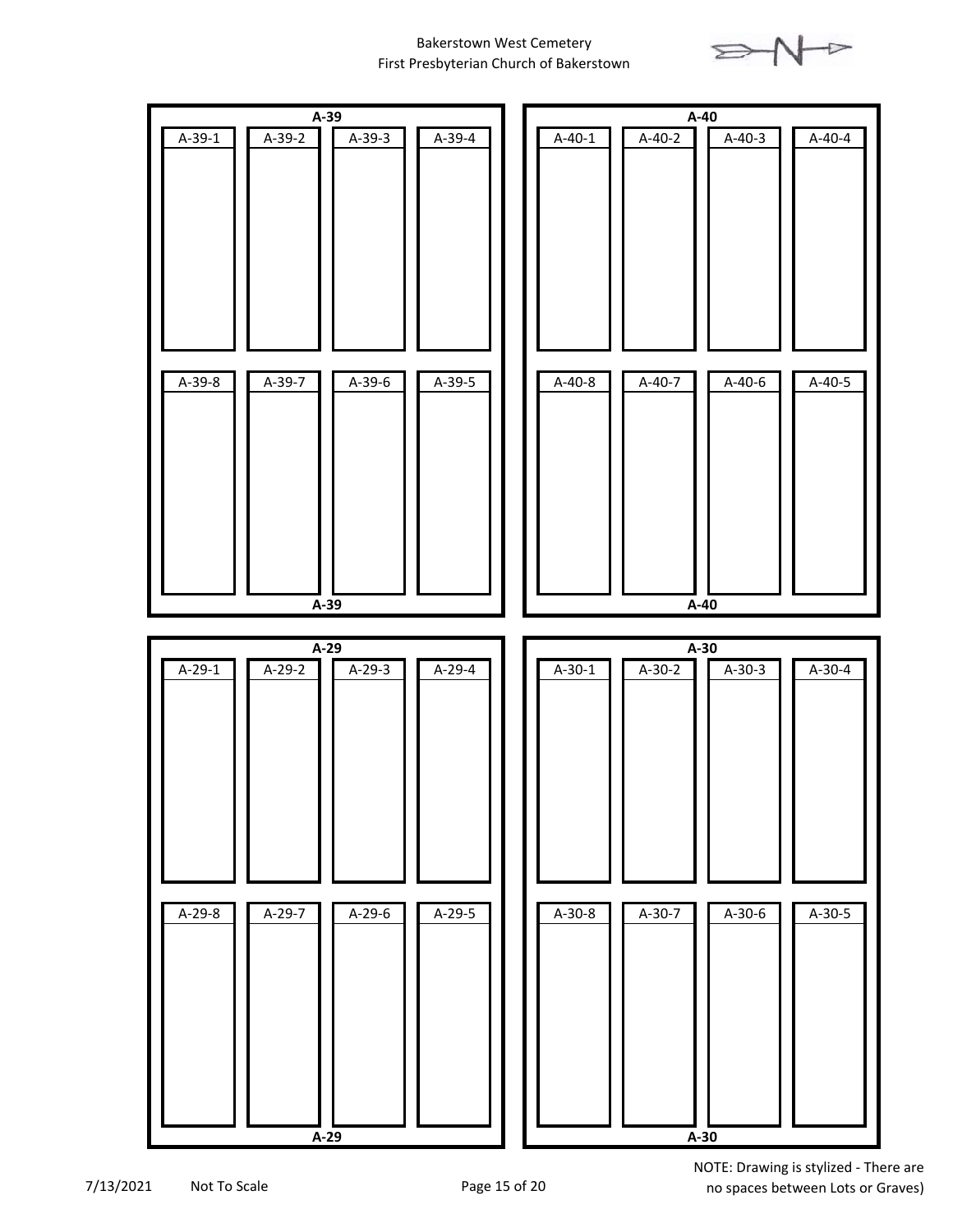Bakerstown West Cemetery
First Presbyterian Church of Bakerstown

N

**A-39**

| A-39-1 | A-39-2 | A-39-3 | A-39-4 |
|---|---|---|---|
| A-39-8 | A-39-7 | A-39-6 | A-39-5 |

**A-39**

**A-40**

| A-40-1 | A-40-2 | A-40-3 | A-40-4 |
|---|---|---|---|
| A-40-8 | A-40-7 | A-40-6 | A-40-5 |

**A-40**

**A-29**

| A-29-1 | A-29-2 | A-29-3 | A-29-4 |
|---|---|---|---|
| A-29-8 | A-29-7 | A-29-6 | A-29-5 |

**A-29**

**A-30**

| A-30-1 | A-30-2 | A-30-3 | A-30-4 |
|---|---|---|---|
| A-30-8 | A-30-7 | A-30-6 | A-30-5 |

**A-30**

7/13/2021 Not To Scale

NOTE: Drawing is stylized - There are no spaces between Lots or Graves)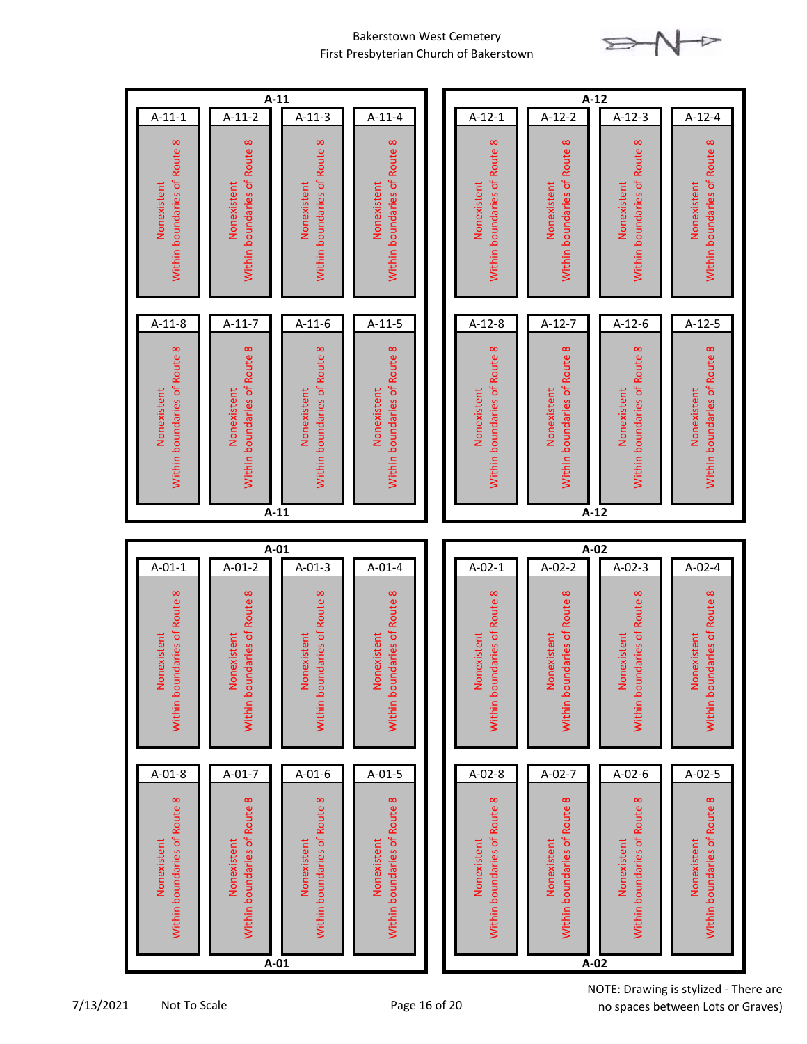Bakerstown West Cemetery
First Presbyterian Church of Bakerstown

**A-11**

| A-11-1 | A-11-2 | A-11-3 | A-11-4 |
| --- | --- | --- | --- |
| Nonexistent Within boundaries of Route 8 | Nonexistent Within boundaries of Route 8 | Nonexistent Within boundaries of Route 8 | Nonexistent Within boundaries of Route 8 |

| A-11-8 | A-11-7 | A-11-6 | A-11-5 |
| --- | --- | --- | --- |
| Nonexistent Within boundaries of Route 8 | Nonexistent Within boundaries of Route 8 | Nonexistent Within boundaries of Route 8 | Nonexistent Within boundaries of Route 8 |

**A-12**

| A-12-1 | A-12-2 | A-12-3 | A-12-4 |
| --- | --- | --- | --- |
| Nonexistent Within boundaries of Route 8 | Nonexistent Within boundaries of Route 8 | Nonexistent Within boundaries of Route 8 | Nonexistent Within boundaries of Route 8 |

| A-12-8 | A-12-7 | A-12-6 | A-12-5 |
| --- | --- | --- | --- |
| Nonexistent Within boundaries of Route 8 | Nonexistent Within boundaries of Route 8 | Nonexistent Within boundaries of Route 8 | Nonexistent Within boundaries of Route 8 |

**A-01**

| A-01-1 | A-01-2 | A-01-3 | A-01-4 |
| --- | --- | --- | --- |
| Nonexistent Within boundaries of Route 8 | Nonexistent Within boundaries of Route 8 | Nonexistent Within boundaries of Route 8 | Nonexistent Within boundaries of Route 8 |

| A-01-8 | A-01-7 | A-01-6 | A-01-5 |
| --- | --- | --- | --- |
| Nonexistent Within boundaries of Route 8 | Nonexistent Within boundaries of Route 8 | Nonexistent Within boundaries of Route 8 | Nonexistent Within boundaries of Route 8 |

**A-02**

| A-02-1 | A-02-2 | A-02-3 | A-02-4 |
| --- | --- | --- | --- |
| Nonexistent Within boundaries of Route 8 | Nonexistent Within boundaries of Route 8 | Nonexistent Within boundaries of Route 8 | Nonexistent Within boundaries of Route 8 |

| A-02-8 | A-02-7 | A-02-6 | A-02-5 |
| --- | --- | --- | --- |
| Nonexistent Within boundaries of Route 8 | Nonexistent Within boundaries of Route 8 | Nonexistent Within boundaries of Route 8 | Nonexistent Within boundaries of Route 8 |

7/13/2021 Not To Scale

NOTE: Drawing is stylized - There are no spaces between Lots or Graves)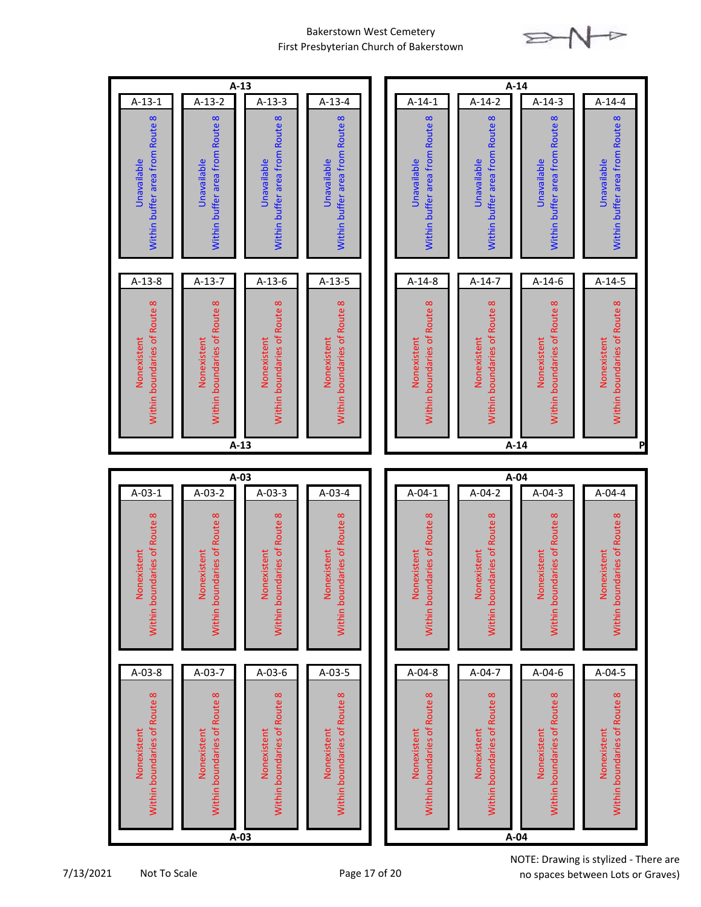Bakerstown West Cemetery
First Presbyterian Church of Bakerstown

## A-13

| A-13-1 | A-13-2 | A-13-3 | A-13-4 |
|---|---|---|---|
| Unavailable Within buffer area from Route 8 | Unavailable Within buffer area from Route 8 | Unavailable Within buffer area from Route 8 | Unavailable Within buffer area from Route 8 |

| A-13-8 | A-13-7 | A-13-6 | A-13-5 |
|---|---|---|---|
| Nonexistent Within boundaries of Route 8 | Nonexistent Within boundaries of Route 8 | Nonexistent Within boundaries of Route 8 | Nonexistent Within boundaries of Route 8 |

## A-14

| A-14-1 | A-14-2 | A-14-3 | A-14-4 |
|---|---|---|---|
| Unavailable Within buffer area from Route 8 | Unavailable Within buffer area from Route 8 | Unavailable Within buffer area from Route 8 | Unavailable Within buffer area from Route 8 |

| A-14-8 | A-14-7 | A-14-6 | A-14-5 |
|---|---|---|---|
| Nonexistent Within boundaries of Route 8 | Nonexistent Within boundaries of Route 8 | Nonexistent Within boundaries of Route 8 | Nonexistent Within boundaries of Route 8 |

P

## A-03

| A-03-1 | A-03-2 | A-03-3 | A-03-4 |
|---|---|---|---|
| Nonexistent Within boundaries of Route 8 | Nonexistent Within boundaries of Route 8 | Nonexistent Within boundaries of Route 8 | Nonexistent Within boundaries of Route 8 |

| A-03-8 | A-03-7 | A-03-6 | A-03-5 |
|---|---|---|---|
| Nonexistent Within boundaries of Route 8 | Nonexistent Within boundaries of Route 8 | Nonexistent Within boundaries of Route 8 | Nonexistent Within boundaries of Route 8 |

## A-04

| A-04-1 | A-04-2 | A-04-3 | A-04-4 |
|---|---|---|---|
| Nonexistent Within boundaries of Route 8 | Nonexistent Within boundaries of Route 8 | Nonexistent Within boundaries of Route 8 | Nonexistent Within boundaries of Route 8 |

| A-04-8 | A-04-7 | A-04-6 | A-04-5 |
|---|---|---|---|
| Nonexistent Within boundaries of Route 8 | Nonexistent Within boundaries of Route 8 | Nonexistent Within boundaries of Route 8 | Nonexistent Within boundaries of Route 8 |

7/13/2021 Not To Scale

NOTE: Drawing is stylized - There are no spaces between Lots or Graves)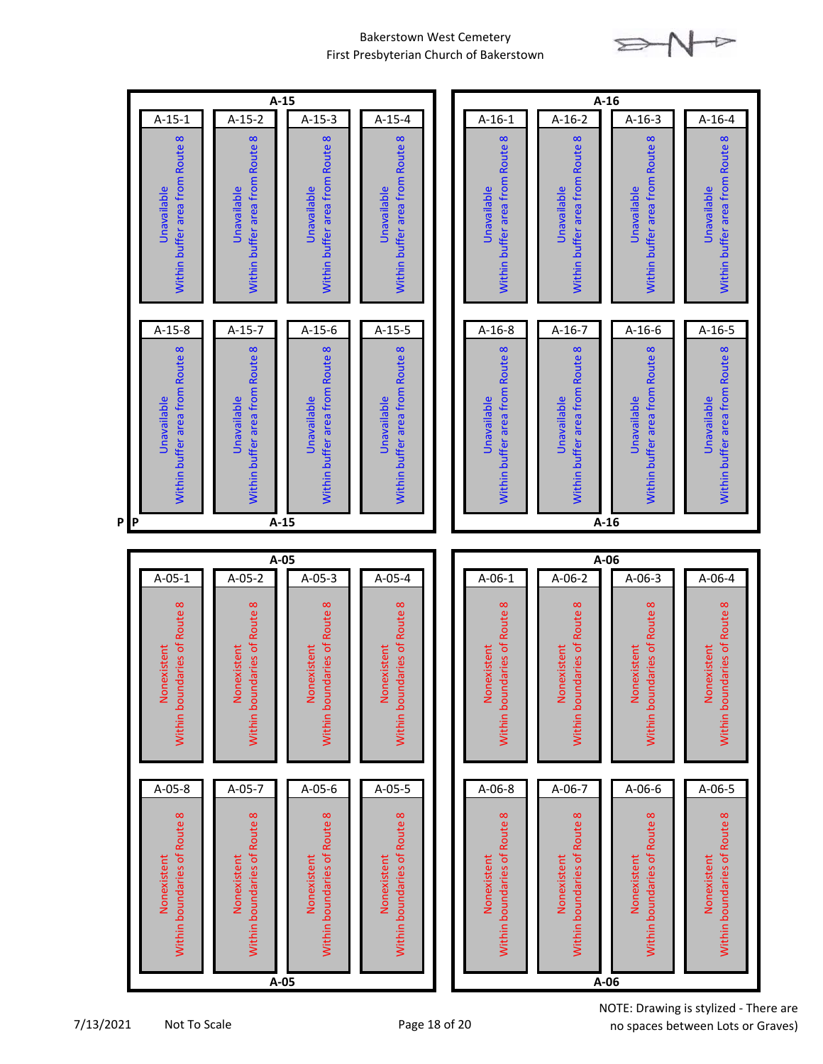Bakerstown West Cemetery
First Presbyterian Church of Bakerstown

## A-15

| A-15-1 | A-15-2 | A-15-3 | A-15-4 |
|---|---|---|---|
| Unavailable Within buffer area from Route 8 | Unavailable Within buffer area from Route 8 | Unavailable Within buffer area from Route 8 | Unavailable Within buffer area from Route 8 |

| A-15-8 | A-15-7 | A-15-6 | A-15-5 |
|---|---|---|---|
| Unavailable Within buffer area from Route 8 | Unavailable Within buffer area from Route 8 | Unavailable Within buffer area from Route 8 | Unavailable Within buffer area from Route 8 |

P P

## A-16

| A-16-1 | A-16-2 | A-16-3 | A-16-4 |
|---|---|---|---|
| Unavailable Within buffer area from Route 8 | Unavailable Within buffer area from Route 8 | Unavailable Within buffer area from Route 8 | Unavailable Within buffer area from Route 8 |

| A-16-8 | A-16-7 | A-16-6 | A-16-5 |
|---|---|---|---|
| Unavailable Within buffer area from Route 8 | Unavailable Within buffer area from Route 8 | Unavailable Within buffer area from Route 8 | Unavailable Within buffer area from Route 8 |

## A-05

| A-05-1 | A-05-2 | A-05-3 | A-05-4 |
|---|---|---|---|
| Nonexistent Within boundaries of Route 8 | Nonexistent Within boundaries of Route 8 | Nonexistent Within boundaries of Route 8 | Nonexistent Within boundaries of Route 8 |

| A-05-8 | A-05-7 | A-05-6 | A-05-5 |
|---|---|---|---|
| Nonexistent Within boundaries of Route 8 | Nonexistent Within boundaries of Route 8 | Nonexistent Within boundaries of Route 8 | Nonexistent Within boundaries of Route 8 |

## A-06

| A-06-1 | A-06-2 | A-06-3 | A-06-4 |
|---|---|---|---|
| Nonexistent Within boundaries of Route 8 | Nonexistent Within boundaries of Route 8 | Nonexistent Within boundaries of Route 8 | Nonexistent Within boundaries of Route 8 |

| A-06-8 | A-06-7 | A-06-6 | A-06-5 |
|---|---|---|---|
| Nonexistent Within boundaries of Route 8 | Nonexistent Within boundaries of Route 8 | Nonexistent Within boundaries of Route 8 | Nonexistent Within boundaries of Route 8 |

7/13/2021 Not To Scale

NOTE: Drawing is stylized - There are no spaces between Lots or Graves)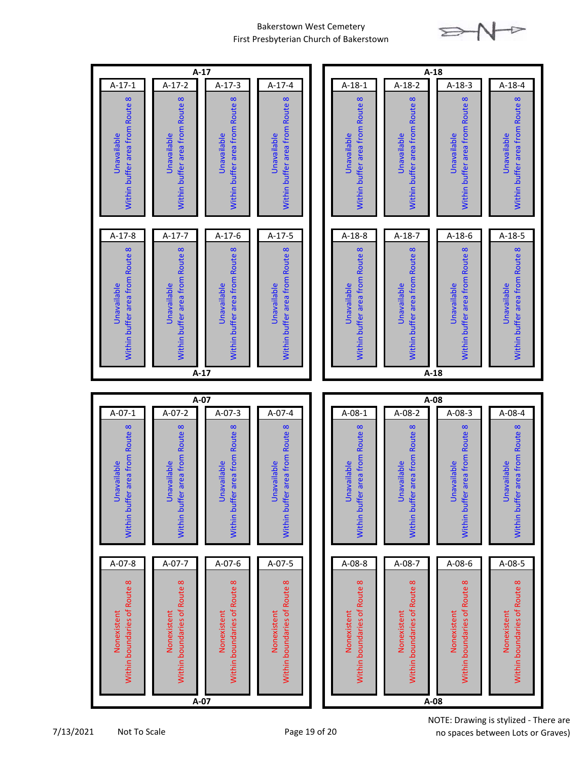Bakerstown West Cemetery
First Presbyterian Church of Bakerstown

## A-17

| Lot | Status |
| --- | --- |
| A-17-1 | Unavailable Within buffer area from Route 8 |
| A-17-2 | Unavailable Within buffer area from Route 8 |
| A-17-3 | Unavailable Within buffer area from Route 8 |
| A-17-4 | Unavailable Within buffer area from Route 8 |
| A-17-8 | Unavailable Within buffer area from Route 8 |
| A-17-7 | Unavailable Within buffer area from Route 8 |
| A-17-6 | Unavailable Within buffer area from Route 8 |
| A-17-5 | Unavailable Within buffer area from Route 8 |

## A-18

| Lot | Status |
| --- | --- |
| A-18-1 | Unavailable Within buffer area from Route 8 |
| A-18-2 | Unavailable Within buffer area from Route 8 |
| A-18-3 | Unavailable Within buffer area from Route 8 |
| A-18-4 | Unavailable Within buffer area from Route 8 |
| A-18-8 | Unavailable Within buffer area from Route 8 |
| A-18-7 | Unavailable Within buffer area from Route 8 |
| A-18-6 | Unavailable Within buffer area from Route 8 |
| A-18-5 | Unavailable Within buffer area from Route 8 |

## A-07

| Lot | Status |
| --- | --- |
| A-07-1 | Unavailable Within buffer area from Route 8 |
| A-07-2 | Unavailable Within buffer area from Route 8 |
| A-07-3 | Unavailable Within buffer area from Route 8 |
| A-07-4 | Unavailable Within buffer area from Route 8 |
| A-07-8 | Nonexistent Within boundaries of Route 8 |
| A-07-7 | Nonexistent Within boundaries of Route 8 |
| A-07-6 | Nonexistent Within boundaries of Route 8 |
| A-07-5 | Nonexistent Within boundaries of Route 8 |

## A-08

| Lot | Status |
| --- | --- |
| A-08-1 | Unavailable Within buffer area from Route 8 |
| A-08-2 | Unavailable Within buffer area from Route 8 |
| A-08-3 | Unavailable Within buffer area from Route 8 |
| A-08-4 | Unavailable Within buffer area from Route 8 |
| A-08-8 | Nonexistent Within boundaries of Route 8 |
| A-08-7 | Nonexistent Within boundaries of Route 8 |
| A-08-6 | Nonexistent Within boundaries of Route 8 |
| A-08-5 | Nonexistent Within boundaries of Route 8 |

7/13/2021 Not To Scale

NOTE: Drawing is stylized - There are no spaces between Lots or Graves)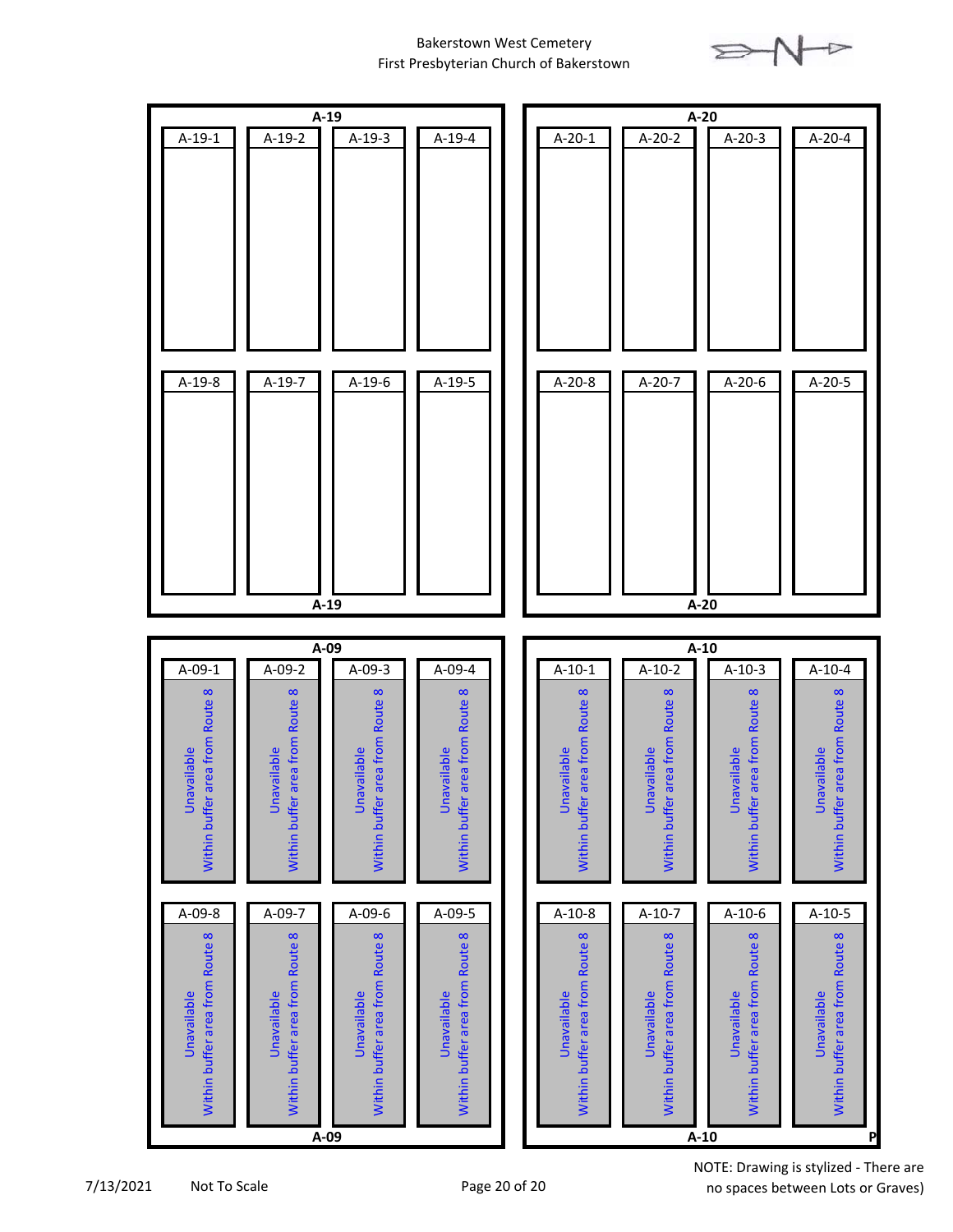Bakerstown West Cemetery
First Presbyterian Church of Bakerstown

## A-19

| A-19-1 | A-19-2 | A-19-3 | A-19-4 |
|---|---|---|---|
| | | | |

| A-19-8 | A-19-7 | A-19-6 | A-19-5 |
|---|---|---|---|
| | | | |

A-19

## A-20

| A-20-1 | A-20-2 | A-20-3 | A-20-4 |
|---|---|---|---|
| | | | |

| A-20-8 | A-20-7 | A-20-6 | A-20-5 |
|---|---|---|---|
| | | | |

A-20

## A-09

| A-09-1 | A-09-2 | A-09-3 | A-09-4 |
|---|---|---|---|
| Unavailable Within buffer area from Route 8 | Unavailable Within buffer area from Route 8 | Unavailable Within buffer area from Route 8 | Unavailable Within buffer area from Route 8 |

| A-09-8 | A-09-7 | A-09-6 | A-09-5 |
|---|---|---|---|
| Unavailable Within buffer area from Route 8 | Unavailable Within buffer area from Route 8 | Unavailable Within buffer area from Route 8 | Unavailable Within buffer area from Route 8 |

A-09

## A-10

| A-10-1 | A-10-2 | A-10-3 | A-10-4 |
|---|---|---|---|
| Unavailable Within buffer area from Route 8 | Unavailable Within buffer area from Route 8 | Unavailable Within buffer area from Route 8 | Unavailable Within buffer area from Route 8 |

| A-10-8 | A-10-7 | A-10-6 | A-10-5 |
|---|---|---|---|
| Unavailable Within buffer area from Route 8 | Unavailable Within buffer area from Route 8 | Unavailable Within buffer area from Route 8 | Unavailable Within buffer area from Route 8 |

A-10

P

7/13/2021 Not To Scale

NOTE: Drawing is stylized - There are no spaces between Lots or Graves)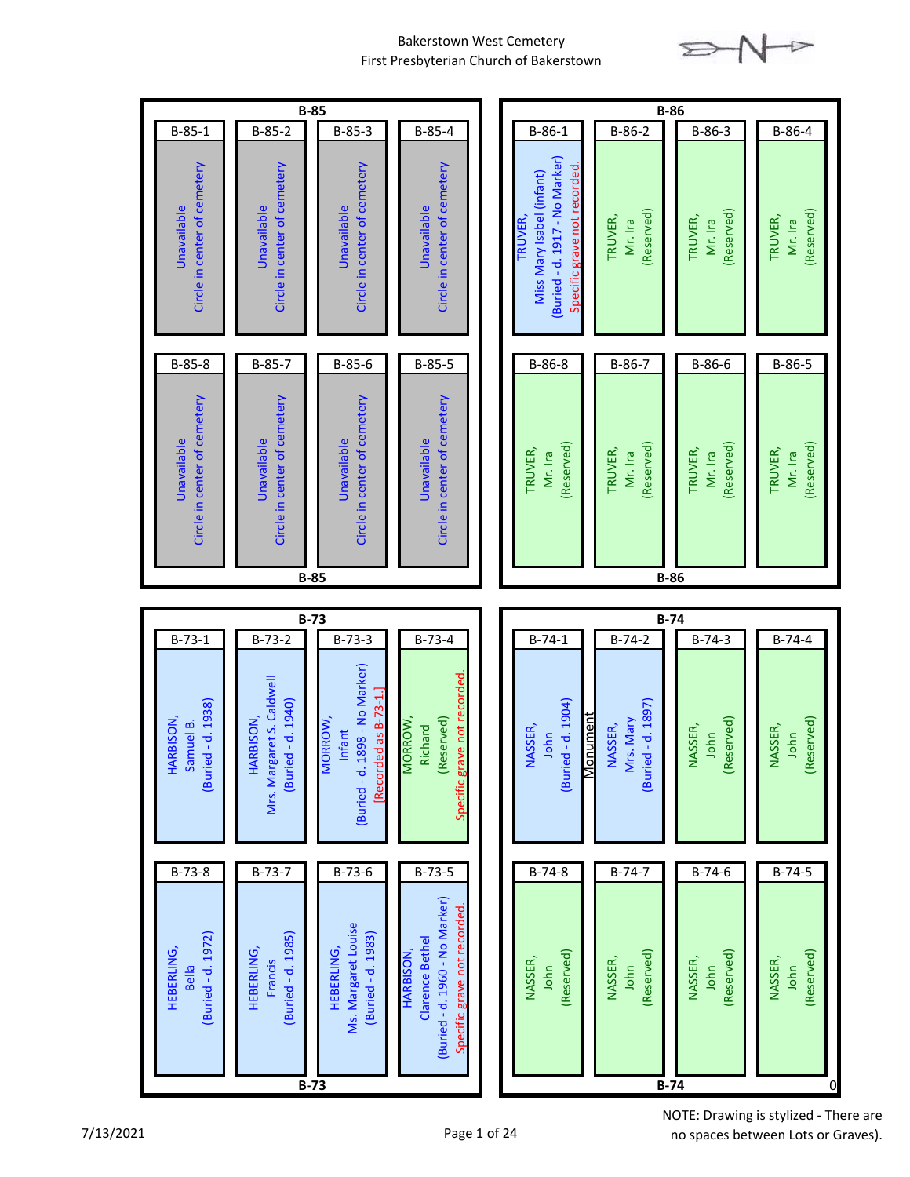Bakerstown West Cemetery
First Presbyterian Church of Bakerstown

## B-85

| B-85-1 | B-85-2 | B-85-3 | B-85-4 |
| --- | --- | --- | --- |
| Unavailable Circle in center of cemetery | Unavailable Circle in center of cemetery | Unavailable Circle in center of cemetery | Unavailable Circle in center of cemetery |

| B-85-8 | B-85-7 | B-85-6 | B-85-5 |
| --- | --- | --- | --- |
| Unavailable Circle in center of cemetery | Unavailable Circle in center of cemetery | Unavailable Circle in center of cemetery | Unavailable Circle in center of cemetery |

## B-86

| B-86-1 | B-86-2 | B-86-3 | B-86-4 |
| --- | --- | --- | --- |
| TRUVER, Miss Mary Isabel (infant) (Buried - d. 1917 - No Marker) Specific grave not recorded. | TRUVER, Mr. Ira (Reserved) | TRUVER, Mr. Ira (Reserved) | TRUVER, Mr. Ira (Reserved) |

| B-86-8 | B-86-7 | B-86-6 | B-86-5 |
| --- | --- | --- | --- |
| TRUVER, Mr. Ira (Reserved) | TRUVER, Mr. Ira (Reserved) | TRUVER, Mr. Ira (Reserved) | TRUVER, Mr. Ira (Reserved) |

## B-73

| B-73-1 | B-73-2 | B-73-3 | B-73-4 |
| --- | --- | --- | --- |
| HARBISON, Samuel B. (Buried - d. 1938) | HARBISON, Mrs. Margaret S. Caldwell (Buried - d. 1940) | MORROW, Infant (Buried - d. 1898 - No Marker) [Recorded as B-73-1.] | MORROW, Richard (Reserved) Specific grave not recorded. |

| B-73-8 | B-73-7 | B-73-6 | B-73-5 |
| --- | --- | --- | --- |
| HEBERLING, Bella (Buried - d. 1972) | HEBERLING, Francis (Buried - d. 1985) | HEBERLING, Ms. Margaret Louise (Buried - d. 1983) | HARBISON, Clarence Bethel (Buried - d. 1960 - No Marker) Specific grave not recorded. |

## B-74

| B-74-1 | B-74-2 | B-74-3 | B-74-4 |
| --- | --- | --- | --- |
| NASSER, John (Buried - d. 1904) | NASSER, Mrs. Mary (Buried - d. 1897) | NASSER, John (Reserved) | NASSER, John (Reserved) |

Monument (between B-74-1 and B-74-2)

| B-74-8 | B-74-7 | B-74-6 | B-74-5 |
| --- | --- | --- | --- |
| NASSER, John (Reserved) | NASSER, John (Reserved) | NASSER, John (Reserved) | NASSER, John (Reserved) |

7/13/2021

NOTE: Drawing is stylized - There are no spaces between Lots or Graves).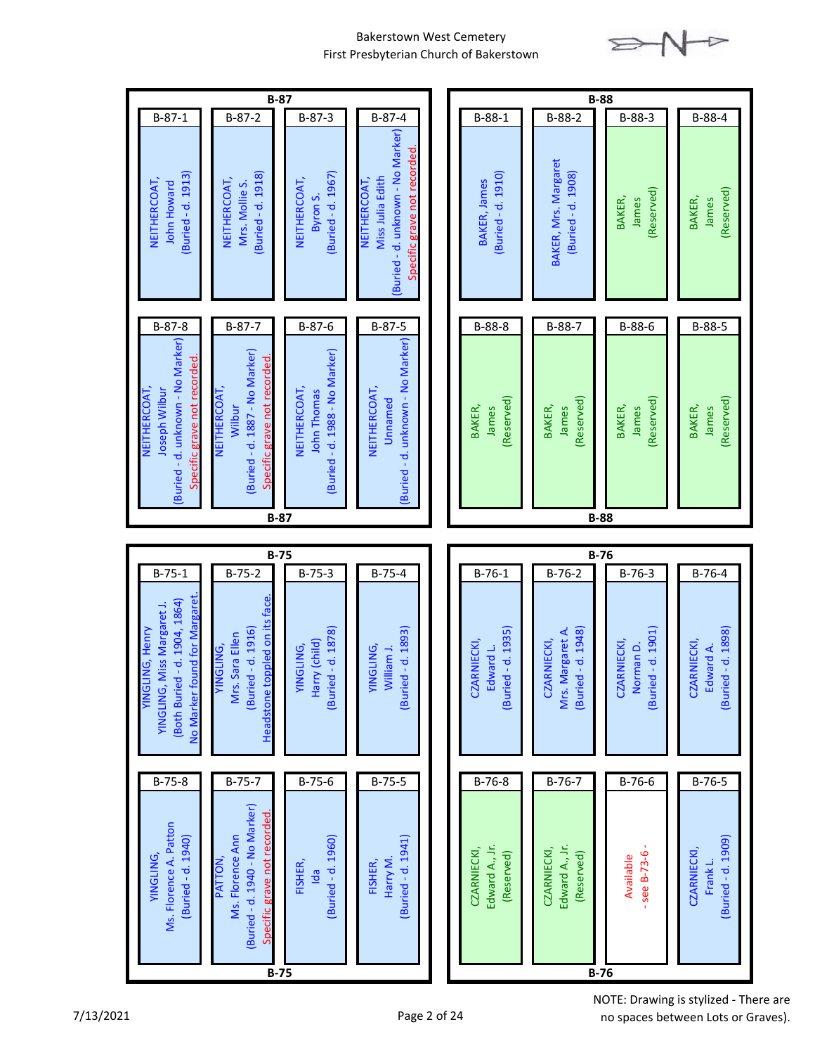# Bakerstown West Cemetery
## First Presbyterian Church of Bakerstown

## B-87

| Grave | Name / Details |
|---|---|
| B-87-1 | NEITHERCOAT, John Howard (Buried - d. 1913) |
| B-87-2 | NEITHERCOAT, Mrs. Mollie S. (Buried - d. 1918) |
| B-87-3 | NEITHERCOAT, Byron S. (Buried - d. 1967) |
| B-87-4 | NEITHERCOAT, Miss Julia Edith (Buried - d. unknown - No Marker) Specific grave not recorded. |
| B-87-5 | NEITHERCOAT, Unnamed (Buried - d. unknown - No Marker) |
| B-87-6 | NEITHERCOAT, John Thomas (Buried - d. 1988 - No Marker) |
| B-87-7 | NEITHERCOAT, Wilbur (Buried - d. 1887 - No Marker) Specific grave not recorded. |
| B-87-8 | NEITHERCOAT, Joseph Wilbur (Buried - d. unknown - No Marker) Specific grave not recorded. |

## B-88

| Grave | Name / Details |
|---|---|
| B-88-1 | BAKER, James (Buried - d. 1910) |
| B-88-2 | BAKER, Mrs. Margaret (Buried - d. 1908) |
| B-88-3 | BAKER, James (Reserved) |
| B-88-4 | BAKER, James (Reserved) |
| B-88-5 | BAKER, James (Reserved) |
| B-88-6 | BAKER, James (Reserved) |
| B-88-7 | BAKER, James (Reserved) |
| B-88-8 | BAKER, James (Reserved) |

## B-75

| Grave | Name / Details |
|---|---|
| B-75-1 | YINGLING, Henry; YINGLING, Miss Margaret J. (Both Buried - d. 1904, 1864) No Marker found for Margaret. |
| B-75-2 | YINGLING, Mrs. Sara Ellen (Buried - d. 1916) Headstone toppled on its face. |
| B-75-3 | YINGLING, Harry (child) (Buried - d. 1878) |
| B-75-4 | YINGLING, William J. (Buried - d. 1893) |
| B-75-5 | FISHER, Harry M. (Buried - d. 1941) |
| B-75-6 | FISHER, Ida (Buried - d. 1960) |
| B-75-7 | PATTON, Ms. Florence Ann (Buried - d. 1940 - No Marker) Specific grave not recorded. |
| B-75-8 | YINGLING, Ms. Florence A. Patton (Buried - d. 1940) |

## B-76

| Grave | Name / Details |
|---|---|
| B-76-1 | CZARNIECKI, Edward L. (Buried - d. 1935) |
| B-76-2 | CZARNIECKI, Mrs. Margaret A. (Buried - d. 1948) |
| B-76-3 | CZARNIECKI, Norman D. (Buried - d. 1901) |
| B-76-4 | CZARNIECKI, Edward A. (Buried - d. 1898) |
| B-76-5 | CZARNIECKI, Frank L. (Buried - d. 1909) |
| B-76-6 | Available - see B-73-6 - |
| B-76-7 | CZARNIECKI, Edward A., Jr. (Reserved) |
| B-76-8 | CZARNIECKI, Edward A., Jr. (Reserved) |

NOTE: Drawing is stylized - There are no spaces between Lots or Graves).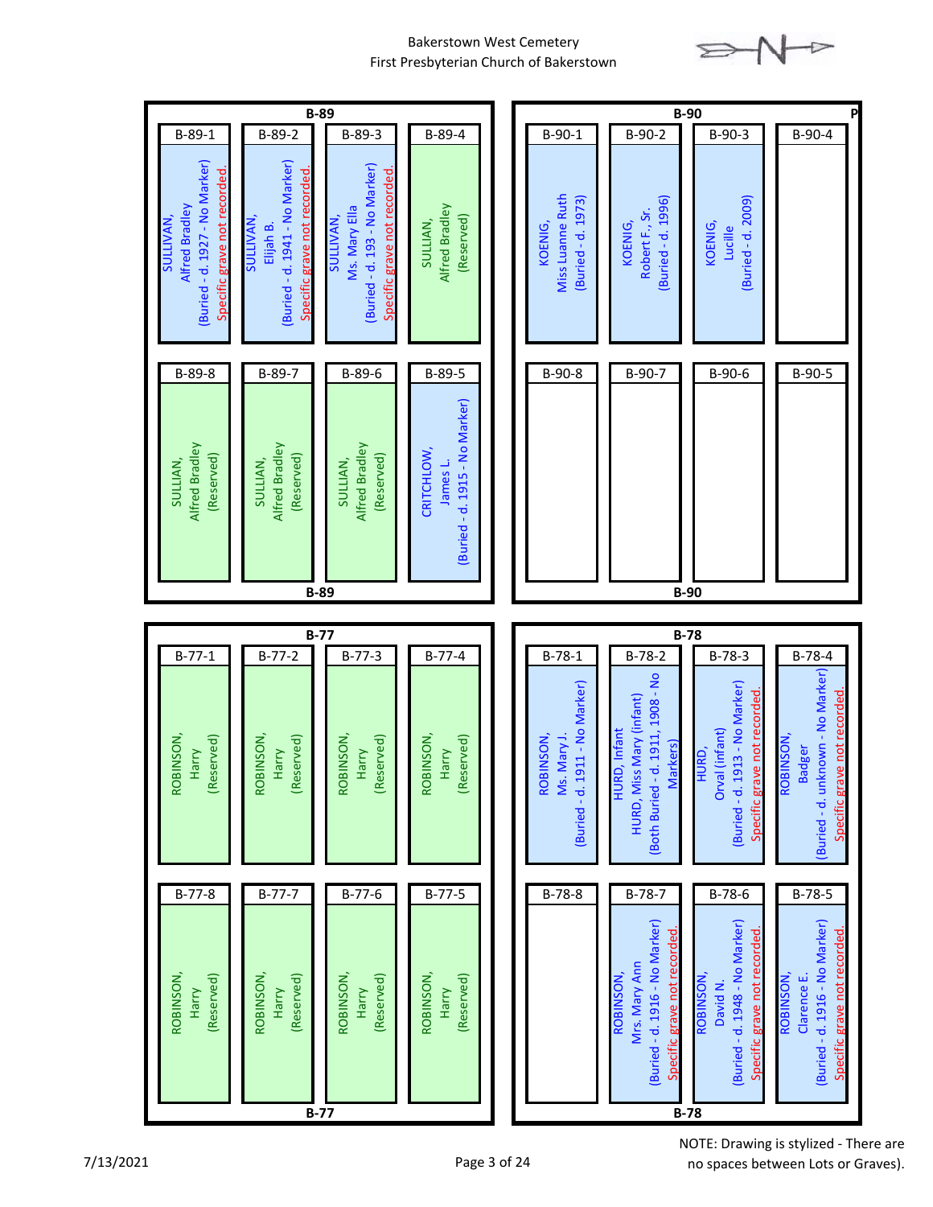Bakerstown West Cemetery
First Presbyterian Church of Bakerstown

## B-89

| Grave | Occupant |
|---|---|
| B-89-1 | SULLIVAN, Alfred Bradley (Buried - d. 1927 - No Marker) Specific grave not recorded. |
| B-89-2 | SULLIVAN, Elijah B. (Buried - d. 1941 - No Marker) Specific grave not recorded. |
| B-89-3 | SULLIVAN, Ms. Mary Ella (Buried - d. 193 - No Marker) Specific grave not recorded. |
| B-89-4 | SULLIAN, Alfred Bradley (Reserved) |
| B-89-5 | CRITCHLOW, James L. (Buried - d. 1915 - No Marker) |
| B-89-6 | SULLIAN, Alfred Bradley (Reserved) |
| B-89-7 | SULLIAN, Alfred Bradley (Reserved) |
| B-89-8 | SULLIAN, Alfred Bradley (Reserved) |

## B-90

| Grave | Occupant |
|---|---|
| B-90-1 | KOENIG, Miss Luanne Ruth (Buried - d. 1973) |
| B-90-2 | KOENIG, Robert F., Sr. (Buried - d. 1996) |
| B-90-3 | KOENIG, Lucille (Buried - d. 2009) |
| B-90-4 | |
| B-90-5 | |
| B-90-6 | |
| B-90-7 | |
| B-90-8 | |

## B-77

| Grave | Occupant |
|---|---|
| B-77-1 | ROBINSON, Harry (Reserved) |
| B-77-2 | ROBINSON, Harry (Reserved) |
| B-77-3 | ROBINSON, Harry (Reserved) |
| B-77-4 | ROBINSON, Harry (Reserved) |
| B-77-5 | ROBINSON, Harry (Reserved) |
| B-77-6 | ROBINSON, Harry (Reserved) |
| B-77-7 | ROBINSON, Harry (Reserved) |
| B-77-8 | ROBINSON, Harry (Reserved) |

## B-78

| Grave | Occupant |
|---|---|
| B-78-1 | ROBINSON, Ms. Mary J. (Buried - d. 1911 - No Marker) |
| B-78-2 | HURD, Infant HURD, Miss Mary (infant) (Both Buried - d. 1911, 1908 - No Markers) |
| B-78-3 | HURD, Orval (infant) (Buried - d. 1913 - No Marker) Specific grave not recorded. |
| B-78-4 | ROBINSON, Badger (Buried - d. unknown - No Marker) Specific grave not recorded. |
| B-78-5 | ROBINSON, Clarence E. (Buried - d. 1916 - No Marker) Specific grave not recorded. |
| B-78-6 | ROBINSON, David N. (Buried - d. 1948 - No Marker) Specific grave not recorded. |
| B-78-7 | ROBINSON, Mrs. Mary Ann (Buried - d. 1916 - No Marker) Specific grave not recorded. |
| B-78-8 | |

NOTE: Drawing is stylized - There are no spaces between Lots or Graves).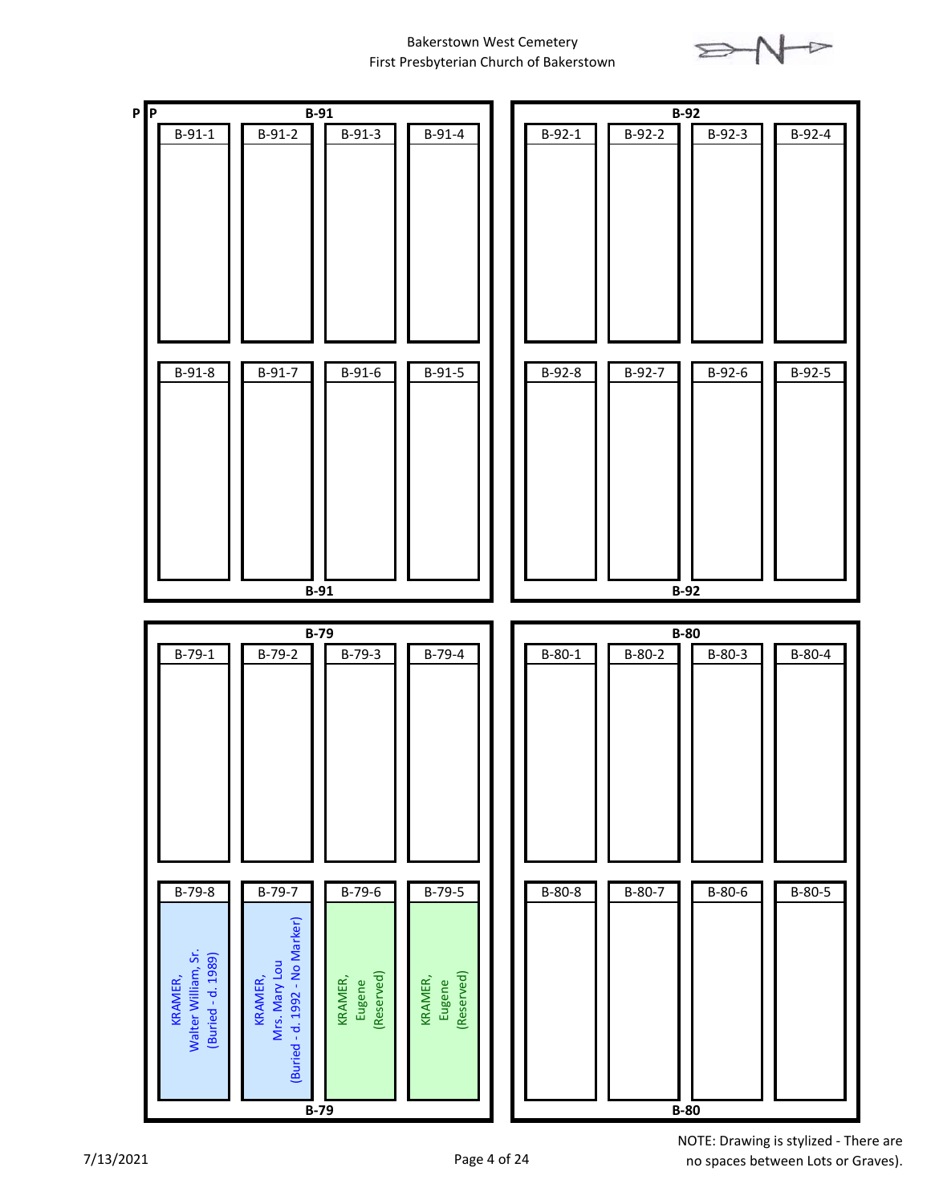Bakerstown West Cemetery
First Presbyterian Church of Bakerstown

P P

**B-91**

| B-91-1 | B-91-2 | B-91-3 | B-91-4 |
| --- | --- | --- | --- |
| | | | |

| B-91-8 | B-91-7 | B-91-6 | B-91-5 |
| --- | --- | --- | --- |
| | | | |

**B-91**

**B-92**

| B-92-1 | B-92-2 | B-92-3 | B-92-4 |
| --- | --- | --- | --- |
| | | | |

| B-92-8 | B-92-7 | B-92-6 | B-92-5 |
| --- | --- | --- | --- |
| | | | |

**B-92**

**B-79**

| B-79-1 | B-79-2 | B-79-3 | B-79-4 |
| --- | --- | --- | --- |
| | | | |

| B-79-8 | B-79-7 | B-79-6 | B-79-5 |
| --- | --- | --- | --- |
| KRAMER, Walter William, Sr. (Buried - d. 1989) | KRAMER, Mrs. Mary Lou (Buried - d. 1992 - No Marker) | KRAMER, Eugene (Reserved) | KRAMER, Eugene (Reserved) |

**B-79**

**B-80**

| B-80-1 | B-80-2 | B-80-3 | B-80-4 |
| --- | --- | --- | --- |
| | | | |

| B-80-8 | B-80-7 | B-80-6 | B-80-5 |
| --- | --- | --- | --- |
| | | | |

**B-80**

7/13/2021

NOTE: Drawing is stylized - There are no spaces between Lots or Graves).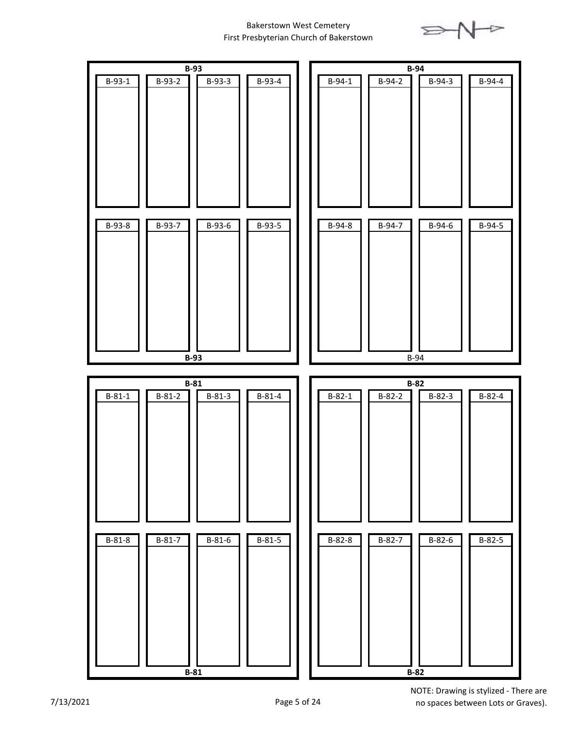Bakerstown West Cemetery
First Presbyterian Church of Bakerstown

**B-93**

| B-93-1 | B-93-2 | B-93-3 | B-93-4 |
| --- | --- | --- | --- |
| B-93-8 | B-93-7 | B-93-6 | B-93-5 |

**B-93**

**B-94**

| B-94-1 | B-94-2 | B-94-3 | B-94-4 |
| --- | --- | --- | --- |
| B-94-8 | B-94-7 | B-94-6 | B-94-5 |

B-94

**B-81**

| B-81-1 | B-81-2 | B-81-3 | B-81-4 |
| --- | --- | --- | --- |
| B-81-8 | B-81-7 | B-81-6 | B-81-5 |

**B-81**

**B-82**

| B-82-1 | B-82-2 | B-82-3 | B-82-4 |
| --- | --- | --- | --- |
| B-82-8 | B-82-7 | B-82-6 | B-82-5 |

**B-82**

7/13/2021

NOTE: Drawing is stylized - There are no spaces between Lots or Graves).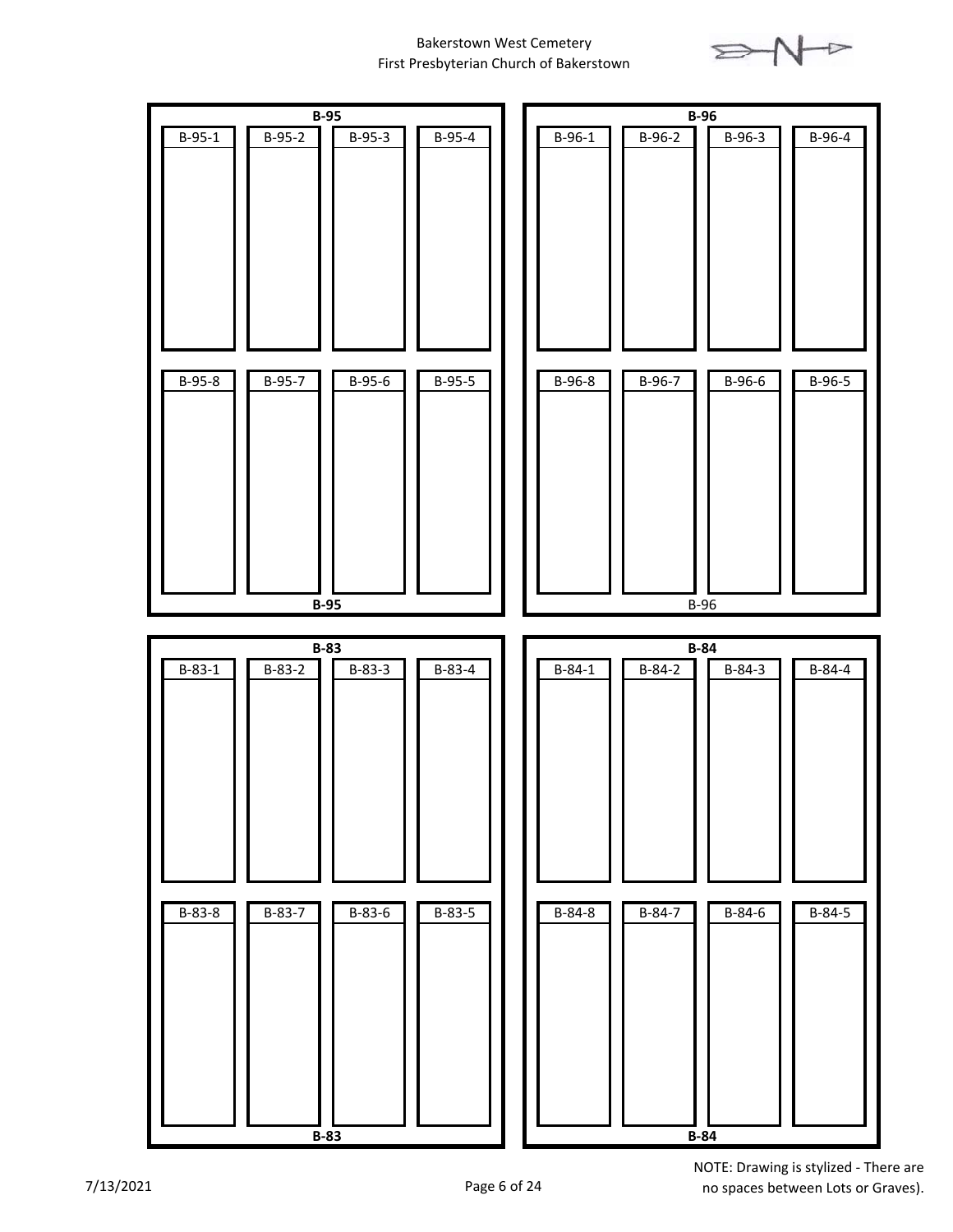Bakerstown West Cemetery
First Presbyterian Church of Bakerstown

**B-95**

| B-95-1 | B-95-2 | B-95-3 | B-95-4 |
|---|---|---|---|
| | | | |

| B-95-8 | B-95-7 | B-95-6 | B-95-5 |
|---|---|---|---|
| | | | |

**B-95**

**B-96**

| B-96-1 | B-96-2 | B-96-3 | B-96-4 |
|---|---|---|---|
| | | | |

| B-96-8 | B-96-7 | B-96-6 | B-96-5 |
|---|---|---|---|
| | | | |

B-96

**B-83**

| B-83-1 | B-83-2 | B-83-3 | B-83-4 |
|---|---|---|---|
| | | | |

| B-83-8 | B-83-7 | B-83-6 | B-83-5 |
|---|---|---|---|
| | | | |

**B-83**

**B-84**

| B-84-1 | B-84-2 | B-84-3 | B-84-4 |
|---|---|---|---|
| | | | |

| B-84-8 | B-84-7 | B-84-6 | B-84-5 |
|---|---|---|---|
| | | | |

**B-84**

7/13/2021

NOTE: Drawing is stylized - There are no spaces between Lots or Graves).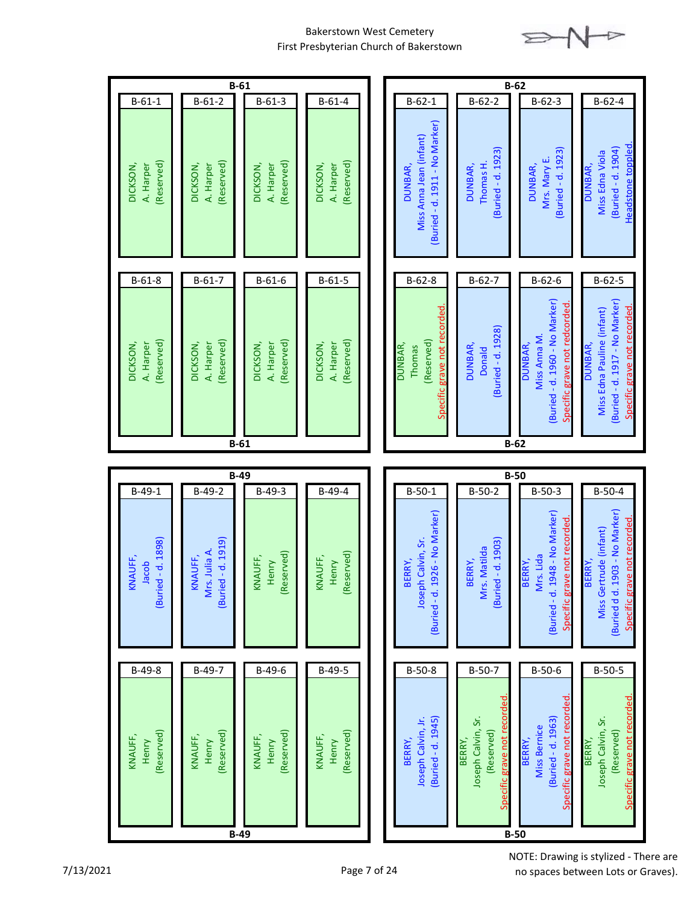# Bakerstown West Cemetery
## First Presbyterian Church of Bakerstown

## B-61

| Grave | Name | Status |
| --- | --- | --- |
| B-61-1 | DICKSON, A. Harper | (Reserved) |
| B-61-2 | DICKSON, A. Harper | (Reserved) |
| B-61-3 | DICKSON, A. Harper | (Reserved) |
| B-61-4 | DICKSON, A. Harper | (Reserved) |
| B-61-8 | DICKSON, A. Harper | (Reserved) |
| B-61-7 | DICKSON, A. Harper | (Reserved) |
| B-61-6 | DICKSON, A. Harper | (Reserved) |
| B-61-5 | DICKSON, A. Harper | (Reserved) |

## B-62

| Grave | Name | Status |
| --- | --- | --- |
| B-62-1 | DUNBAR, Miss Anna Jean (infant) | (Buried - d. 1911 - No Marker) |
| B-62-2 | DUNBAR, Thomas H. | (Buried - d. 1923) |
| B-62-3 | DUNBAR, Mrs. Mary E. | (Buried - d. 1923) |
| B-62-4 | DUNBAR, Miss Edna Viola | (Buried - d. 1904) Headstone toppled. |
| B-62-8 | DUNBAR, Thomas | (Reserved) Specific grave not recorded. |
| B-62-7 | DUNBAR, Donald | (Buried - d. 1928) |
| B-62-6 | DUNBAR, Miss Anna M. | (Buried - d. 1960 - No Marker) Specific grave not redcorded. |
| B-62-5 | DUNBAR, Miss Edna Pauline (infant) | (Buried - d. 1917 - No Marker) Specific grave not recorded. |

## B-49

| Grave | Name | Status |
| --- | --- | --- |
| B-49-1 | KNAUFF, Jacob | (Buried - d. 1898) |
| B-49-2 | KNAUFF, Mrs. Julia A. | (Buried - d. 1919) |
| B-49-3 | KNAUFF, Henry | (Reserved) |
| B-49-4 | KNAUFF, Henry | (Reserved) |
| B-49-8 | KNAUFF, Henry | (Reserved) |
| B-49-7 | KNAUFF, Henry | (Reserved) |
| B-49-6 | KNAUFF, Henry | (Reserved) |
| B-49-5 | KNAUFF, Henry | (Reserved) |

## B-50

| Grave | Name | Status |
| --- | --- | --- |
| B-50-1 | BERRY, Joseph Calvin, Sr. | (Buried - d. 1926 - No Marker) |
| B-50-2 | BERRY, Mrs. Matilda | (Buried - d. 1903) |
| B-50-3 | BERRY, Mrs. Lida | (Buried - d. 1948 - No Marker) Specific grave not recorded. |
| B-50-4 | BERRY, Miss Gertrude (infant) | (Buried d d. 1903 - No Marker) Specific grave not recorded. |
| B-50-8 | BERRY, Joseph Calvin, Jr. | (Buried - d. 1945) |
| B-50-7 | BERRY, Joseph Calvin, Sr. | (Reserved) Specific grave not recorded. |
| B-50-6 | BERRY, Miss Bernice | (Buried - d. 1963) Specific grave not recorded. |
| B-50-5 | BERRY, Joseph Calvin, Sr. | (Reserved) Specific grave not recorded. |

NOTE: Drawing is stylized - There are no spaces between Lots or Graves).

7/13/2021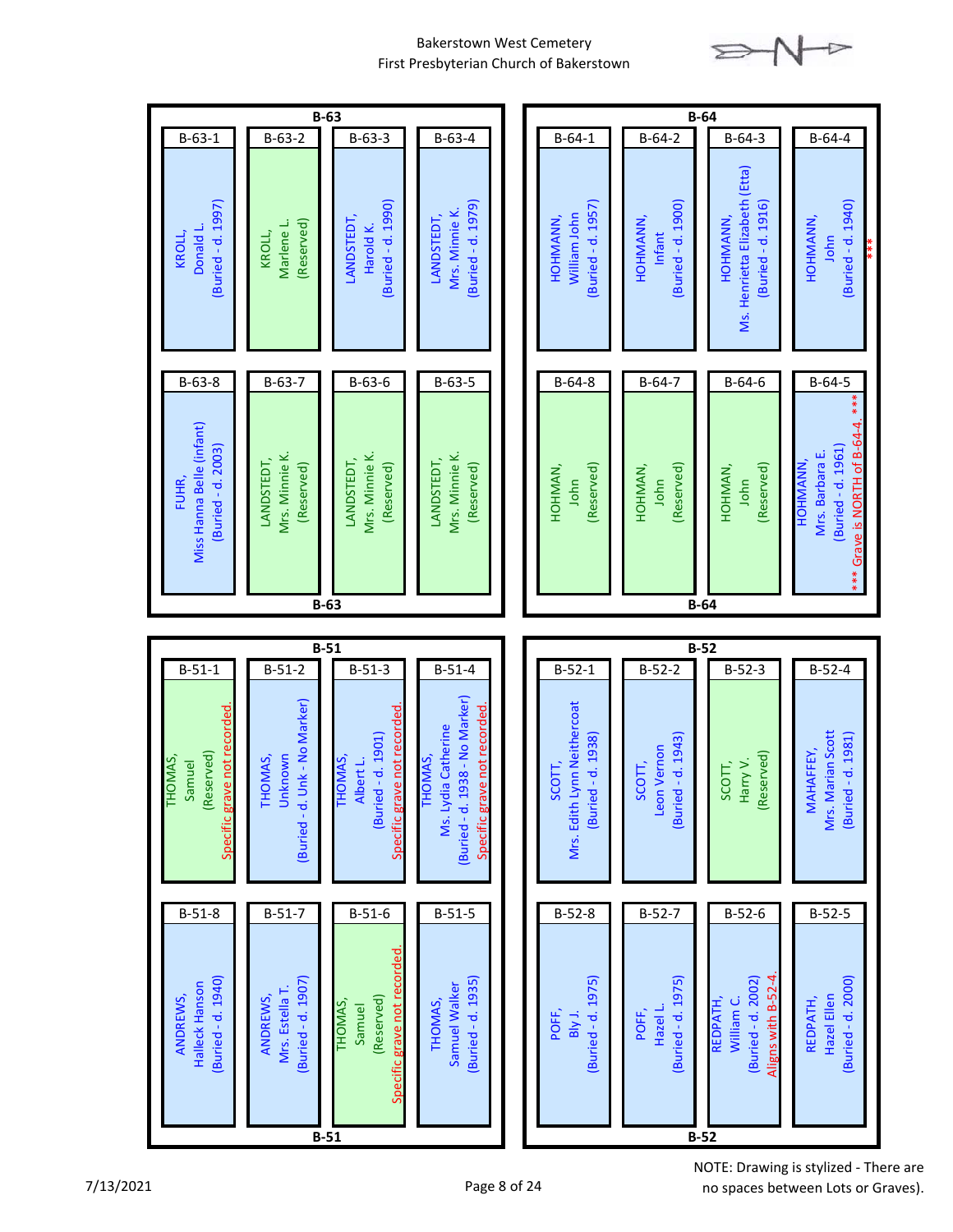Bakerstown West Cemetery
First Presbyterian Church of Bakerstown

## B-63

| B-63-1 | B-63-2 | B-63-3 | B-63-4 |
|---|---|---|---|
| KROLL, Donald L. (Buried - d. 1997) | KROLL, Marlene L. (Reserved) | LANDSTEDT, Harold K. (Buried - d. 1990) | LANDSTEDT, Mrs. Minnie K. (Buried - d. 1979) |

| B-63-8 | B-63-7 | B-63-6 | B-63-5 |
|---|---|---|---|
| FUHR, Miss Hanna Belle (infant) (Buried - d. 2003) | LANDSTEDT, Mrs. Minnie K. (Reserved) | LANDSTEDT, Mrs. Minnie K. (Reserved) | LANDSTEDT, Mrs. Minnie K. (Reserved) |

## B-64

| B-64-1 | B-64-2 | B-64-3 | B-64-4 |
|---|---|---|---|
| HOHMANN, William John (Buried - d. 1957) | HOHMANN, Infant (Buried - d. 1900) | HOHMANN, Ms. Henrietta Elizabeth (Etta) (Buried - d. 1916) | HOHMANN, John (Buried - d. 1940) *** |

| B-64-8 | B-64-7 | B-64-6 | B-64-5 |
|---|---|---|---|
| HOHMAN, John (Reserved) | HOHMAN, John (Reserved) | HOHMAN, John (Reserved) | HOHMANN, Mrs. Barbara E. (Buried - d. 1961) *** Grave is NORTH of B-64-4. *** |

## B-51

| B-51-1 | B-51-2 | B-51-3 | B-51-4 |
|---|---|---|---|
| THOMAS, Samuel (Reserved) Specific grave not recorded. | THOMAS, Unknown (Buried - d. Unk - No Marker) | THOMAS, Albert L. (Buried - d. 1901) Specific grave not recorded. | THOMAS, Ms. Lydia Catherine (Buried - d. 1938 - No Marker) Specific grave not recorded. |

| B-51-8 | B-51-7 | B-51-6 | B-51-5 |
|---|---|---|---|
| ANDREWS, Halleck Hanson (Buried - d. 1940) | ANDREWS, Mrs. Estella T. (Buried - d. 1907) | THOMAS, Samuel (Reserved) Specific grave not recorded. | THOMAS, Samuel Walker (Buried - d. 1935) |

## B-52

| B-52-1 | B-52-2 | B-52-3 | B-52-4 |
|---|---|---|---|
| SCOTT, Mrs. Edith Lynn Neithercoat (Buried - d. 1938) | SCOTT, Leon Vernon (Buried - d. 1943) | SCOTT, Harry V. (Reserved) | MAHAFFEY, Mrs. Marian Scott (Buried - d. 1981) |

| B-52-8 | B-52-7 | B-52-6 | B-52-5 |
|---|---|---|---|
| POFF, Bly J. (Buried - d. 1975) | POFF, Hazel L. (Buried - d. 1975) | REDPATH, William C. (Buried - d. 2002) Aligns with B-52-4. | REDPATH, Hazel Ellen (Buried - d. 2000) |

7/13/2021

NOTE: Drawing is stylized - There are no spaces between Lots or Graves).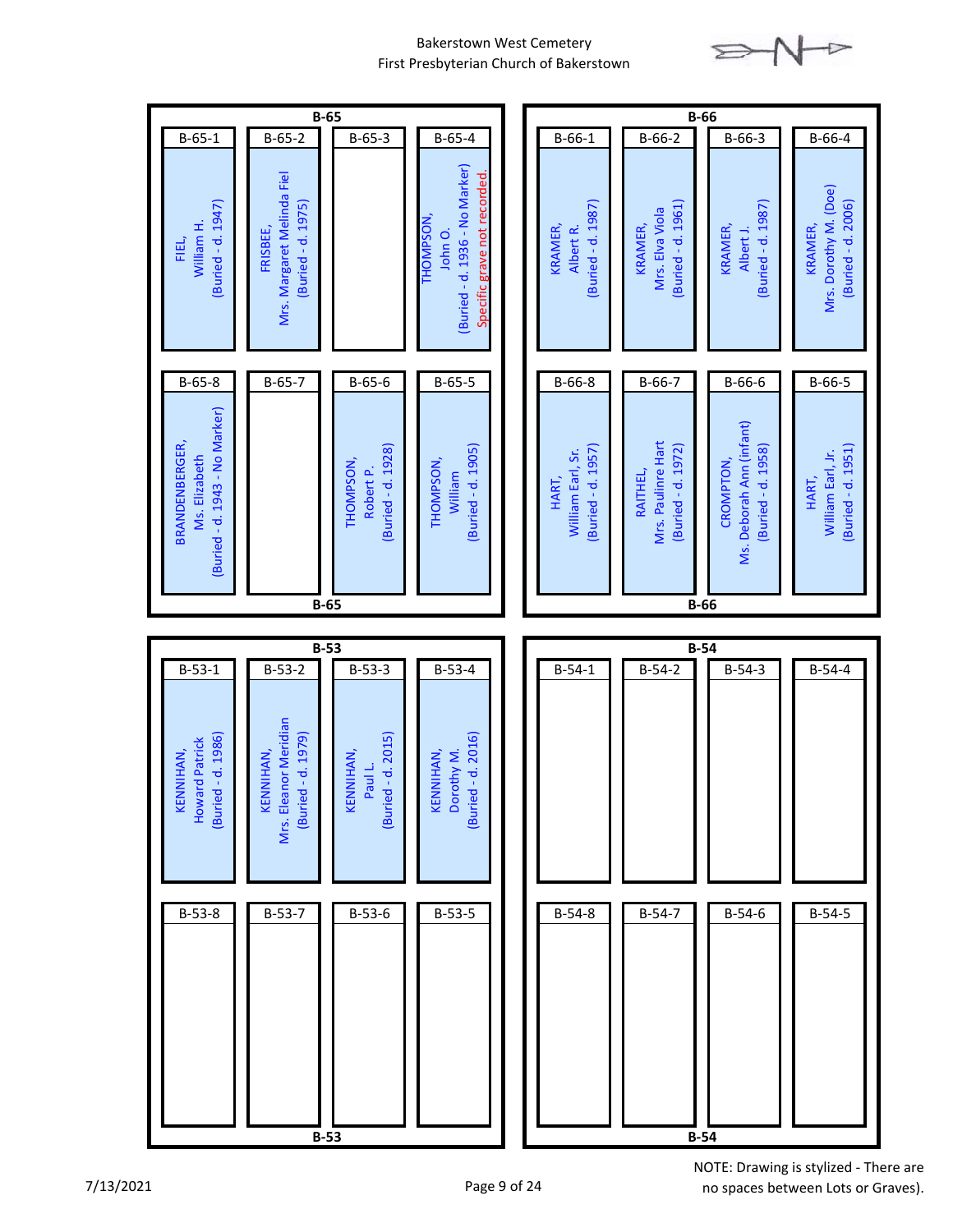Bakerstown West Cemetery
First Presbyterian Church of Bakerstown

## B-65

| B-65-1 | B-65-2 | B-65-3 | B-65-4 |
|---|---|---|---|
| FIEL, William H. (Buried - d. 1947) | FRISBEE, Mrs. Margaret Melinda Fiel (Buried - d. 1975) | | THOMPSON, John O. (Buried - d. 1936 - No Marker) Specific grave not recorded. |

| B-65-8 | B-65-7 | B-65-6 | B-65-5 |
|---|---|---|---|
| BRANDENBERGER, Ms. Elizabeth (Buried - d. 1943 - No Marker) | | THOMPSON, Robert P. (Buried - d. 1928) | THOMPSON, William (Buried - d. 1905) |

## B-66

| B-66-1 | B-66-2 | B-66-3 | B-66-4 |
|---|---|---|---|
| KRAMER, Albert R. (Buried - d. 1987) | KRAMER, Mrs. Elva Viola (Buried - d. 1961) | KRAMER, Albert J. (Buried - d. 1987) | KRAMER, Mrs. Dorothy M. (Doe) (Buried - d. 2006) |

| B-66-8 | B-66-7 | B-66-6 | B-66-5 |
|---|---|---|---|
| HART, William Earl, Sr. (Buried - d. 1957) | RAITHEL, Mrs. Paulinre Hart (Buried - d. 1972) | CROMPTON, Ms. Deborah Ann (infant) (Buried - d. 1958) | HART, William Earl, Jr. (Buried - d. 1951) |

## B-53

| B-53-1 | B-53-2 | B-53-3 | B-53-4 |
|---|---|---|---|
| KENNIHAN, Howard Patrick (Buried - d. 1986) | KENNIHAN, Mrs. Eleanor Meridian (Buried - d. 1979) | KENNIHAN, Paul L. (Buried - d. 2015) | KENNIHAN, Dorothy M. (Buried - d. 2016) |

| B-53-8 | B-53-7 | B-53-6 | B-53-5 |
|---|---|---|---|
| | | | |

## B-54

| B-54-1 | B-54-2 | B-54-3 | B-54-4 |
|---|---|---|---|
| | | | |

| B-54-8 | B-54-7 | B-54-6 | B-54-5 |
|---|---|---|---|
| | | | |

7/13/2021

NOTE: Drawing is stylized - There are no spaces between Lots or Graves).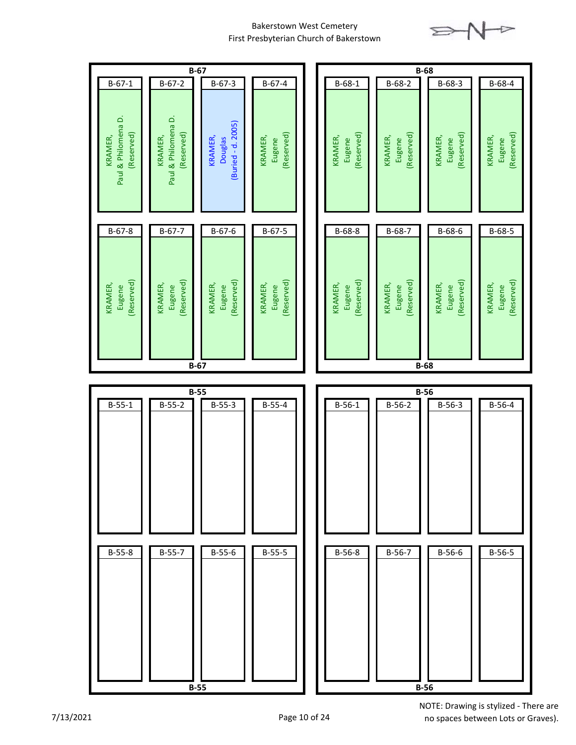Bakerstown West Cemetery
First Presbyterian Church of Bakerstown

## B-67

| B-67-1 | B-67-2 | B-67-3 | B-67-4 |
|---|---|---|---|
| KRAMER, Paul & Philomena D. (Reserved) | KRAMER, Paul & Philomena D. (Reserved) | KRAMER, Douglas (Buried - d. 2005) | KRAMER, Eugene (Reserved) |

| B-67-8 | B-67-7 | B-67-6 | B-67-5 |
|---|---|---|---|
| KRAMER, Eugene (Reserved) | KRAMER, Eugene (Reserved) | KRAMER, Eugene (Reserved) | KRAMER, Eugene (Reserved) |

## B-68

| B-68-1 | B-68-2 | B-68-3 | B-68-4 |
|---|---|---|---|
| KRAMER, Eugene (Reserved) | KRAMER, Eugene (Reserved) | KRAMER, Eugene (Reserved) | KRAMER, Eugene (Reserved) |

| B-68-8 | B-68-7 | B-68-6 | B-68-5 |
|---|---|---|---|
| KRAMER, Eugene (Reserved) | KRAMER, Eugene (Reserved) | KRAMER, Eugene (Reserved) | KRAMER, Eugene (Reserved) |

## B-55

| B-55-1 | B-55-2 | B-55-3 | B-55-4 |
|---|---|---|---|
| | | | |

| B-55-8 | B-55-7 | B-55-6 | B-55-5 |
|---|---|---|---|
| | | | |

## B-56

| B-56-1 | B-56-2 | B-56-3 | B-56-4 |
|---|---|---|---|
| | | | |

| B-56-8 | B-56-7 | B-56-6 | B-56-5 |
|---|---|---|---|
| | | | |

7/13/2021

NOTE: Drawing is stylized - There are no spaces between Lots or Graves).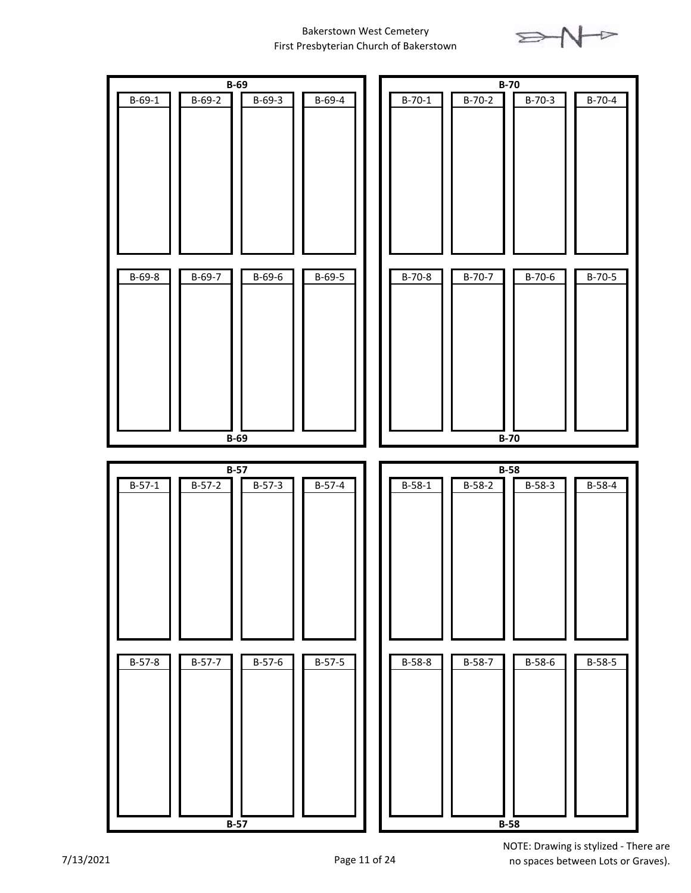Bakerstown West Cemetery
First Presbyterian Church of Bakerstown

**B-69**

| B-69-1 | B-69-2 | B-69-3 | B-69-4 |
|---|---|---|---|
| | | | |
| **B-69-8** | **B-69-7** | **B-69-6** | **B-69-5** |
| | | | |

**B-69**

**B-70**

| B-70-1 | B-70-2 | B-70-3 | B-70-4 |
|---|---|---|---|
| | | | |
| **B-70-8** | **B-70-7** | **B-70-6** | **B-70-5** |
| | | | |

**B-70**

**B-57**

| B-57-1 | B-57-2 | B-57-3 | B-57-4 |
|---|---|---|---|
| | | | |
| **B-57-8** | **B-57-7** | **B-57-6** | **B-57-5** |
| | | | |

**B-57**

**B-58**

| B-58-1 | B-58-2 | B-58-3 | B-58-4 |
|---|---|---|---|
| | | | |
| **B-58-8** | **B-58-7** | **B-58-6** | **B-58-5** |
| | | | |

**B-58**

7/13/2021

NOTE: Drawing is stylized - There are no spaces between Lots or Graves).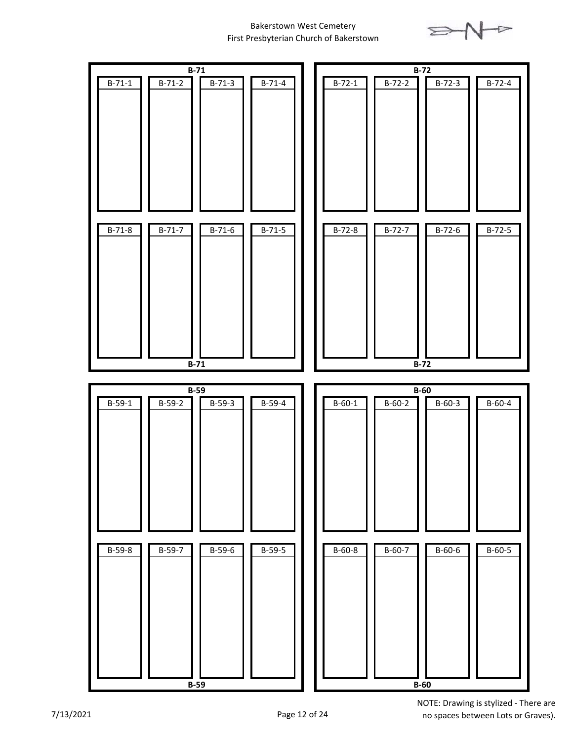Bakerstown West Cemetery
First Presbyterian Church of Bakerstown

**B-71**

| B-71-1 | B-71-2 | B-71-3 | B-71-4 |
| --- | --- | --- | --- |
| B-71-8 | B-71-7 | B-71-6 | B-71-5 |

**B-71**

**B-72**

| B-72-1 | B-72-2 | B-72-3 | B-72-4 |
| --- | --- | --- | --- |
| B-72-8 | B-72-7 | B-72-6 | B-72-5 |

**B-72**

**B-59**

| B-59-1 | B-59-2 | B-59-3 | B-59-4 |
| --- | --- | --- | --- |
| B-59-8 | B-59-7 | B-59-6 | B-59-5 |

**B-59**

**B-60**

| B-60-1 | B-60-2 | B-60-3 | B-60-4 |
| --- | --- | --- | --- |
| B-60-8 | B-60-7 | B-60-6 | B-60-5 |

**B-60**

7/13/2021

NOTE: Drawing is stylized - There are no spaces between Lots or Graves).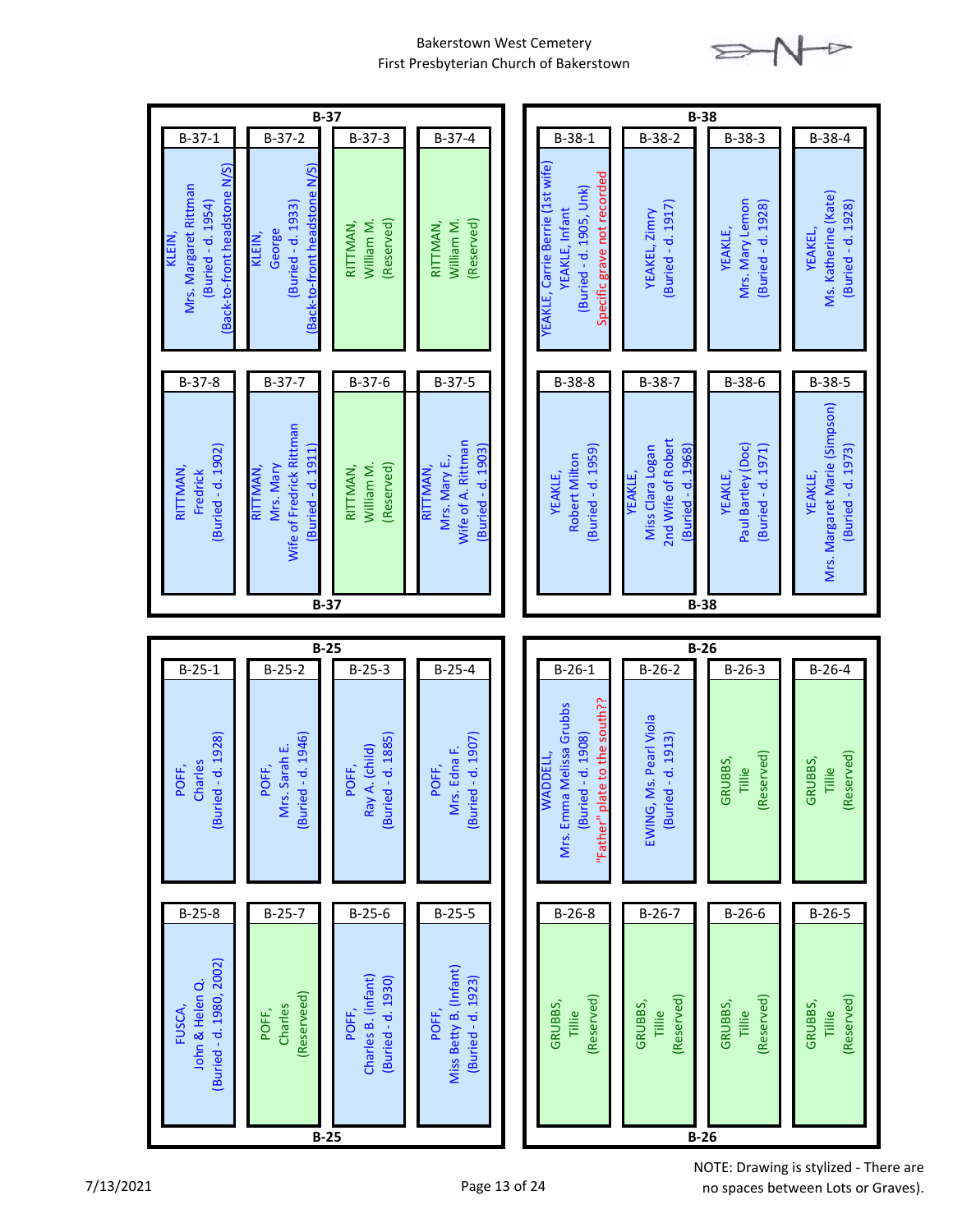Bakerstown West Cemetery
First Presbyterian Church of Bakerstown

## B-37

| B-37-1 | B-37-2 | B-37-3 | B-37-4 |
|---|---|---|---|
| KLEIN, Mrs. Margaret Rittman (Buried - d. 1954) (Back-to-front headstone N/S) | KLEIN, George (Buried - d. 1933) (Back-to-front headstone N/S) | RITTMAN, William M. (Reserved) | RITTMAN, William M. (Reserved) |

| B-37-8 | B-37-7 | B-37-6 | B-37-5 |
|---|---|---|---|
| RITTMAN, Fredrick (Buried - d. 1902) | RITTMAN, Mrs. Mary Wife of Fredrick Rittman (Buried - d. 1911) | RITTMAN, William M. (Reserved) | RITTMAN, Mrs. Mary E., Wife of A. Rittman (Buried - d. 1903) |

## B-38

| B-38-1 | B-38-2 | B-38-3 | B-38-4 |
|---|---|---|---|
| YEAKLE, Carrie Berrie (1st wife) YEAKLE, Infant (Buried - d. 1905, Unk) Specific grave not recorded | YEAKEL, Zimry (Buried - d. 1917) | YEAKLE, Mrs. Mary Lemon (Buried - d. 1928) | YEAKEL, Ms. Katherine (Kate) (Buried - d. 1928) |

| B-38-8 | B-38-7 | B-38-6 | B-38-5 |
|---|---|---|---|
| YEAKLE, Robert Milton (Buried - d. 1959) | YEAKLE, Miss Clara Logan 2nd Wife of Robert (Buried - d. 1968) | YEAKLE, Paul Bartley (Doc) (Buried - d. 1971) | YEAKLE, Mrs. Margaret Marie (Simpson) (Buried - d. 1973) |

## B-25

| B-25-1 | B-25-2 | B-25-3 | B-25-4 |
|---|---|---|---|
| POFF, Charles (Buried - d. 1928) | POFF, Mrs. Sarah E. (Buried - d. 1946) | POFF, Ray A. (child) (Buried - d. 1885) | POFF, Mrs. Edna F. (Buried - d. 1907) |

| B-25-8 | B-25-7 | B-25-6 | B-25-5 |
|---|---|---|---|
| FUSCA, John & Helen Q. (Buried - d. 1980, 2002) | POFF, Charles (Reserveed) | POFF, Charles B. (infant) (Buried - d. 1930) | POFF, Miss Betty B. (Infant) (Buried - d. 1923) |

## B-26

| B-26-1 | B-26-2 | B-26-3 | B-26-4 |
|---|---|---|---|
| WADDELL, Mrs. Emma Melissa Grubbs (Buried - d. 1908) "Father" plate to the south?? | EWING, Ms. Pearl Viola (Buried - d. 1913) | GRUBBS, Tillie (Reserved) | GRUBBS, Tillie (Reserved) |

| B-26-8 | B-26-7 | B-26-6 | B-26-5 |
|---|---|---|---|
| GRUBBS, Tillie (Reserved) | GRUBBS, Tillie (Reserved) | GRUBBS, Tillie (Reserved) | GRUBBS, Tillie (Reserved) |

7/13/2021

NOTE: Drawing is stylized - There are no spaces between Lots or Graves).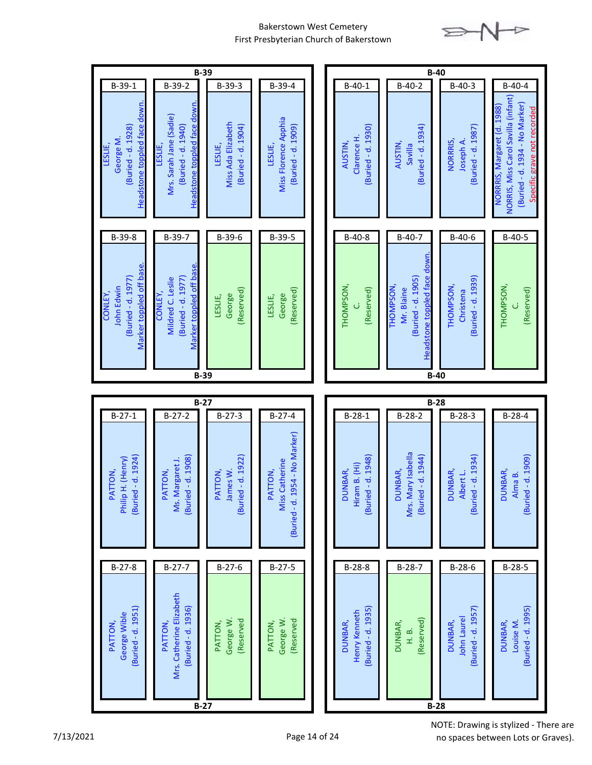Bakerstown West Cemetery
First Presbyterian Church of Bakerstown

## B-39

| B-39-1 | B-39-2 | B-39-3 | B-39-4 |
|---|---|---|---|
| LESLIE, George M. (Buried - d. 1928) Headstone toppled face down. | LESLIE, Mrs. Sarah Jane (Sadie) (Buried - d. 1940) Headstone toppled face down. | LESLIE, Miss Ada Elizabeth (Buried - d. 1904) | LESLIE, Miss Florence Apphia (Buried - d. 1909) |

| B-39-8 | B-39-7 | B-39-6 | B-39-5 |
|---|---|---|---|
| CONLEY, John Edwin (Buried - d. 1977) Marker toppled off base. | CONLEY, Mildred C. Leslie (Buried - d. 1977) Marker toppled off base. | LESLIE, George (Reserved) | LESLIE, George (Reserved) |

## B-40

| B-40-1 | B-40-2 | B-40-3 | B-40-4 |
|---|---|---|---|
| AUSTIN, Clarence H. (Buried - d. 1930) | AUSTIN, Savilla (Buried - d. 1934) | NORRRIS, Joseph A. (Buried - d. 1987) | NORRIS, Margaret (d. 1988) NORRIS, Miss Carol Savilla (infant) (Buried - d. 1934 - No Marker) Specific grave not recorded |

| B-40-8 | B-40-7 | B-40-6 | B-40-5 |
|---|---|---|---|
| THOMPSON, C. (Reserved) | THOMPSON, Mr. Blaine (Buried - d. 1905) Headstone toppled face down. | THOMPSON, Christena (Buried - d. 1939) | THOMPSON, C. (Reserved) |

## B-27

| B-27-1 | B-27-2 | B-27-3 | B-27-4 |
|---|---|---|---|
| PATTON, Philip H. (Henry) (Buried - d. 1924) | PATTON, Ms. Margaret J. (Buried - d. 1908) | PATTON, James W. (Buried - d. 1922) | PATTON, Miss Catherine (Buried - d. 1954 - No Marker) |

| B-27-8 | B-27-7 | B-27-6 | B-27-5 |
|---|---|---|---|
| PATTON, George Wible (Buried - d. 1951) | PATTON, Mrs. Catherine Elizabeth (Buried - d. 1936) | PATTON, George W. (Reserved | PATTON, George W. (Reserved |

## B-28

| B-28-1 | B-28-2 | B-28-3 | B-28-4 |
|---|---|---|---|
| DUNBAR, Hiram B. (Hi) (Buried - d. 1948) | DUNBAR, Mrs. Mary Isabella (Buried - d. 1944) | DUNBAR, Albert L. (Buried - d. 1934) | DUNBAR, Alma B. (Buried - d. 1909) |

| B-28-8 | B-28-7 | B-28-6 | B-28-5 |
|---|---|---|---|
| DUNBAR, Henry Kenneth (Buried - d. 1935) | DUNBAR, H. B. (Reserved) | DUNBAR, John Laurel (Buried - d. 1957) | DUNBAR, Louise M. (Buried - d. 1995) |

NOTE: Drawing is stylized - There are no spaces between Lots or Graves).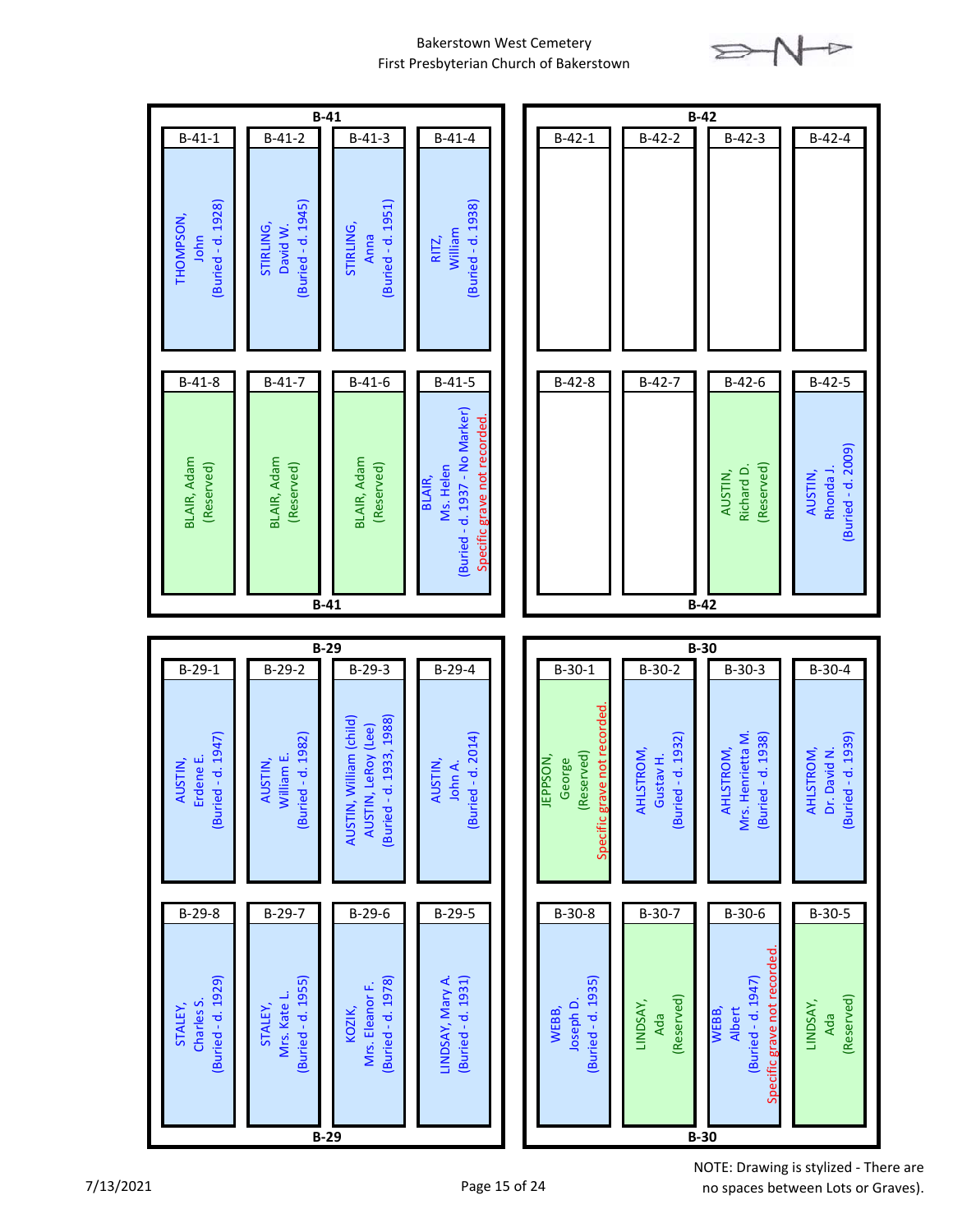Bakerstown West Cemetery
First Presbyterian Church of Bakerstown

## B-41

| Grave | Name | Status |
|---|---|---|
| B-41-1 | THOMPSON, John | (Buried - d. 1928) |
| B-41-2 | STIRLING, David W. | (Buried - d. 1945) |
| B-41-3 | STIRLING, Anna | (Buried - d. 1951) |
| B-41-4 | RITZ, William | (Buried - d. 1938) |
| B-41-5 | BLAIR, Ms. Helen | (Buried - d. 1937 - No Marker) Specific grave not recorded. |
| B-41-6 | BLAIR, Adam | (Reserved) |
| B-41-7 | BLAIR, Adam | (Reserved) |
| B-41-8 | BLAIR, Adam | (Reserved) |

## B-42

| Grave | Name | Status |
|---|---|---|
| B-42-1 | | |
| B-42-2 | | |
| B-42-3 | | |
| B-42-4 | | |
| B-42-5 | AUSTIN, Rhonda J. | (Buried - d. 2009) |
| B-42-6 | AUSTIN, Richard D. | (Reserved) |
| B-42-7 | | |
| B-42-8 | | |

## B-29

| Grave | Name | Status |
|---|---|---|
| B-29-1 | AUSTIN, Erdene E. | (Buried - d. 1947) |
| B-29-2 | AUSTIN, William E. | (Buried - d. 1982) |
| B-29-3 | AUSTIN, William (child); AUSTIN, LeRoy (Lee) | (Buried - d. 1933, 1988) |
| B-29-4 | AUSTIN, John A. | (Buried - d. 2014) |
| B-29-5 | LINDSAY, Mary A. | (Buried - d. 1931) |
| B-29-6 | KOZIK, Mrs. Eleanor F. | (Buried - d. 1978) |
| B-29-7 | STALEY, Mrs. Kate L. | (Buried - d. 1955) |
| B-29-8 | STALEY, Charles S. | (Buried - d. 1929) |

## B-30

| Grave | Name | Status |
|---|---|---|
| B-30-1 | JEPPSON, George | (Reserved) Specific grave not recorded. |
| B-30-2 | AHLSTROM, Gustav H. | (Buried - d. 1932) |
| B-30-3 | AHLSTROM, Mrs. Henrietta M. | (Buried - d. 1938) |
| B-30-4 | AHLSTROM, Dr. David N. | (Buried - d. 1939) |
| B-30-5 | LINDSAY, Ada | (Reserved) |
| B-30-6 | WEBB, Albert | (Buried - d. 1947) Specific grave not recorded. |
| B-30-7 | LINDSAY, Ada | (Reserved) |
| B-30-8 | WEBB, Joseph D. | (Buried - d. 1935) |

7/13/2021

NOTE: Drawing is stylized - There are no spaces between Lots or Graves).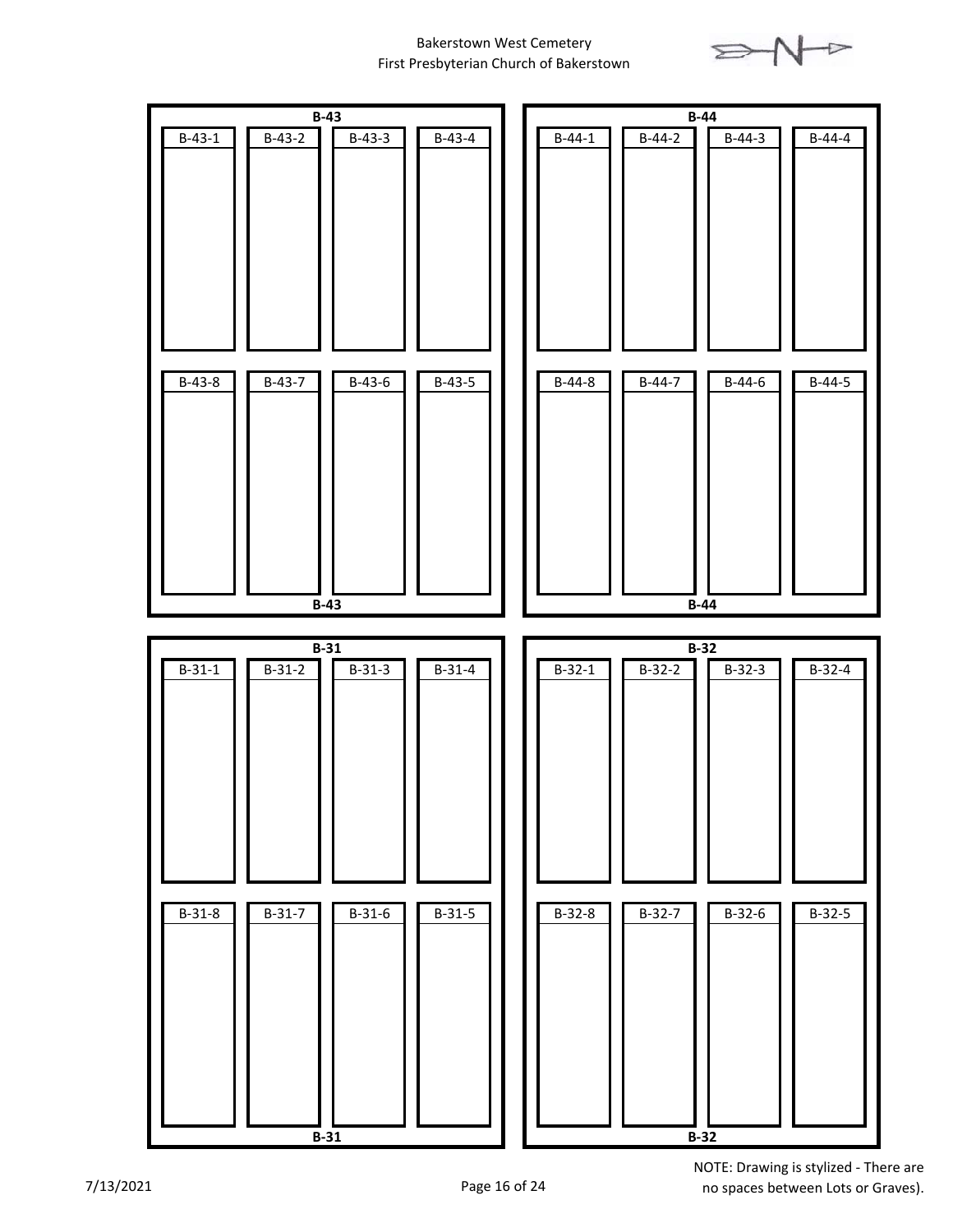Bakerstown West Cemetery
First Presbyterian Church of Bakerstown

**B-43**

| B-43-1 | B-43-2 | B-43-3 | B-43-4 |
|---|---|---|---|
| B-43-8 | B-43-7 | B-43-6 | B-43-5 |

**B-44**

| B-44-1 | B-44-2 | B-44-3 | B-44-4 |
|---|---|---|---|
| B-44-8 | B-44-7 | B-44-6 | B-44-5 |

**B-31**

| B-31-1 | B-31-2 | B-31-3 | B-31-4 |
|---|---|---|---|
| B-31-8 | B-31-7 | B-31-6 | B-31-5 |

**B-32**

| B-32-1 | B-32-2 | B-32-3 | B-32-4 |
|---|---|---|---|
| B-32-8 | B-32-7 | B-32-6 | B-32-5 |

7/13/2021

NOTE: Drawing is stylized - There are no spaces between Lots or Graves).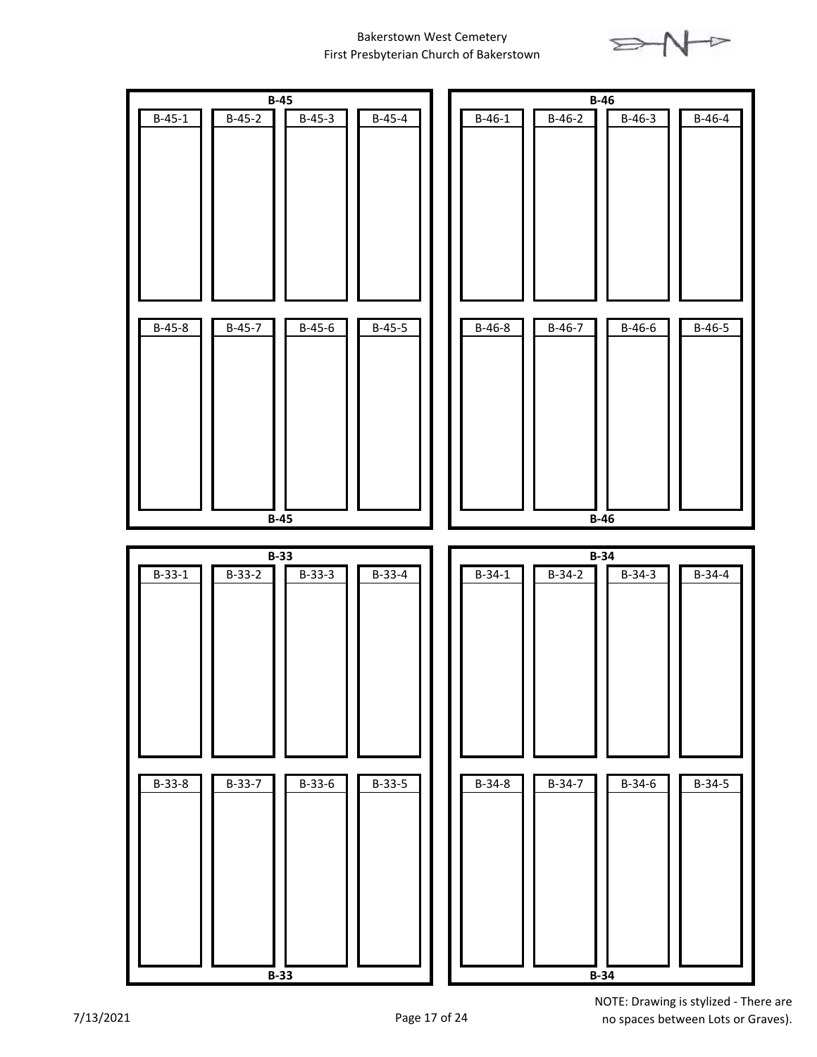Bakerstown West Cemetery
First Presbyterian Church of Bakerstown

**B-45**

| B-45-1 | B-45-2 | B-45-3 | B-45-4 |
|---|---|---|---|
| | | | |

| B-45-8 | B-45-7 | B-45-6 | B-45-5 |
|---|---|---|---|
| | | | |

**B-45**

**B-46**

| B-46-1 | B-46-2 | B-46-3 | B-46-4 |
|---|---|---|---|
| | | | |

| B-46-8 | B-46-7 | B-46-6 | B-46-5 |
|---|---|---|---|
| | | | |

**B-46**

**B-33**

| B-33-1 | B-33-2 | B-33-3 | B-33-4 |
|---|---|---|---|
| | | | |

| B-33-8 | B-33-7 | B-33-6 | B-33-5 |
|---|---|---|---|
| | | | |

**B-33**

**B-34**

| B-34-1 | B-34-2 | B-34-3 | B-34-4 |
|---|---|---|---|
| | | | |

| B-34-8 | B-34-7 | B-34-6 | B-34-5 |
|---|---|---|---|
| | | | |

**B-34**

7/13/2021

NOTE: Drawing is stylized - There are no spaces between Lots or Graves).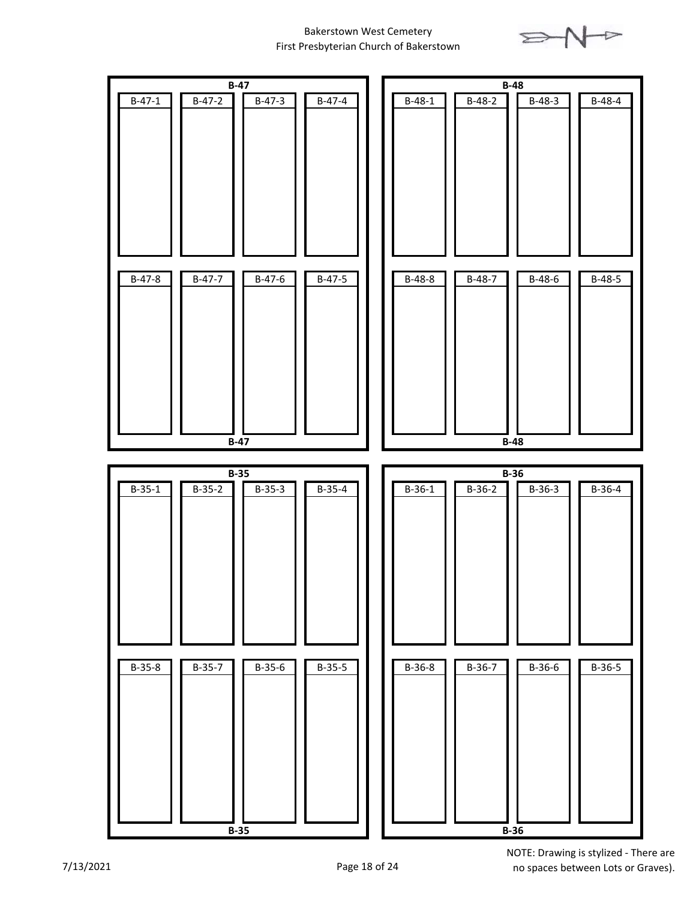Bakerstown West Cemetery
First Presbyterian Church of Bakerstown

**B-47**

| B-47-1 | B-47-2 | B-47-3 | B-47-4 |
|---|---|---|---|
| B-47-8 | B-47-7 | B-47-6 | B-47-5 |

**B-47**

**B-48**

| B-48-1 | B-48-2 | B-48-3 | B-48-4 |
|---|---|---|---|
| B-48-8 | B-48-7 | B-48-6 | B-48-5 |

**B-48**

**B-35**

| B-35-1 | B-35-2 | B-35-3 | B-35-4 |
|---|---|---|---|
| B-35-8 | B-35-7 | B-35-6 | B-35-5 |

**B-35**

**B-36**

| B-36-1 | B-36-2 | B-36-3 | B-36-4 |
|---|---|---|---|
| B-36-8 | B-36-7 | B-36-6 | B-36-5 |

**B-36**

7/13/2021

NOTE: Drawing is stylized - There are no spaces between Lots or Graves).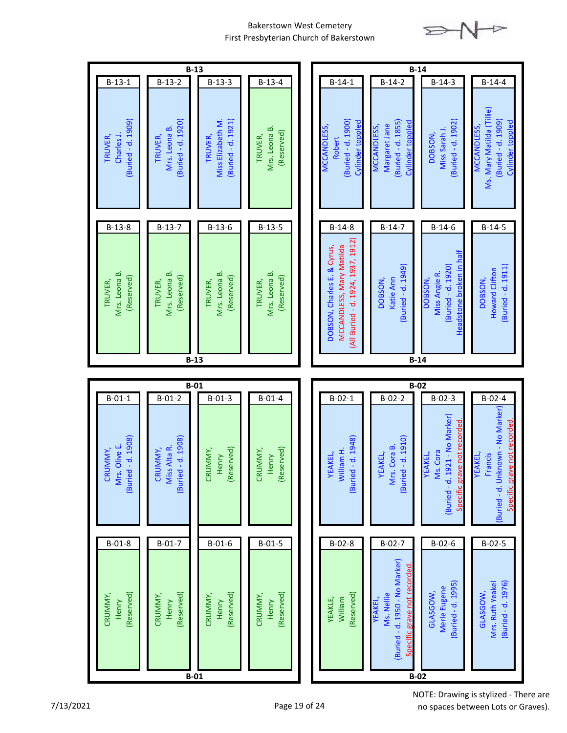# Bakerstown West Cemetery
## First Presbyterian Church of Bakerstown

## B-13

| Grave | Name | Notes |
|---|---|---|
| B-13-1 | TRUVER, Charles J. | (Buried - d. 1909) |
| B-13-2 | TRUVER, Mrs. Leona B. | (Buried - d. 1920) |
| B-13-3 | TRUVER, Miss Elizabeth M. | (Buried - d. 1921) |
| B-13-4 | TRUVER, Mrs. Leona B. | (Reserved) |
| B-13-5 | TRUVER, Mrs. Leona B. | (Reserved) |
| B-13-6 | TRUVER, Mrs. Leona B. | (Reserved) |
| B-13-7 | TRUVER, Mrs. Leona B. | (Reserved) |
| B-13-8 | TRUVER, Mrs. Leona B. | (Reserved) |

## B-14

| Grave | Name | Notes |
|---|---|---|
| B-14-1 | MCCANDLESS, Robert | (Buried - d. 1900) Cylinder toppled |
| B-14-2 | MCCANDLESS, Margaret Jane | (Buried - d. 1855) Cylinder toppled |
| B-14-3 | DOBSON, Miss Sarah J. | (Buried - d. 1902) |
| B-14-4 | MCCANDLESS, Ms. Mary Matilda (Tillie) | (Buried - d. 1909) Cylinder toppled |
| B-14-5 | DOBSON, Howard Clifton | (Buried - d. 1911) |
| B-14-6 | DOBSON, Miss Angie R. | (Buried - d. 1920) Headstone broken in half |
| B-14-7 | DOBSON, Katie Ann | (Buried - d. 1949) |
| B-14-8 | DOBSON, Charles E. & Cyrus, MCCANDLESS, Mary Matilda | (All Buried - d. 1924, 1937, 1912) |

## B-01

| Grave | Name | Notes |
|---|---|---|
| B-01-1 | CRUMMY, Mrs. Olive E. | (Buried - d. 1908) |
| B-01-2 | CRUMMY, Miss Alta R. | (Buried - d. 1908) |
| B-01-3 | CRUMMY, Henry | (Reserved) |
| B-01-4 | CRUMMY, Henry | (Reserved) |
| B-01-5 | CRUMMY, Henry | (Reserved) |
| B-01-6 | CRUMMY, Henry | (Reserved) |
| B-01-7 | CRUMMY, Henry | (Reserved) |
| B-01-8 | CRUMMY, Henry | (Reserved) |

## B-02

| Grave | Name | Notes |
|---|---|---|
| B-02-1 | YEAKEL, William H. | (Buried - d. 1948) |
| B-02-2 | YEAKEL, Mrs. Cora B. | (Buried - d. 1910) |
| B-02-3 | YEAKEL, Ms. Cora | (Buried - d. 1921 - No Marker) Specific grave not recorded. |
| B-02-4 | YEAKEL, Francis | (Buried - d. Unknown - No Marker) Specific grave not recorded. |
| B-02-5 | GLASGOW, Mrs. Ruth Yeakel | (Buried - d. 1976) |
| B-02-6 | GLASGOW, Merle Eugene | (Buried - d. 1995) |
| B-02-7 | YEAKEL, Ms. Nellie | (Buried - d. 1950 - No Marker) Specific grave not recorded. |
| B-02-8 | YEAKLE, William | (Reserved) |

NOTE: Drawing is stylized - There are no spaces between Lots or Graves).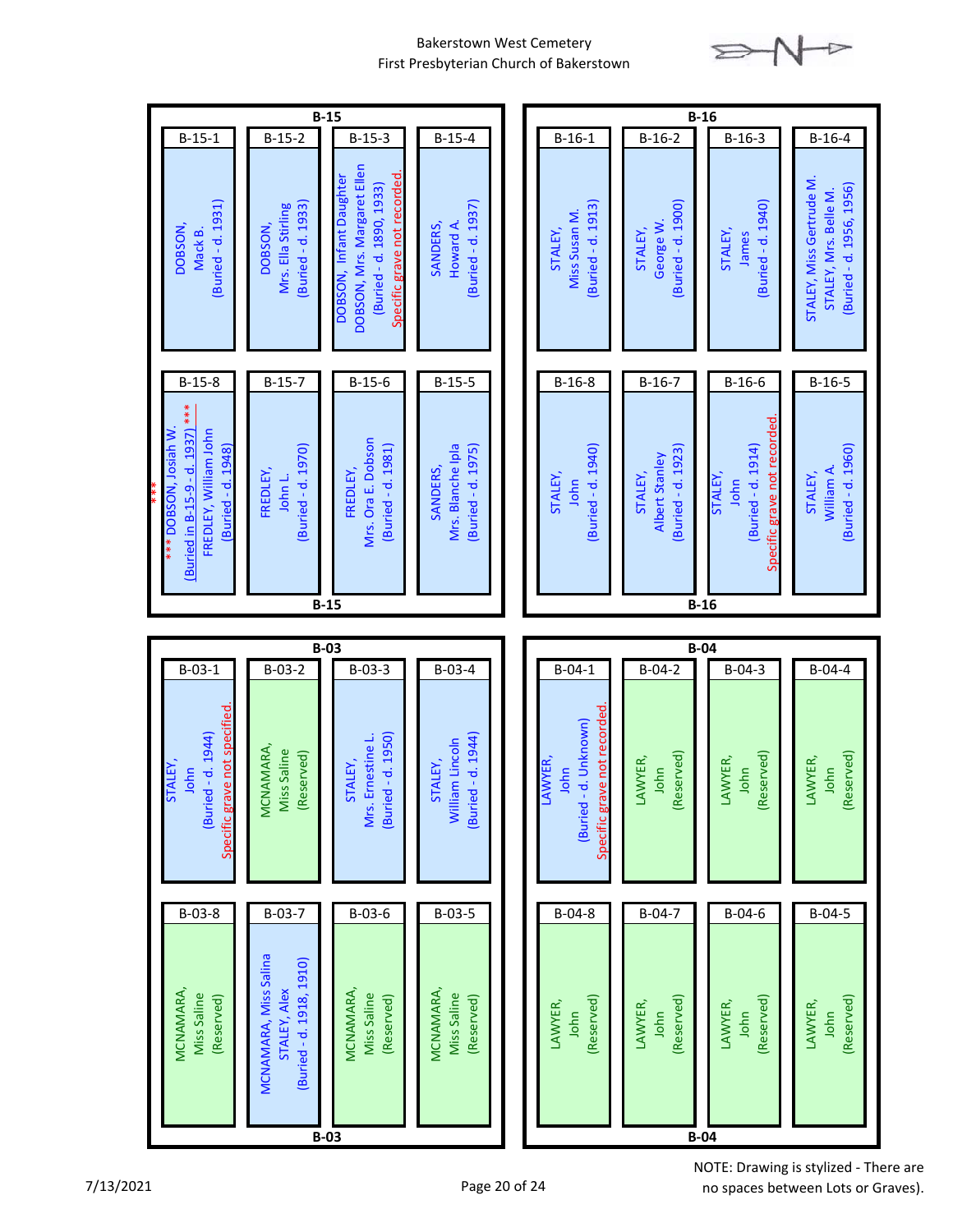# Bakerstown West Cemetery
## First Presbyterian Church of Bakerstown

### B-15

| B-15-1 | B-15-2 | B-15-3 | B-15-4 |
|---|---|---|---|
| DOBSON, Mack B. (Buried - d. 1931) | DOBSON, Mrs. Ella Stirling (Buried - d. 1933) | DOBSON, Infant Daughter; DOBSON, Mrs. Margaret Ellen (Buried - d. 1890, 1933) Specific grave not recorded. | SANDERS, Howard A. (Buried - d. 1937) |

| B-15-8 | B-15-7 | B-15-6 | B-15-5 |
|---|---|---|---|
| *** DOBSON, Josiah W. (Buried in B-15-9 - d. 1937) ***; FREDLEY, William John (Buried - d. 1948) | FREDLEY, John L. (Buried - d. 1970) | FREDLEY, Mrs. Ora E. Dobson (Buried - d. 1981) | SANDERS, Mrs. Blanche Ipla (Buried - d. 1975) |

### B-16

| B-16-1 | B-16-2 | B-16-3 | B-16-4 |
|---|---|---|---|
| STALEY, Miss Susan M. (Buried - d. 1913) | STALEY, George W. (Buried - d. 1900) | STALEY, James (Buried - d. 1940) | STALEY, Miss Gertrude M.; STALEY, Mrs. Belle M. (Buried - d. 1956, 1956) |

| B-16-8 | B-16-7 | B-16-6 | B-16-5 |
|---|---|---|---|
| STALEY, John (Buried - d. 1940) | STALEY, Albert Stanley (Buried - d. 1923) | STALEY, John (Buried - d. 1914) Specific grave not recorded. | STALEY, William A. (Buried - d. 1960) |

### B-03

| B-03-1 | B-03-2 | B-03-3 | B-03-4 |
|---|---|---|---|
| STALEY, John (Buried - d. 1944) Specific grave not specified. | MCNAMARA, Miss Saline (Reserved) | STALEY, Mrs. Ernestine L. (Buried - d. 1950) | STALEY, William Lincoln (Buried - d. 1944) |

| B-03-8 | B-03-7 | B-03-6 | B-03-5 |
|---|---|---|---|
| MCNAMARA, Miss Saline (Reserved) | MCNAMARA, Miss Salina; STALEY, Alex (Buried - d. 1918, 1910) | MCNAMARA, Miss Saline (Reserved) | MCNAMARA, Miss Saline (Reserved) |

### B-04

| B-04-1 | B-04-2 | B-04-3 | B-04-4 |
|---|---|---|---|
| LAWYER, John (Buried - d. Unknown) Specific grave not recorded. | LAWYER, John (Reserved) | LAWYER, John (Reserved) | LAWYER, John (Reserved) |

| B-04-8 | B-04-7 | B-04-6 | B-04-5 |
|---|---|---|---|
| LAWYER, John (Reserved) | LAWYER, John (Reserved) | LAWYER, John (Reserved) | LAWYER, John (Reserved) |

NOTE: Drawing is stylized - There are no spaces between Lots or Graves).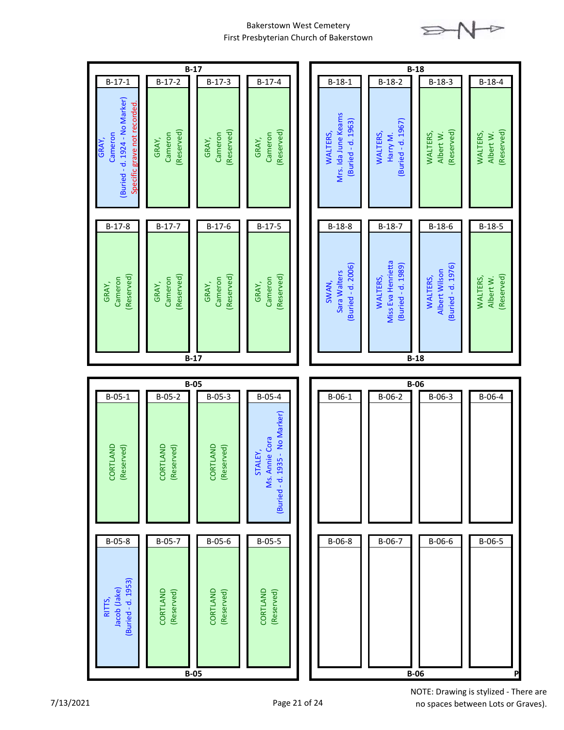Bakerstown West Cemetery
First Presbyterian Church of Bakerstown

## B-17

| B-17-1 | B-17-2 | B-17-3 | B-17-4 |
| --- | --- | --- | --- |
| GRAY, Cameron (Buried - d. 1924 - No Marker) Specific grave not recorded. | GRAY, Cameron (Reserved) | GRAY, Cameron (Reserved) | GRAY, Cameron (Reserved) |

| B-17-8 | B-17-7 | B-17-6 | B-17-5 |
| --- | --- | --- | --- |
| GRAY, Cameron (Reserved) | GRAY, Cameron (Reserved) | GRAY, Cameron (Reserved) | GRAY, Cameron (Reserved) |

## B-18

| B-18-1 | B-18-2 | B-18-3 | B-18-4 |
| --- | --- | --- | --- |
| WALTERS, Mrs. Ida June Kearns (Buried - d. 1963) | WALTERS, Harry M. (Buried - d. 1967) | WALTERS, Albert W. (Reserved) | WALTERS, Albert W. (Reserved) |

| B-18-8 | B-18-7 | B-18-6 | B-18-5 |
| --- | --- | --- | --- |
| SWAN, Sara Walters (Buried - d. 2006) | WALTERS, Miss Eva Henrietta (Buried - d. 1989) | WALTERS, Albert Wilson (Buried - d. 1976) | WALTERS, Albert W. (Reserved) |

## B-05

| B-05-1 | B-05-2 | B-05-3 | B-05-4 |
| --- | --- | --- | --- |
| CORTLAND (Reserved) | CORTLAND (Reserved) | CORTLAND (Reserved) | STALEY, Ms. Annie Cora (Buried - d. 1935 - No Marker) |

| B-05-8 | B-05-7 | B-05-6 | B-05-5 |
| --- | --- | --- | --- |
| RITTS, Jacob (Jake) (Buried - d. 1953) | CORTLAND (Reserved) | CORTLAND (Reserved) | CORTLAND (Reserved) |

## B-06

| B-06-1 | B-06-2 | B-06-3 | B-06-4 |
| --- | --- | --- | --- |
| | | | |

| B-06-8 | B-06-7 | B-06-6 | B-06-5 |
| --- | --- | --- | --- |
| | | | |

P

7/13/2021

NOTE: Drawing is stylized - There are no spaces between Lots or Graves).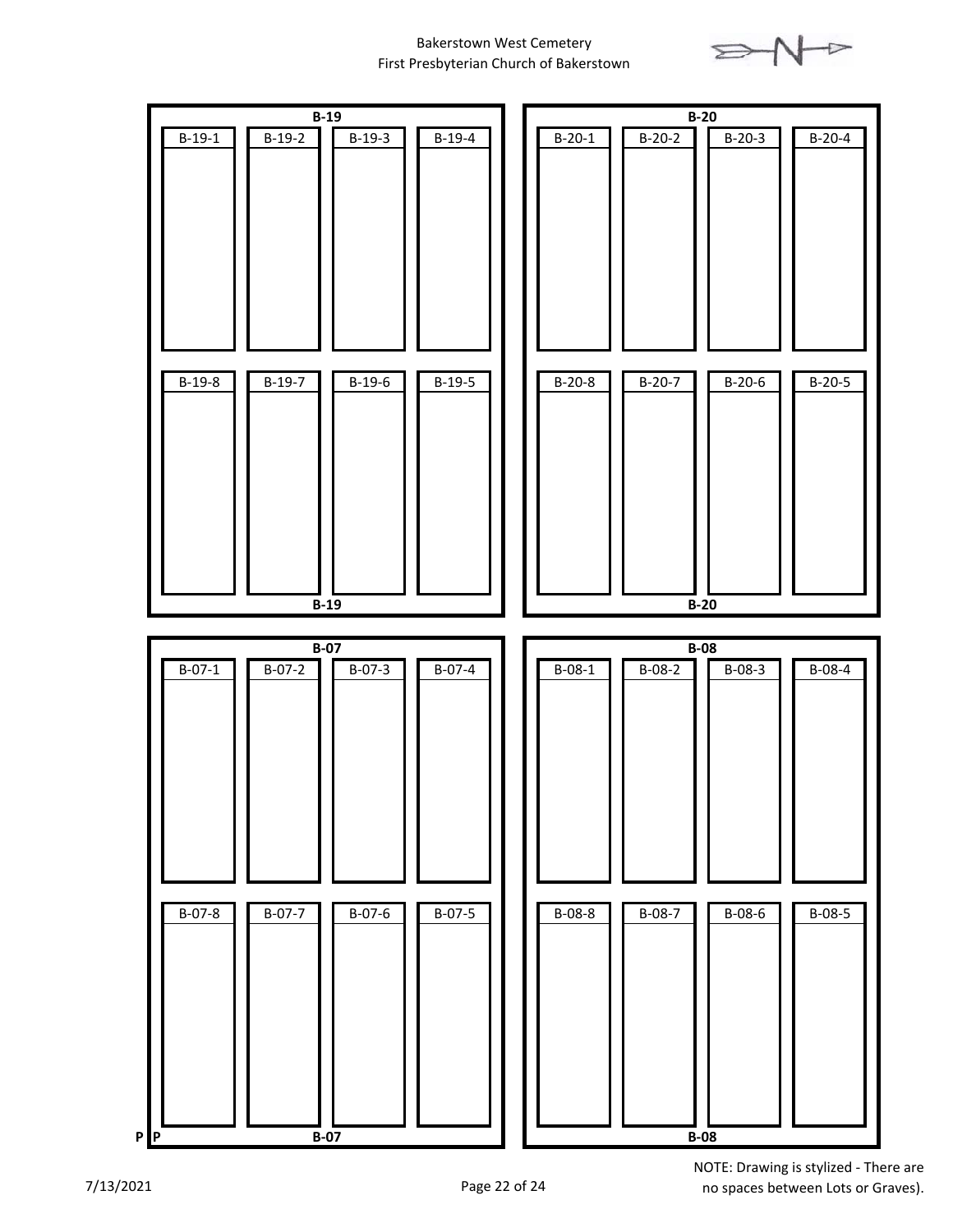Bakerstown West Cemetery
First Presbyterian Church of Bakerstown

N

**B-19**

| B-19-1 | B-19-2 | B-19-3 | B-19-4 |
|---|---|---|---|
| B-19-8 | B-19-7 | B-19-6 | B-19-5 |

**B-19**

**B-20**

| B-20-1 | B-20-2 | B-20-3 | B-20-4 |
|---|---|---|---|
| B-20-8 | B-20-7 | B-20-6 | B-20-5 |

**B-20**

**B-07**

| B-07-1 | B-07-2 | B-07-3 | B-07-4 |
|---|---|---|---|
| B-07-8 | B-07-7 | B-07-6 | B-07-5 |

**P P** **B-07**

**B-08**

| B-08-1 | B-08-2 | B-08-3 | B-08-4 |
|---|---|---|---|
| B-08-8 | B-08-7 | B-08-6 | B-08-5 |

**B-08**

7/13/2021

NOTE: Drawing is stylized - There are no spaces between Lots or Graves).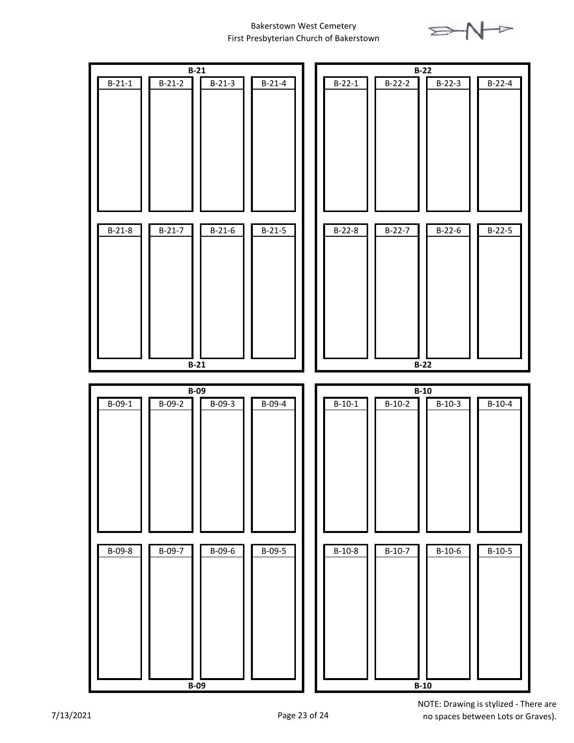Bakerstown West Cemetery
First Presbyterian Church of Bakerstown

**B-21**

| B-21-1 | B-21-2 | B-21-3 | B-21-4 |
|---|---|---|---|
| B-21-8 | B-21-7 | B-21-6 | B-21-5 |

**B-22**

| B-22-1 | B-22-2 | B-22-3 | B-22-4 |
|---|---|---|---|
| B-22-8 | B-22-7 | B-22-6 | B-22-5 |

**B-09**

| B-09-1 | B-09-2 | B-09-3 | B-09-4 |
|---|---|---|---|
| B-09-8 | B-09-7 | B-09-6 | B-09-5 |

**B-10**

| B-10-1 | B-10-2 | B-10-3 | B-10-4 |
|---|---|---|---|
| B-10-8 | B-10-7 | B-10-6 | B-10-5 |

7/13/2021

NOTE: Drawing is stylized - There are no spaces between Lots or Graves).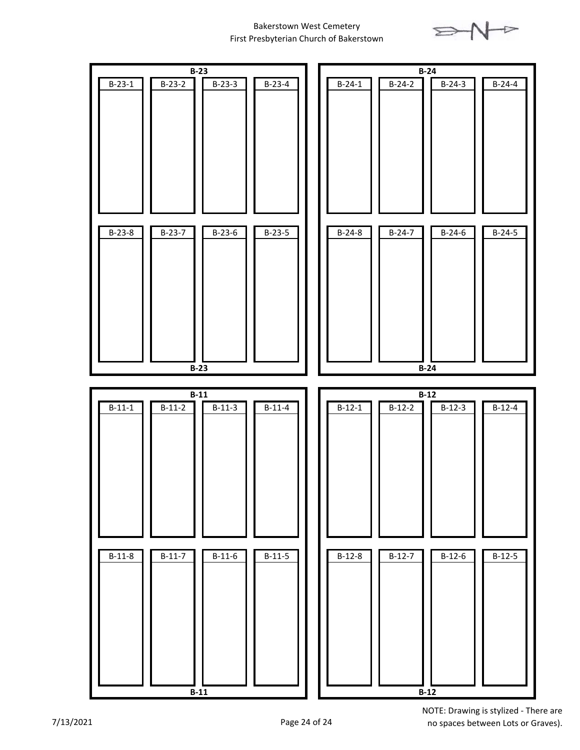Bakerstown West Cemetery
First Presbyterian Church of Bakerstown

N

**B-23**

| B-23-1 | B-23-2 | B-23-3 | B-23-4 |
| --- | --- | --- | --- |
| | | | |

| B-23-8 | B-23-7 | B-23-6 | B-23-5 |
| --- | --- | --- | --- |
| | | | |

**B-23**

**B-24**

| B-24-1 | B-24-2 | B-24-3 | B-24-4 |
| --- | --- | --- | --- |
| | | | |

| B-24-8 | B-24-7 | B-24-6 | B-24-5 |
| --- | --- | --- | --- |
| | | | |

**B-24**

**B-11**

| B-11-1 | B-11-2 | B-11-3 | B-11-4 |
| --- | --- | --- | --- |
| | | | |

| B-11-8 | B-11-7 | B-11-6 | B-11-5 |
| --- | --- | --- | --- |
| | | | |

**B-11**

**B-12**

| B-12-1 | B-12-2 | B-12-3 | B-12-4 |
| --- | --- | --- | --- |
| | | | |

| B-12-8 | B-12-7 | B-12-6 | B-12-5 |
| --- | --- | --- | --- |
| | | | |

**B-12**

7/13/2021

NOTE: Drawing is stylized - There are no spaces between Lots or Graves).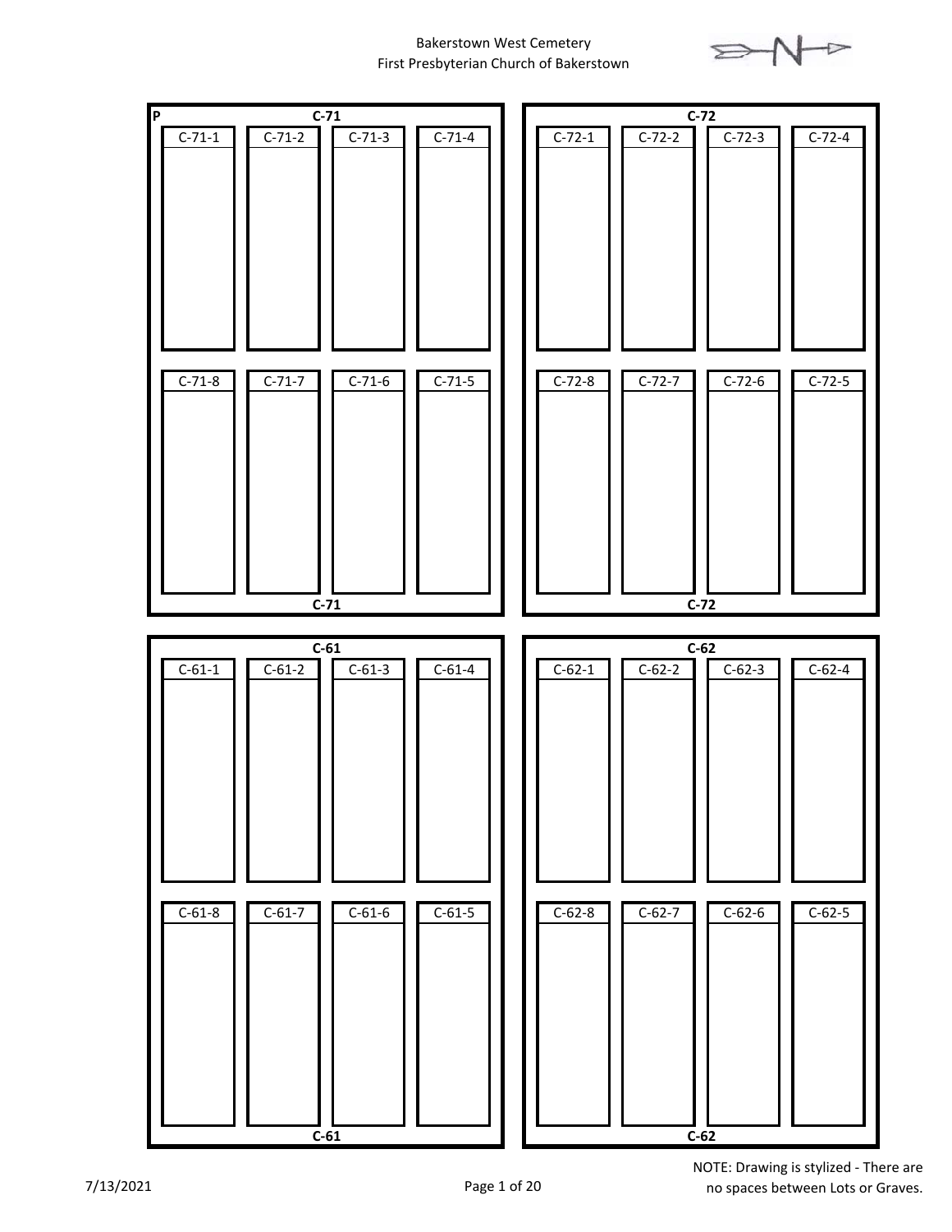Bakerstown West Cemetery
First Presbyterian Church of Bakerstown

N

P

**C-71**

| C-71-1 | C-71-2 | C-71-3 | C-71-4 |
|---|---|---|---|
| | | | |

| C-71-8 | C-71-7 | C-71-6 | C-71-5 |
|---|---|---|---|
| | | | |

**C-71**

**C-72**

| C-72-1 | C-72-2 | C-72-3 | C-72-4 |
|---|---|---|---|
| | | | |

| C-72-8 | C-72-7 | C-72-6 | C-72-5 |
|---|---|---|---|
| | | | |

**C-72**

**C-61**

| C-61-1 | C-61-2 | C-61-3 | C-61-4 |
|---|---|---|---|
| | | | |

| C-61-8 | C-61-7 | C-61-6 | C-61-5 |
|---|---|---|---|
| | | | |

**C-61**

**C-62**

| C-62-1 | C-62-2 | C-62-3 | C-62-4 |
|---|---|---|---|
| | | | |

| C-62-8 | C-62-7 | C-62-6 | C-62-5 |
|---|---|---|---|
| | | | |

**C-62**

7/13/2021

NOTE: Drawing is stylized - There are no spaces between Lots or Graves.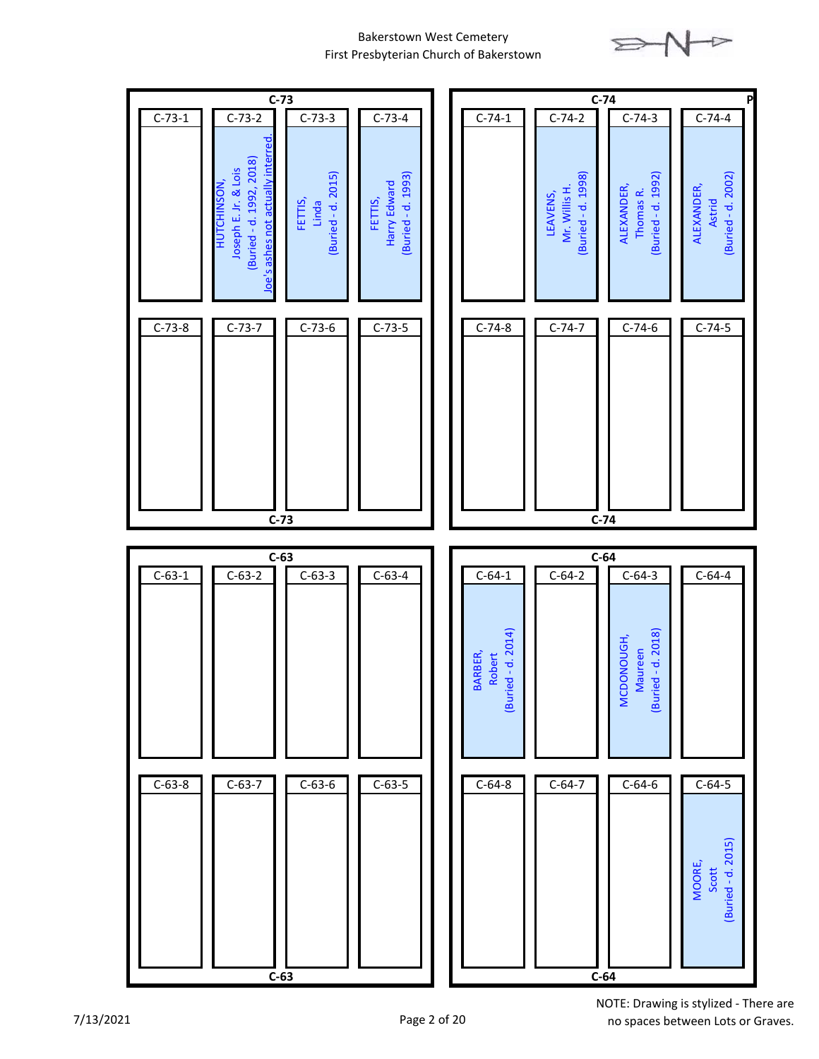Bakerstown West Cemetery
First Presbyterian Church of Bakerstown

## C-73

| C-73-1 | C-73-2 | C-73-3 | C-73-4 |
| --- | --- | --- | --- |
| | HUTCHINSON, Joseph E. Jr. & Lois (Buried - d. 1992, 2018) Joe's ashes not actually interred. | FETTIS, Linda (Buried - d. 2015) | FETTIS, Harry Edward (Buried - d. 1993) |

| C-73-8 | C-73-7 | C-73-6 | C-73-5 |
| --- | --- | --- | --- |
| | | | |

## C-74

| C-74-1 | C-74-2 | C-74-3 | C-74-4 |
| --- | --- | --- | --- |
| | LEAVENS, Mr. Willis H. (Buried - d. 1998) | ALEXANDER, Thomas R. (Buried - d. 1992) | ALEXANDER, Astrid (Buried - d. 2002) |

| C-74-8 | C-74-7 | C-74-6 | C-74-5 |
| --- | --- | --- | --- |
| | | | |

## C-63

| C-63-1 | C-63-2 | C-63-3 | C-63-4 |
| --- | --- | --- | --- |
| | | | |

| C-63-8 | C-63-7 | C-63-6 | C-63-5 |
| --- | --- | --- | --- |
| | | | |

## C-64

| C-64-1 | C-64-2 | C-64-3 | C-64-4 |
| --- | --- | --- | --- |
| BARBER, Robert (Buried - d. 2014) | | MCDONOUGH, Maureen (Buried - d. 2018) | |

| C-64-8 | C-64-7 | C-64-6 | C-64-5 |
| --- | --- | --- | --- |
| | | | MOORE, Scott (Buried - d. 2015) |

7/13/2021

NOTE: Drawing is stylized - There are no spaces between Lots or Graves.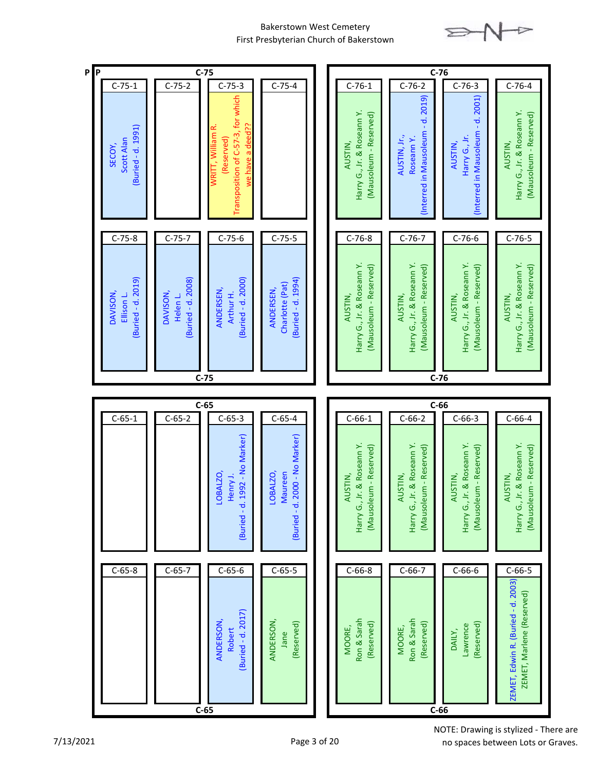# Bakerstown West Cemetery
## First Presbyterian Church of Bakerstown

P | P

### C-75

| C-75-1 | C-75-2 | C-75-3 | C-75-4 |
|---|---|---|---|
| SECOY, Scott Alan (Buried - d. 1991) | | WRITT, William R. (Reserved) Transposition of C-57-3, for which we have a deed?? | |

| C-75-8 | C-75-7 | C-75-6 | C-75-5 |
|---|---|---|---|
| DAVISON, Ellison L. (Buried - d. 2019) | DAVISON, Helen L. (Buried - d. 2008) | ANDERSEN, Arthur H. (Buried - d. 2000) | ANDERSEN, Charlotte (Pat) (Buried - d. 1994) |

### C-76

| C-76-1 | C-76-2 | C-76-3 | C-76-4 |
|---|---|---|---|
| AUSTIN, Harry G., Jr. & Roseann Y. (Mausoleum - Reserved) | AUSTIN, Jr., Roseann Y. (Interred in Mausoleum - d. 2019) | AUSTIN, Harry G., Jr. (Interred in Mausoleum - d. 2001) | AUSTIN, Harry G., Jr. & Roseann Y. (Mausoleum - Reserved) |

| C-76-8 | C-76-7 | C-76-6 | C-76-5 |
|---|---|---|---|
| AUSTIN, Harry G., Jr. & Roseann Y. (Mausoleum - Reserved) | AUSTIN, Harry G., Jr. & Roseann Y. (Mausoleum - Reserved) | AUSTIN, Harry G., Jr. & Roseann Y. (Mausoleum - Reserved) | AUSTIN, Harry G., Jr. & Roseann Y. (Mausoleum - Reserved) |

### C-65

| C-65-1 | C-65-2 | C-65-3 | C-65-4 |
|---|---|---|---|
| | | LOBALZO, Henry J. (Buried - d. 1992 - No Marker) | LOBALZO, Maureen (Buried - d. 2000 - No Marker) |

| C-65-8 | C-65-7 | C-65-6 | C-65-5 |
|---|---|---|---|
| | | ANDERSON, Robert (Buried - d. 2017) | ANDERSON, Jane (Reserved) |

### C-66

| C-66-1 | C-66-2 | C-66-3 | C-66-4 |
|---|---|---|---|
| AUSTIN, Harry G., Jr. & Roseann Y. (Mausoleum - Reserved) | AUSTIN, Harry G., Jr. & Roseann Y. (Mausoleum - Reserved) | AUSTIN, Harry G., Jr. & Roseann Y. (Mausoleum - Reserved) | AUSTIN, Harry G., Jr. & Roseann Y. (Mausoleum - Reserved) |

| C-66-8 | C-66-7 | C-66-6 | C-66-5 |
|---|---|---|---|
| MOORE, Ron & Sarah (Reserved) | MOORE, Ron & Sarah (Reserved) | DAILY, Lawrence (Reserved) | ZEMET, Edwin R. (Buried - d. 2003) ZEMET, Marlene (Reserved) |

7/13/2021

NOTE: Drawing is stylized - There are no spaces between Lots or Graves.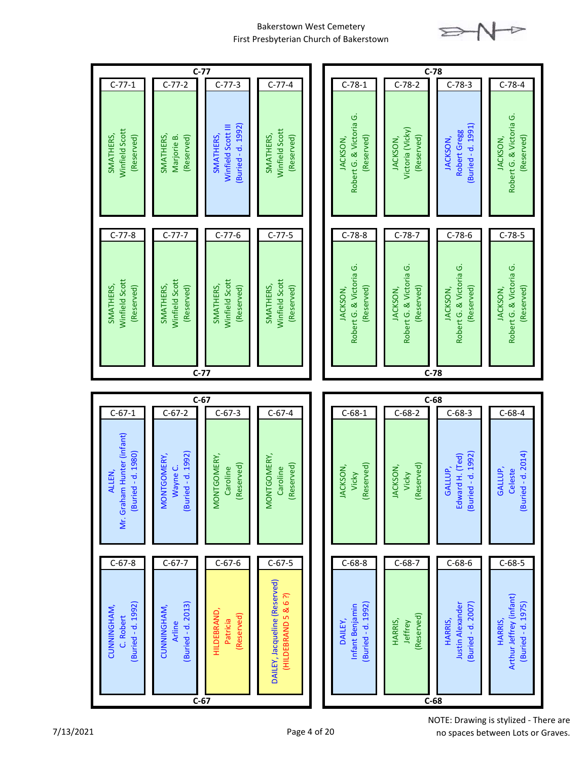Bakerstown West Cemetery
First Presbyterian Church of Bakerstown

## C-77

| C-77-1 | C-77-2 | C-77-3 | C-77-4 |
| --- | --- | --- | --- |
| SMATHERS, Winfield Scott (Reserved) | SMATHERS, Marjorie B. (Reserved) | SMATHERS, Winfield Scott III (Buried - d. 1992) | SMATHERS, Winfield Scott (Reserved) |
| **C-77-8** | **C-77-7** | **C-77-6** | **C-77-5** |
| SMATHERS, Winfield Scott (Reserved) | SMATHERS, Winfield Scott (Reserved) | SMATHERS, Winfield Scott (Reserved) | SMATHERS, Winfield Scott (Reserved) |

## C-78

| C-78-1 | C-78-2 | C-78-3 | C-78-4 |
| --- | --- | --- | --- |
| JACKSON, Robert G. & Victoria G. (Reserved) | JACKSON, Victoria (Vicky) (Reserved) | JACKSON, Robert Gregg (Buried - d. 1991) | JACKSON, Robert G. & Victoria G. (Reserved) |
| **C-78-8** | **C-78-7** | **C-78-6** | **C-78-5** |
| JACKSON, Robert G. & Victoria G. (Reserved) | JACKSON, Robert G. & Victoria G. (Reserved) | JACKSON, Robert G. & Victoria G. (Reserved) | JACKSON, Robert G. & Victoria G. (Reserved) |

## C-67

| C-67-1 | C-67-2 | C-67-3 | C-67-4 |
| --- | --- | --- | --- |
| ALLEN, Mr. Graham Hunter (infant) (Buried - d. 1980) | MONTGOMERY, Wayne C. (Buried - d. 1992) | MONTGOMERY, Caroline (Reserved) | MONTGOMERY, Caroline (Reserved) |
| **C-67-8** | **C-67-7** | **C-67-6** | **C-67-5** |
| CUNNINGHAM, C. Robert (Buried - d. 1992) | CUNNINGHAM, Arline (Buried - d. 2013) | HILDEBRAND, Patricia (Reserved) | DAILEY, Jacqueline (Reserved) (HILDEBRAND 5 & 6 ?) |

## C-68

| C-68-1 | C-68-2 | C-68-3 | C-68-4 |
| --- | --- | --- | --- |
| JACKSON, Vicky (Reserved) | JACKSON, Vicky (Reserved) | GALLUP, Edward H. (Ted) (Buried - d. 1992) | GALLUP, Celeste (Buried - d. 2014) |
| **C-68-8** | **C-68-7** | **C-68-6** | **C-68-5** |
| DAILEY, Infant Benjamin (Buried - d. 1992) | HARRIS, Jeffrey (Reserved) | HARRIS, Justin Alexander (Buried - d. 2007) | HARRIS, Arthur Jeffrey (infant) (Buried - d. 1975) |

NOTE: Drawing is stylized - There are no spaces between Lots or Graves.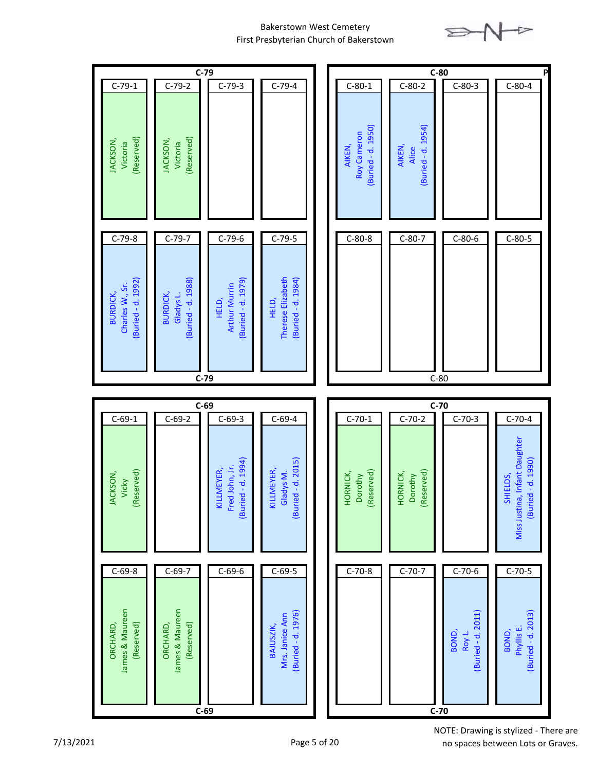Bakerstown West Cemetery
First Presbyterian Church of Bakerstown

## C-79

| C-79-1 | C-79-2 | C-79-3 | C-79-4 |
|---|---|---|---|
| JACKSON, Victoria (Reserved) | JACKSON, Victoria (Reserved) | | |

| C-79-8 | C-79-7 | C-79-6 | C-79-5 |
|---|---|---|---|
| BURDICK, Charles W., Sr. (Buried - d. 1992) | BURDICK, Gladys L. (Buried - d. 1988) | HELD, Arthur Murrin (Buried - d. 1979) | HELD, Therese Elizabeth (Buried - d. 1984) |

## C-80

| C-80-1 | C-80-2 | C-80-3 | C-80-4 |
|---|---|---|---|
| AIKEN, Roy Cameron (Buried - d. 1950) | AIKEN, Alice (Buried - d. 1954) | | |

| C-80-8 | C-80-7 | C-80-6 | C-80-5 |
|---|---|---|---|
| | | | |

## C-69

| C-69-1 | C-69-2 | C-69-3 | C-69-4 |
|---|---|---|---|
| JACKSON, Vicky (Reserved) | | KILLMEYER, Fred John, Jr. (Buried - d. 1994) | KILLMEYER, Gladys M. (Buried - d. 2015) |

| C-69-8 | C-69-7 | C-69-6 | C-69-5 |
|---|---|---|---|
| ORCHARD, James & Maureen (Reserved) | ORCHARD, James & Maureen (Reserved) | | BAJUSZIK, Mrs. Janice Ann (Buried - d. 1976) |

## C-70

| C-70-1 | C-70-2 | C-70-3 | C-70-4 |
|---|---|---|---|
| HORNICK, Dorothy (Reserved) | HORNICK, Dorothy (Reserved) | | SHIELDS, Miss Justina, Infant Daughter (Buried - d. 1990) |

| C-70-8 | C-70-7 | C-70-6 | C-70-5 |
|---|---|---|---|
| | | BOND, Roy L. (Buried - d. 2011) | BOND, Phyllis E. (Buried - d. 2013) |

7/13/2021

NOTE: Drawing is stylized - There are no spaces between Lots or Graves.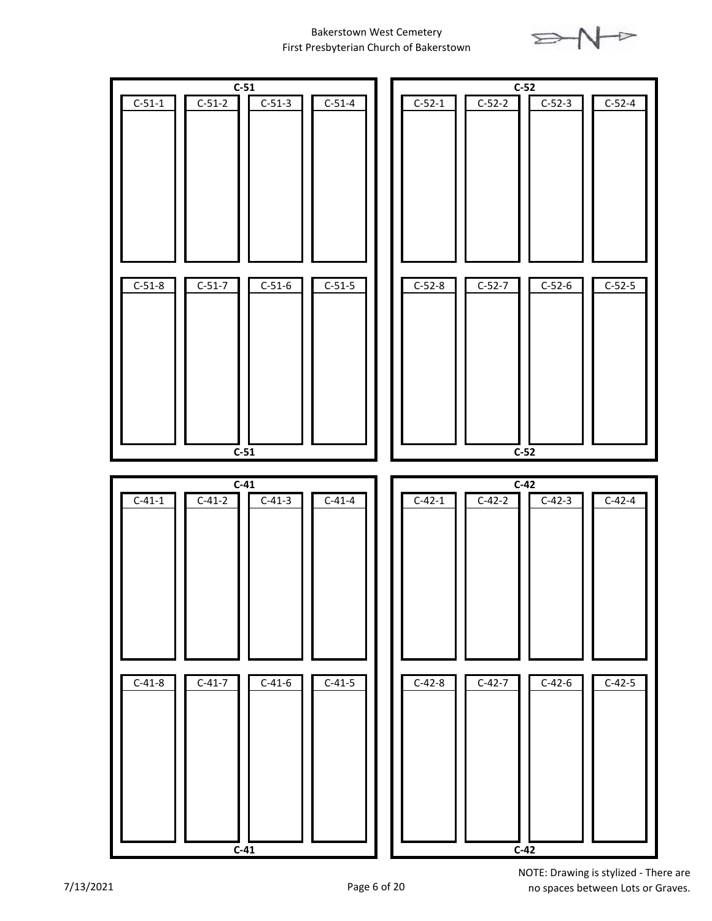Bakerstown West Cemetery
First Presbyterian Church of Bakerstown

N

**C-51**

| C-51-1 | C-51-2 | C-51-3 | C-51-4 |
|---|---|---|---|
| C-51-8 | C-51-7 | C-51-6 | C-51-5 |

**C-51**

**C-52**

| C-52-1 | C-52-2 | C-52-3 | C-52-4 |
|---|---|---|---|
| C-52-8 | C-52-7 | C-52-6 | C-52-5 |

**C-52**

**C-41**

| C-41-1 | C-41-2 | C-41-3 | C-41-4 |
|---|---|---|---|
| C-41-8 | C-41-7 | C-41-6 | C-41-5 |

**C-41**

**C-42**

| C-42-1 | C-42-2 | C-42-3 | C-42-4 |
|---|---|---|---|
| C-42-8 | C-42-7 | C-42-6 | C-42-5 |

**C-42**

7/13/2021

NOTE: Drawing is stylized - There are no spaces between Lots or Graves.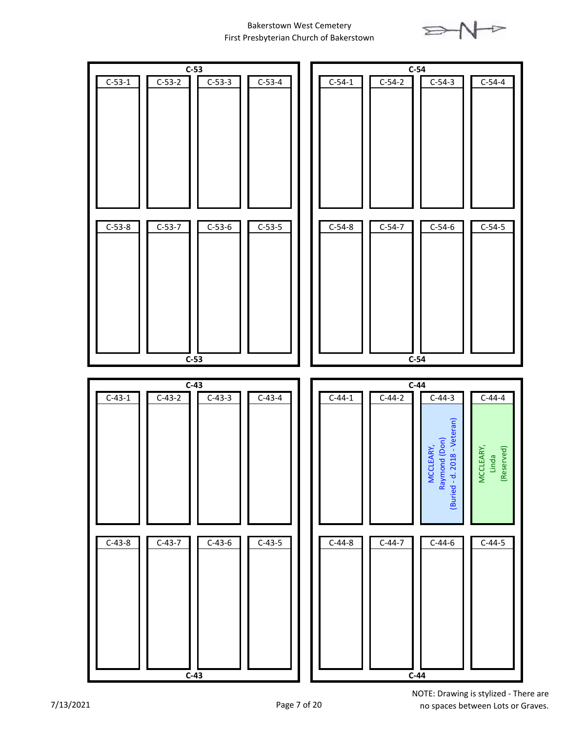# Bakerstown West Cemetery
## First Presbyterian Church of Bakerstown

### C-53

| C-53-1 | C-53-2 | C-53-3 | C-53-4 |
|---|---|---|---|
| | | | |

| C-53-8 | C-53-7 | C-53-6 | C-53-5 |
|---|---|---|---|
| | | | |

### C-54

| C-54-1 | C-54-2 | C-54-3 | C-54-4 |
|---|---|---|---|
| | | | |

| C-54-8 | C-54-7 | C-54-6 | C-54-5 |
|---|---|---|---|
| | | | |

### C-43

| C-43-1 | C-43-2 | C-43-3 | C-43-4 |
|---|---|---|---|
| | | | |

| C-43-8 | C-43-7 | C-43-6 | C-43-5 |
|---|---|---|---|
| | | | |

### C-44

| C-44-1 | C-44-2 | C-44-3 | C-44-4 |
|---|---|---|---|
| | | MCCLEARY, Raymond (Don) (Buried - d. 2018 - Veteran) | MCCLEARY, Linda (Reserved) |

| C-44-8 | C-44-7 | C-44-6 | C-44-5 |
|---|---|---|---|
| | | | |

7/13/2021

NOTE: Drawing is stylized - There are no spaces between Lots or Graves.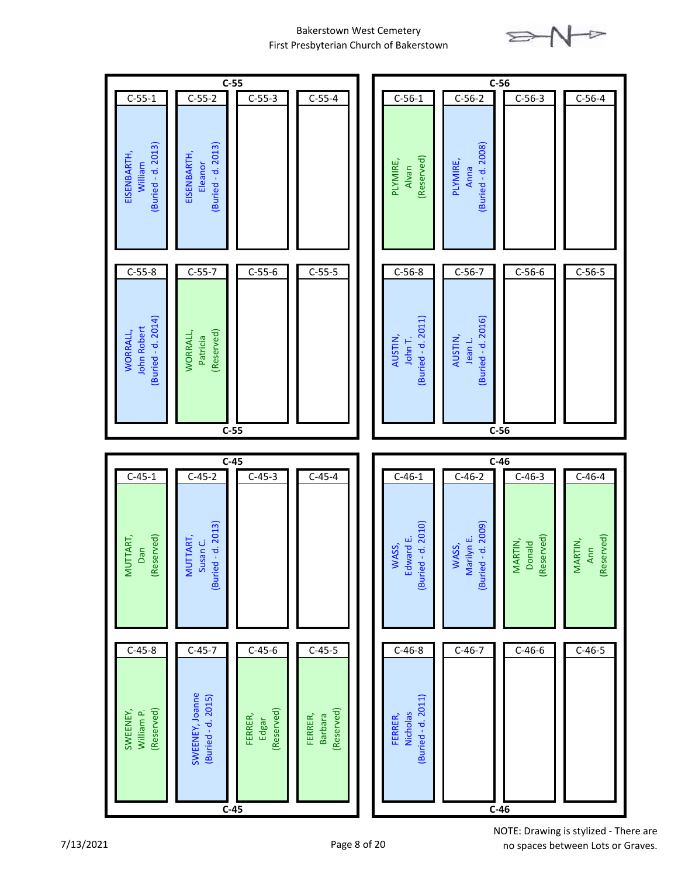# Bakerstown West Cemetery
## First Presbyterian Church of Bakerstown

N

### C-55

| C-55-1 | C-55-2 | C-55-3 | C-55-4 |
|---|---|---|---|
| EISENBARTH, William (Buried - d. 2013) | EISENBARTH, Eleanor (Buried - d. 2013) | | |

| C-55-8 | C-55-7 | C-55-6 | C-55-5 |
|---|---|---|---|
| WORRALL, John Robert (Buried - d. 2014) | WORRALL, Patricia (Reserved) | | |

### C-56

| C-56-1 | C-56-2 | C-56-3 | C-56-4 |
|---|---|---|---|
| PLYMIRE, Alvan (Reserved) | PLYMIRE, Anna (Buried - d. 2008) | | |

| C-56-8 | C-56-7 | C-56-6 | C-56-5 |
|---|---|---|---|
| AUSTIN, John T. (Buried - d. 2011) | AUSTIN, Jean L. (Buried - d. 2016) | | |

### C-45

| C-45-1 | C-45-2 | C-45-3 | C-45-4 |
|---|---|---|---|
| MUTTART, Dan (Reserved) | MUTTART, Susan C. (Buried - d. 2013) | | |

| C-45-8 | C-45-7 | C-45-6 | C-45-5 |
|---|---|---|---|
| SWEENEY, William P. (Reserved) | SWEENEY, Joanne (Buried - d. 2015) | FERRER, Edgar (Reserved) | FERRER, Barbara (Reserved) |

### C-46

| C-46-1 | C-46-2 | C-46-3 | C-46-4 |
|---|---|---|---|
| WASS, Edward E. (Buried - d. 2010) | WASS, Marilyn E. (Buried - d. 2009) | MARTIN, Donald (Reserved) | MARTIN, Ann (Reserved) |

| C-46-8 | C-46-7 | C-46-6 | C-46-5 |
|---|---|---|---|
| FERRER, Nicholas (Buried - d. 2011) | | | |

7/13/2021

NOTE: Drawing is stylized - There are no spaces between Lots or Graves.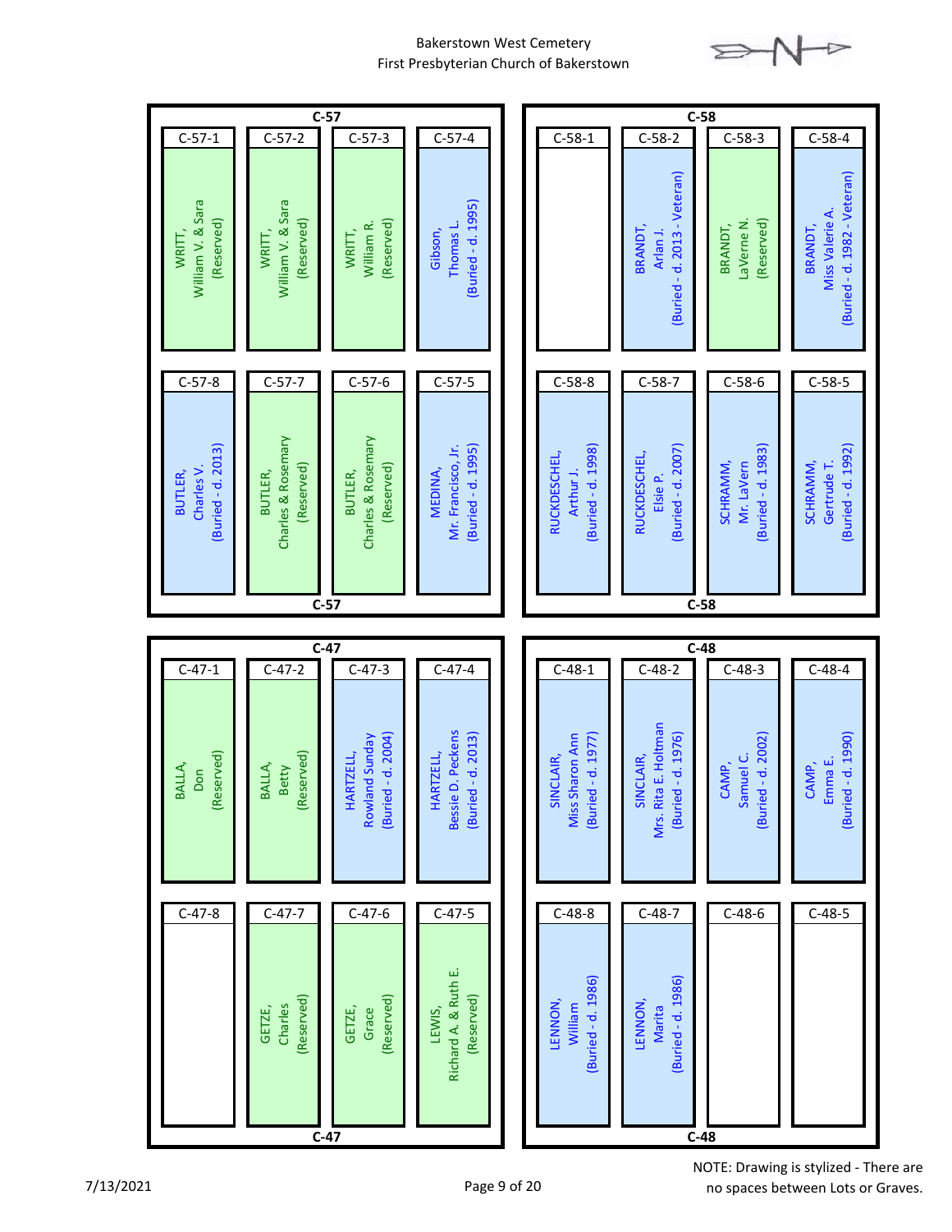# Bakerstown West Cemetery
## First Presbyterian Church of Bakerstown

### C-57

| C-57-1 | C-57-2 | C-57-3 | C-57-4 |
|---|---|---|---|
| WRITT, William V. & Sara (Reserved) | WRITT, William V. & Sara (Reserved) | WRITT, William R. (Reserved) | Gibson, Thomas L. (Buried - d. 1995) |

| C-57-8 | C-57-7 | C-57-6 | C-57-5 |
|---|---|---|---|
| BUTLER, Charles V. (Buried - d. 2013) | BUTLER, Charles & Rosemary (Reserved) | BUTLER, Charles & Rosemary (Reserved) | MEDINA, Mr. Francisco, Jr. (Buried - d. 1995) |

### C-58

| C-58-1 | C-58-2 | C-58-3 | C-58-4 |
|---|---|---|---|
| | BRANDT, Arlan J. (Buried - d. 2013 - Veteran) | BRANDT, LaVerne N. (Reserved) | BRANDT, Miss Valerie A. (Buried - d. 1982 - Veteran) |

| C-58-8 | C-58-7 | C-58-6 | C-58-5 |
|---|---|---|---|
| RUCKDESCHEL, Arthur J. (Buried - d. 1998) | RUCKDESCHEL, Elsie P. (Buried - d. 2007) | SCHRAMM, Mr. LaVern (Buried - d. 1983) | SCHRAMM, Gertrude T. (Buried - d. 1992) |

### C-47

| C-47-1 | C-47-2 | C-47-3 | C-47-4 |
|---|---|---|---|
| BALLA, Don (Reserved) | BALLA, Betty (Reserved) | HARTZELL, Rowland Sunday (Buried - d. 2004) | HARTZELL, Bessie D. Peckens (Buried - d. 2013) |

| C-47-8 | C-47-7 | C-47-6 | C-47-5 |
|---|---|---|---|
| | GETZE, Charles (Reserved) | GETZE, Grace (Reserved) | LEWIS, Richard A. & Ruth E. (Reserved) |

### C-48

| C-48-1 | C-48-2 | C-48-3 | C-48-4 |
|---|---|---|---|
| SINCLAIR, Miss Sharon Ann (Buried - d. 1977) | SINCLAIR, Mrs. Rita E. Holtman (Buried - d. 1976) | CAMP, Samuel C. (Buried - d. 2002) | CAMP, Emma E. (Buried - d. 1990) |

| C-48-8 | C-48-7 | C-48-6 | C-48-5 |
|---|---|---|---|
| LENNON, William (Buried - d. 1986) | LENNON, Marita (Buried - d. 1986) | | |

NOTE: Drawing is stylized - There are no spaces between Lots or Graves.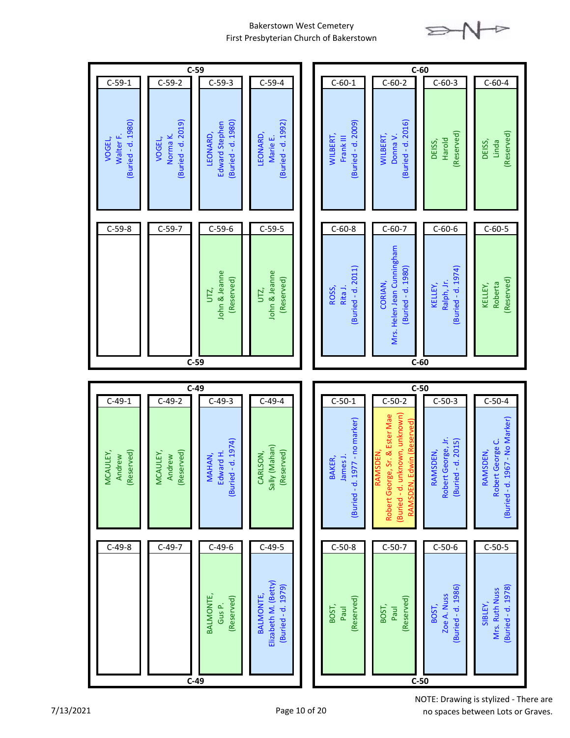Bakerstown West Cemetery
First Presbyterian Church of Bakerstown

## C-59

| Lot | Name | Status |
|---|---|---|
| C-59-1 | VOGEL, Walter F. | (Buried - d. 1980) |
| C-59-2 | VOGEL, Norma K. | (Buried - d. 2019) |
| C-59-3 | LEONARD, Edward Stephen | (Buried - d. 1980) |
| C-59-4 | LEONARD, Marie E. | (Buried - d. 1992) |
| C-59-5 | UTZ, John & Jeanne | (Reserved) |
| C-59-6 | UTZ, John & Jeanne | (Reserved) |
| C-59-7 | | |
| C-59-8 | | |

## C-60

| Lot | Name | Status |
|---|---|---|
| C-60-1 | WILBERT, Frank III | (Buried - d. 2009) |
| C-60-2 | WILBERT, Donna V. | (Buried - d. 2016) |
| C-60-3 | DEISS, Harold | (Reserved) |
| C-60-4 | DEISS, Linda | (Reserved) |
| C-60-5 | KELLEY, Roberta | (Reserved) |
| C-60-6 | KELLEY, Ralph, Jr. | (Buried - d. 1974) |
| C-60-7 | CORIAN, Mrs. Helen Jean Cunningham | (Buried - d. 1980) |
| C-60-8 | ROSS, Rita J. | (Buried - d. 2011) |

## C-49

| Lot | Name | Status |
|---|---|---|
| C-49-1 | MCAULEY, Andrew | (Reserved) |
| C-49-2 | MCAULEY, Andrew | (Reserved) |
| C-49-3 | MAHAN, Edward H. | (Buried - d. 1974) |
| C-49-4 | CARLSON, Sally (Mahan) | (Reserved) |
| C-49-5 | BALMONTE, Elizabeth M. (Betty) | (Buried - d. 1979) |
| C-49-6 | BALMONTE, Gus P. | (Reserved) |
| C-49-7 | | |
| C-49-8 | | |

## C-50

| Lot | Name | Status |
|---|---|---|
| C-50-1 | BAKER, James J. | (Buried - d. 1977 - no marker) |
| C-50-2 | RAMSDEN, Robert George, Sr. & Ester Mae; RAMSDEN, Edwin | (Buried - d. unknown, unknown) (Reserved) |
| C-50-3 | RAMSDEN, Robert George, Jr. | (Buried - d. 2015) |
| C-50-4 | RAMSDEN, Robert George C. | (Buried - d. 1967 - No Marker) |
| C-50-5 | SIBLEY, Mrs. Ruth Nuss | (Buried - d. 1978) |
| C-50-6 | BOST, Zoe A. Nuss | (Buried - d. 1986) |
| C-50-7 | BOST, Paul | (Reserved) |
| C-50-8 | BOST, Paul | (Reserved) |

7/13/2021

NOTE: Drawing is stylized - There are no spaces between Lots or Graves.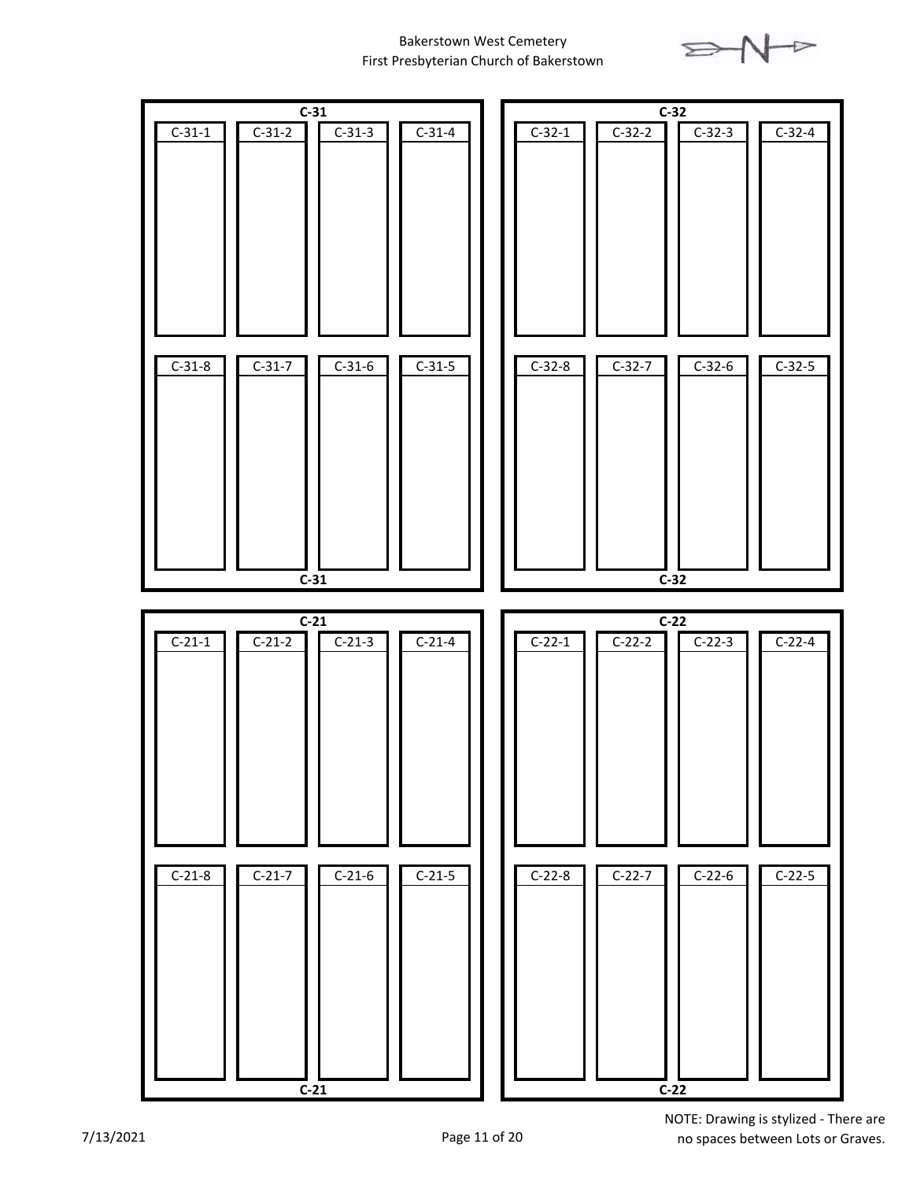Bakerstown West Cemetery
First Presbyterian Church of Bakerstown

**C-31**

| C-31-1 | C-31-2 | C-31-3 | C-31-4 |
|---|---|---|---|
| C-31-8 | C-31-7 | C-31-6 | C-31-5 |

**C-31**

**C-32**

| C-32-1 | C-32-2 | C-32-3 | C-32-4 |
|---|---|---|---|
| C-32-8 | C-32-7 | C-32-6 | C-32-5 |

**C-32**

**C-21**

| C-21-1 | C-21-2 | C-21-3 | C-21-4 |
|---|---|---|---|
| C-21-8 | C-21-7 | C-21-6 | C-21-5 |

**C-21**

**C-22**

| C-22-1 | C-22-2 | C-22-3 | C-22-4 |
|---|---|---|---|
| C-22-8 | C-22-7 | C-22-6 | C-22-5 |

**C-22**

7/13/2021

NOTE: Drawing is stylized - There are no spaces between Lots or Graves.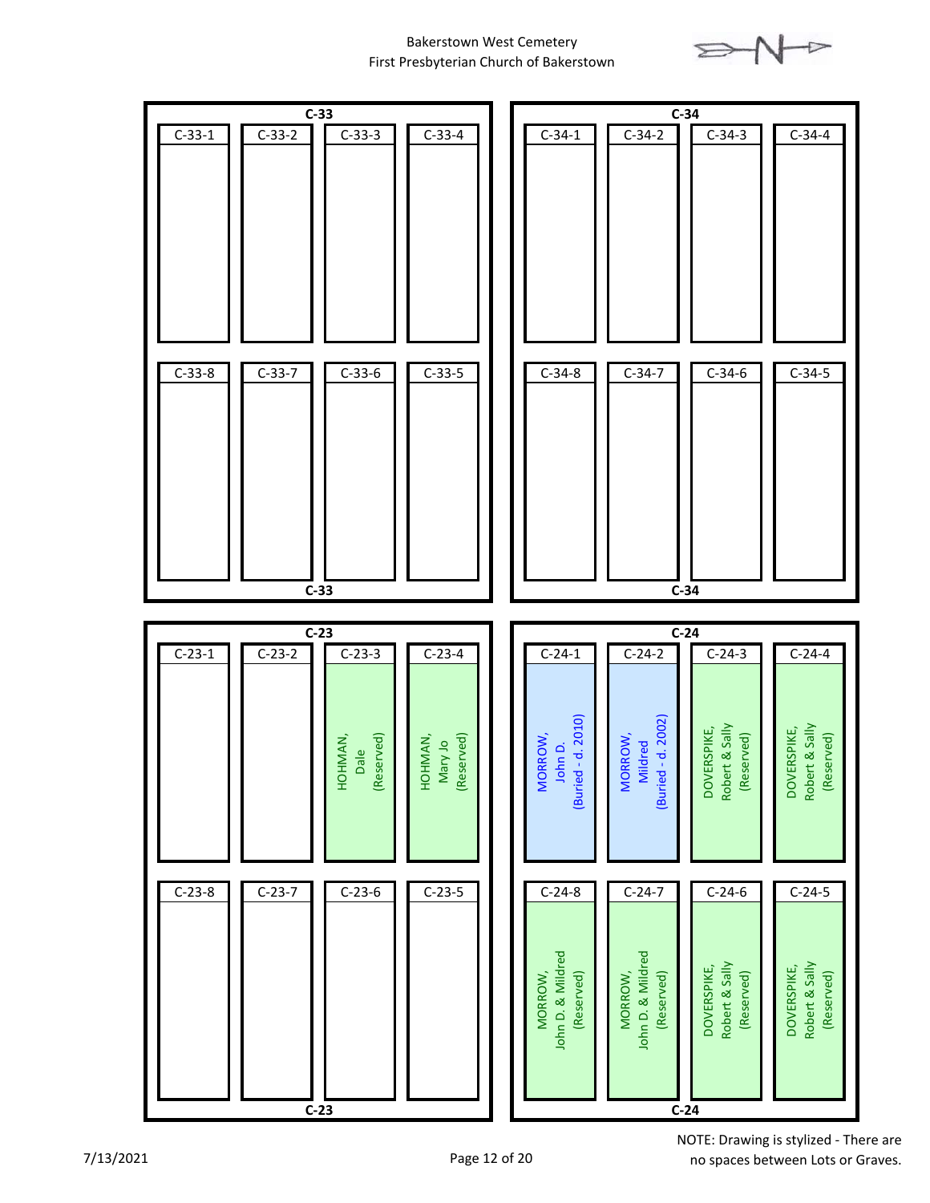Bakerstown West Cemetery
First Presbyterian Church of Bakerstown

## C-33

| C-33-1 | C-33-2 | C-33-3 | C-33-4 |
|---|---|---|---|
| | | | |

| C-33-8 | C-33-7 | C-33-6 | C-33-5 |
|---|---|---|---|
| | | | |

## C-34

| C-34-1 | C-34-2 | C-34-3 | C-34-4 |
|---|---|---|---|
| | | | |

| C-34-8 | C-34-7 | C-34-6 | C-34-5 |
|---|---|---|---|
| | | | |

## C-23

| C-23-1 | C-23-2 | C-23-3 | C-23-4 |
|---|---|---|---|
| | | HOHMAN, Dale (Reserved) | HOHMAN, Mary Jo (Reserved) |

| C-23-8 | C-23-7 | C-23-6 | C-23-5 |
|---|---|---|---|
| | | | |

## C-24

| C-24-1 | C-24-2 | C-24-3 | C-24-4 |
|---|---|---|---|
| MORROW, John D. (Buried - d. 2010) | MORROW, Mildred (Buried - d. 2002) | DOVERSPIKE, Robert & Sally (Reserved) | DOVERSPIKE, Robert & Sally (Reserved) |

| C-24-8 | C-24-7 | C-24-6 | C-24-5 |
|---|---|---|---|
| MORROW, John D. & Mildred (Reserved) | MORROW, John D. & Mildred (Reserved) | DOVERSPIKE, Robert & Sally (Reserved) | DOVERSPIKE, Robert & Sally (Reserved) |

7/13/2021

NOTE: Drawing is stylized - There are no spaces between Lots or Graves.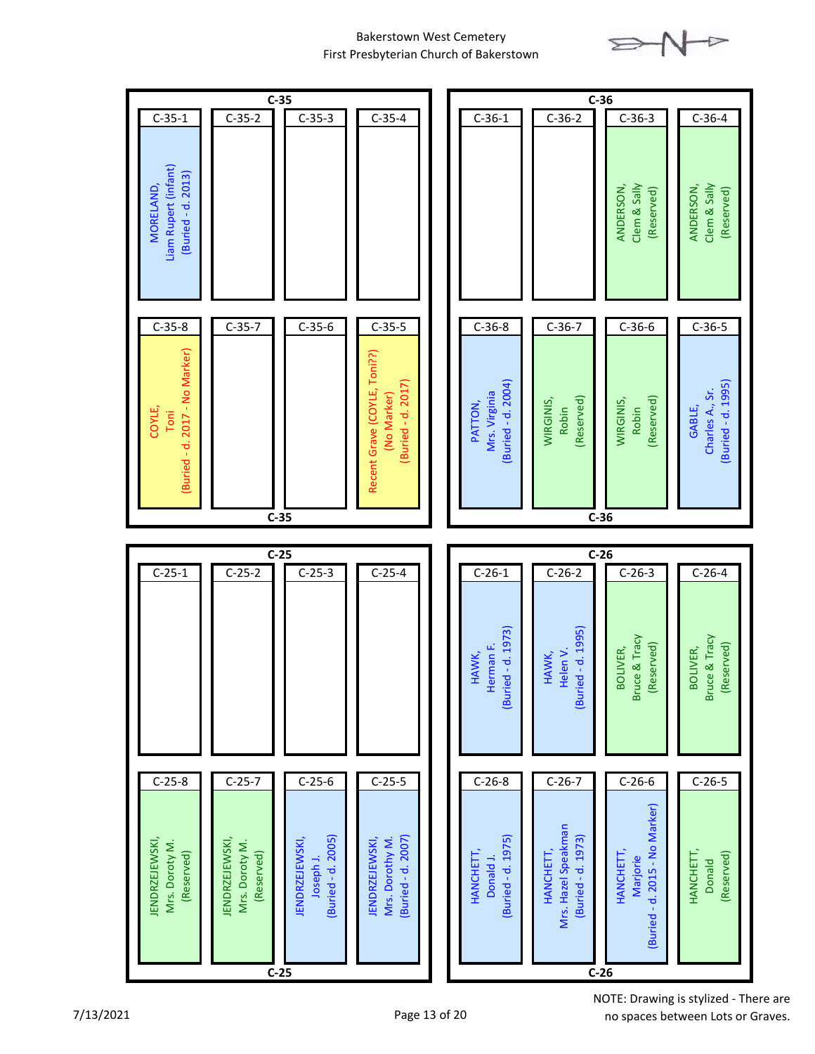# Bakerstown West Cemetery
First Presbyterian Church of Bakerstown

## C-35

| C-35-1 | C-35-2 | C-35-3 | C-35-4 |
|---|---|---|---|
| MORELAND, Liam Rupert (infant) (Buried - d. 2013) | | | |

| C-35-8 | C-35-7 | C-35-6 | C-35-5 |
|---|---|---|---|
| COYLE, Toni (Buried - d. 2017 - No Marker) | | | Recent Grave (COYLE, Toni??) (No Marker) (Buried - d. 2017) |

## C-36

| C-36-1 | C-36-2 | C-36-3 | C-36-4 |
|---|---|---|---|
| | | ANDERSON, Clem & Sally (Reserved) | ANDERSON, Clem & Sally (Reserved) |

| C-36-8 | C-36-7 | C-36-6 | C-36-5 |
|---|---|---|---|
| PATTON, Mrs. Virginia (Buried - d. 2004) | WIRGINIS, Robin (Reserved) | WIRGINIS, Robin (Reserved) | GABLE, Charles A., Sr. (Buried - d. 1995) |

## C-25

| C-25-1 | C-25-2 | C-25-3 | C-25-4 |
|---|---|---|---|
| | | | |

| C-25-8 | C-25-7 | C-25-6 | C-25-5 |
|---|---|---|---|
| JENDRZEJEWSKI, Mrs. Doroty M. (Reserved) | JENDRZEJEWSKI, Mrs. Doroty M. (Reserved) | JENDRZEJEWSKI, Joseph J. (Buried - d. 2005) | JENDRZEJEWSKI, Mrs. Dorothy M. (Buried - d. 2007) |

## C-26

| C-26-1 | C-26-2 | C-26-3 | C-26-4 |
|---|---|---|---|
| HAWK, Herman F. (Buried - d. 1973) | HAWK, Helen V. (Buried - d. 1995) | BOLIVER, Bruce & Tracy (Reserved) | BOLIVER, Bruce & Tracy (Reserved) |

| C-26-8 | C-26-7 | C-26-6 | C-26-5 |
|---|---|---|---|
| HANCHETT, Donald J. (Buried - d. 1975) | HANCHETT, Mrs. Hazel Speakman (Buried - d. 1973) | HANCHETT, Marjorie (Buried - d. 2015 - No Marker) | HANCHETT, Donald (Reserved) |

7/13/2021

NOTE: Drawing is stylized - There are no spaces between Lots or Graves.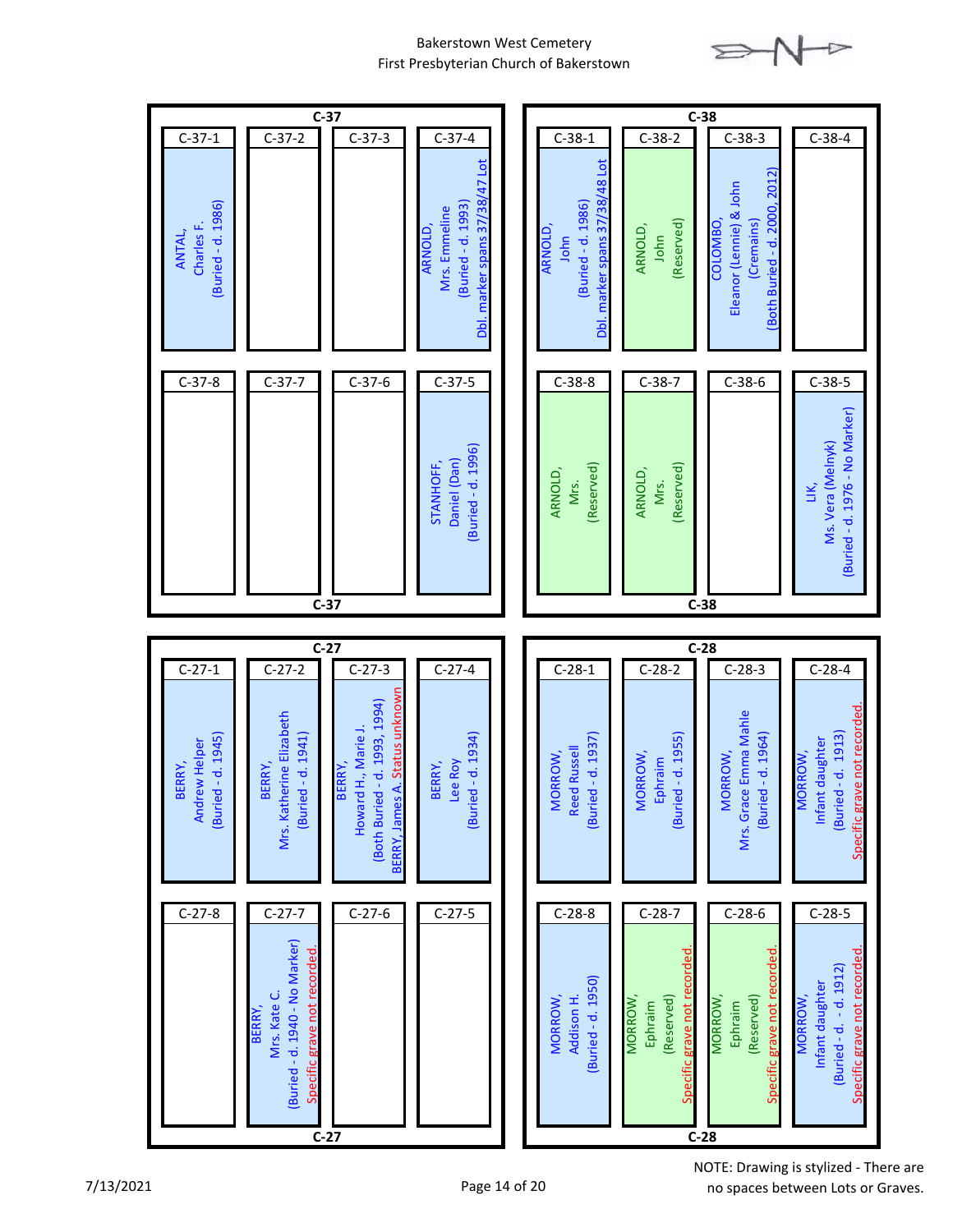Bakerstown West Cemetery
First Presbyterian Church of Bakerstown

## C-37

| C-37-1 | C-37-2 | C-37-3 | C-37-4 |
|---|---|---|---|
| ANTAL, Charles F. (Buried - d. 1986) | | | ARNOLD, Mrs. Emmeline (Buried - d. 1993) Dbl. marker spans 37/38/47 Lot |

| C-37-8 | C-37-7 | C-37-6 | C-37-5 |
|---|---|---|---|
| | | | STANHOFF, Daniel (Dan) (Buried - d. 1996) |

## C-38

| C-38-1 | C-38-2 | C-38-3 | C-38-4 |
|---|---|---|---|
| ARNOLD, John (Buried - d. 1986) Dbl. marker spans 37/38/48 Lot | ARNOLD, John (Reserved) | COLOMBO, Eleanor (Lennie) & John (Cremains) (Both Buried - d. 2000, 2012) | |

| C-38-8 | C-38-7 | C-38-6 | C-38-5 |
|---|---|---|---|
| ARNOLD, Mrs. (Reserved) | ARNOLD, Mrs. (Reserved) | | LIK, Ms. Vera (Melnyk) (Buried - d. 1976 - No Marker) |

## C-27

| C-27-1 | C-27-2 | C-27-3 | C-27-4 |
|---|---|---|---|
| BERRY, Andrew Helper (Buried - d. 1945) | BERRY, Mrs. Katherine Elizabeth (Buried - d. 1941) | BERRY, Howard H., Marie J. (Both Buried - d. 1993, 1994) BERRY, James A. Status unknown | BERRY, Lee Roy (Buried - d. 1934) |

| C-27-8 | C-27-7 | C-27-6 | C-27-5 |
|---|---|---|---|
| | BERRY, Mrs. Kate C. (Buried - d. 1940 - No Marker) Specific grave not recorded. | | |

## C-28

| C-28-1 | C-28-2 | C-28-3 | C-28-4 |
|---|---|---|---|
| MORROW, Reed Russell (Buried - d. 1937) | MORROW, Ephraim (Buried - d. 1955) | MORROW, Mrs. Grace Emma Mahle (Buried - d. 1964) | MORROW, Infant daughter (Buried - d. 1913) Specific grave not recorded. |

| C-28-8 | C-28-7 | C-28-6 | C-28-5 |
|---|---|---|---|
| MORROW, Addison H. (Buried - d. 1950) | MORROW, Ephraim (Reserved) Specific grave not recorded. | MORROW, Ephraim (Reserved) Specific grave not recorded. | MORROW, Infant daughter (Buried - d. - d. 1912) Specific grave not recorded. |

7/13/2021

NOTE: Drawing is stylized - There are no spaces between Lots or Graves.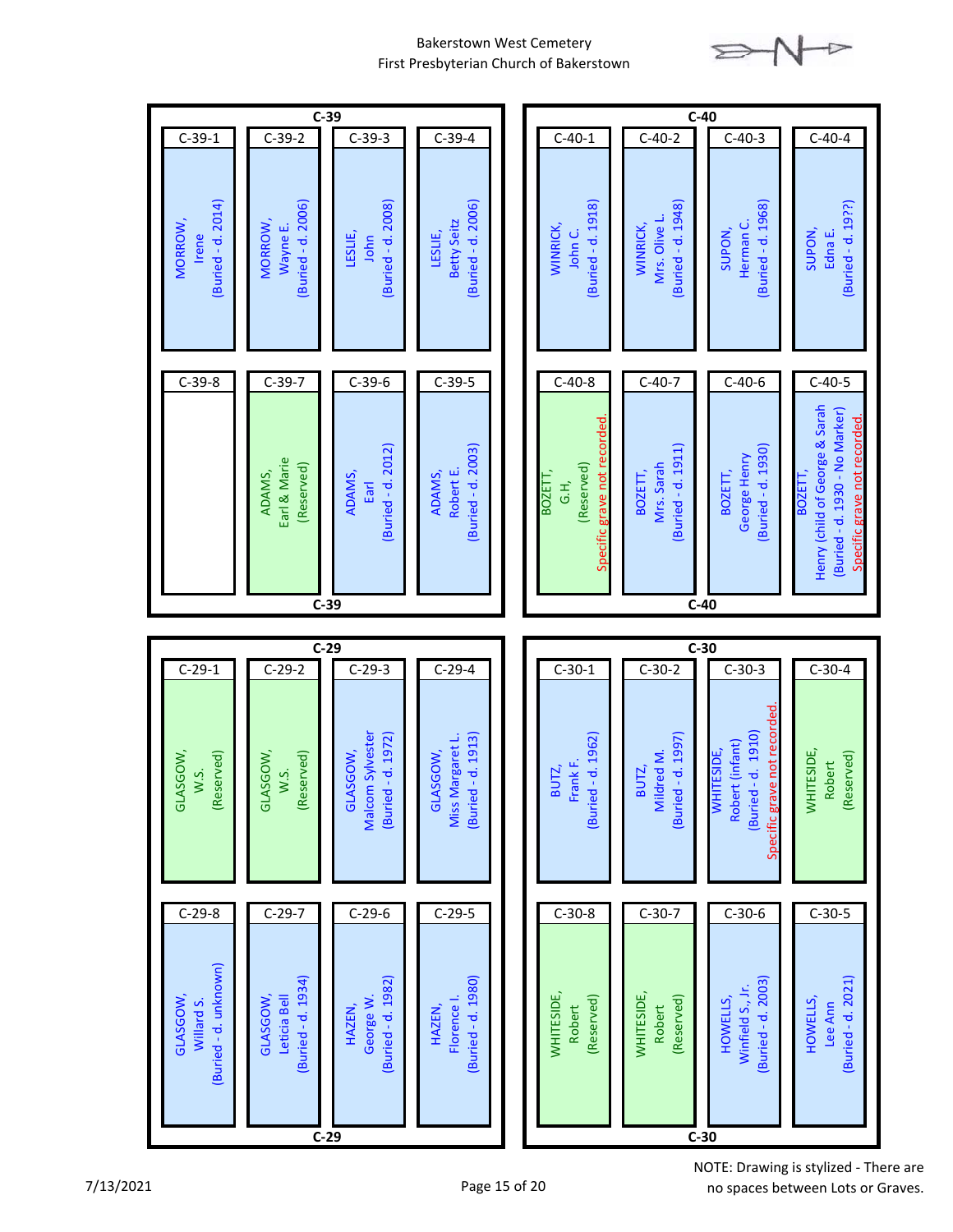# Bakerstown West Cemetery
First Presbyterian Church of Bakerstown

## C-39

| C-39-1 | C-39-2 | C-39-3 | C-39-4 |
|---|---|---|---|
| MORROW, Irene (Buried - d. 2014) | MORROW, Wayne E. (Buried - d. 2006) | LESLIE, John (Buried - d. 2008) | LESLIE, Betty Seitz (Buried - d. 2006) |

| C-39-8 | C-39-7 | C-39-6 | C-39-5 |
|---|---|---|---|
| | ADAMS, Earl & Marie (Reserved) | ADAMS, Earl (Buried - d. 2012) | ADAMS, Robert E. (Buried - d. 2003) |

## C-40

| C-40-1 | C-40-2 | C-40-3 | C-40-4 |
|---|---|---|---|
| WINRICK, John C. (Buried - d. 1918) | WINRICK, Mrs. Olive L. (Buried - d. 1948) | SUPON, Herman C. (Buried - d. 1968) | SUPON, Edna E. (Buried - d. 19??) |

| C-40-8 | C-40-7 | C-40-6 | C-40-5 |
|---|---|---|---|
| BOZETT, G.H, (Reserved) Specific grave not recorded. | BOZETT, Mrs. Sarah (Buried - d. 1911) | BOZETT, George Henry (Buried - d. 1930) | BOZETT, Henry (child of George & Sarah (Buried - d. 1930 - No Marker) Specific grave not recorded. |

## C-29

| C-29-1 | C-29-2 | C-29-3 | C-29-4 |
|---|---|---|---|
| GLASGOW, W.S. (Reserved) | GLASGOW, W.S. (Reserved) | GLASGOW, Malcom Sylvester (Buried - d. 1972) | GLASGOW, Miss Margaret L. (Buried - d. 1913) |

| C-29-8 | C-29-7 | C-29-6 | C-29-5 |
|---|---|---|---|
| GLASGOW, Willard S. (Buried - d. unknown) | GLASGOW, Leticia Bell (Buried - d. 1934) | HAZEN, George W. (Buried - d. 1982) | HAZEN, Florence I. (Buried - d. 1980) |

## C-30

| C-30-1 | C-30-2 | C-30-3 | C-30-4 |
|---|---|---|---|
| BUTZ, Frank F. (Buried - d. 1962) | BUTZ, Mildred M. (Buried - d. 1997) | WHITESIDE, Robert (infant) (Buried - d. 1910) Specific grave not recorded. | WHITESIDE, Robert (Reserved) |

| C-30-8 | C-30-7 | C-30-6 | C-30-5 |
|---|---|---|---|
| WHITESIDE, Robert (Reserved) | WHITESIDE, Robert (Reserved) | HOWELLS, Winfield S., Jr. (Buried - d. 2003) | HOWELLS, Lee Ann (Buried - d. 2021) |

7/13/2021

NOTE: Drawing is stylized - There are no spaces between Lots or Graves.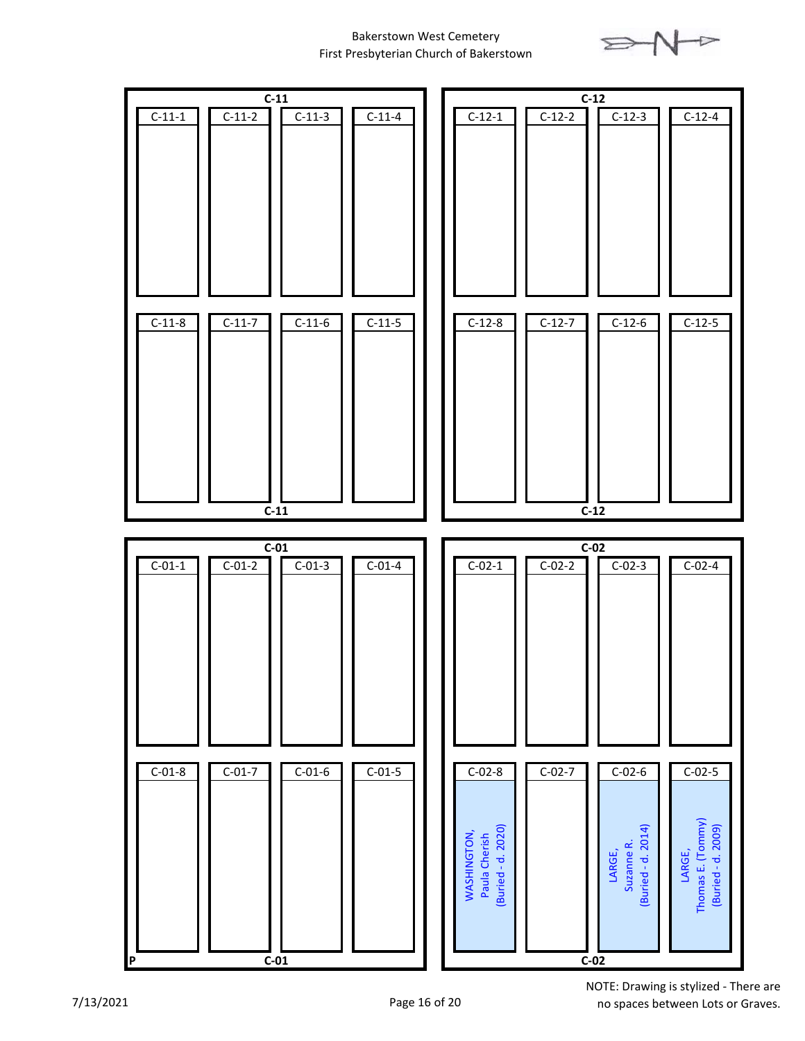Bakerstown West Cemetery
First Presbyterian Church of Bakerstown

N

## C-11

| C-11-1 | C-11-2 | C-11-3 | C-11-4 |
|---|---|---|---|
| | | | |

| C-11-8 | C-11-7 | C-11-6 | C-11-5 |
|---|---|---|---|
| | | | |

## C-12

| C-12-1 | C-12-2 | C-12-3 | C-12-4 |
|---|---|---|---|
| | | | |

| C-12-8 | C-12-7 | C-12-6 | C-12-5 |
|---|---|---|---|
| | | | |

## C-01

| C-01-1 | C-01-2 | C-01-3 | C-01-4 |
|---|---|---|---|
| | | | |

| C-01-8 | C-01-7 | C-01-6 | C-01-5 |
|---|---|---|---|
| | | | |

P

## C-02

| C-02-1 | C-02-2 | C-02-3 | C-02-4 |
|---|---|---|---|
| | | | |

| C-02-8 | C-02-7 | C-02-6 | C-02-5 |
|---|---|---|---|
| WASHINGTON, Paula Cherish (Buried - d. 2020) | | LARGE, Suzanne R. (Buried - d. 2014) | LARGE, Thomas E. (Tommy) (Buried - d. 2009) |

7/13/2021

NOTE: Drawing is stylized - There are no spaces between Lots or Graves.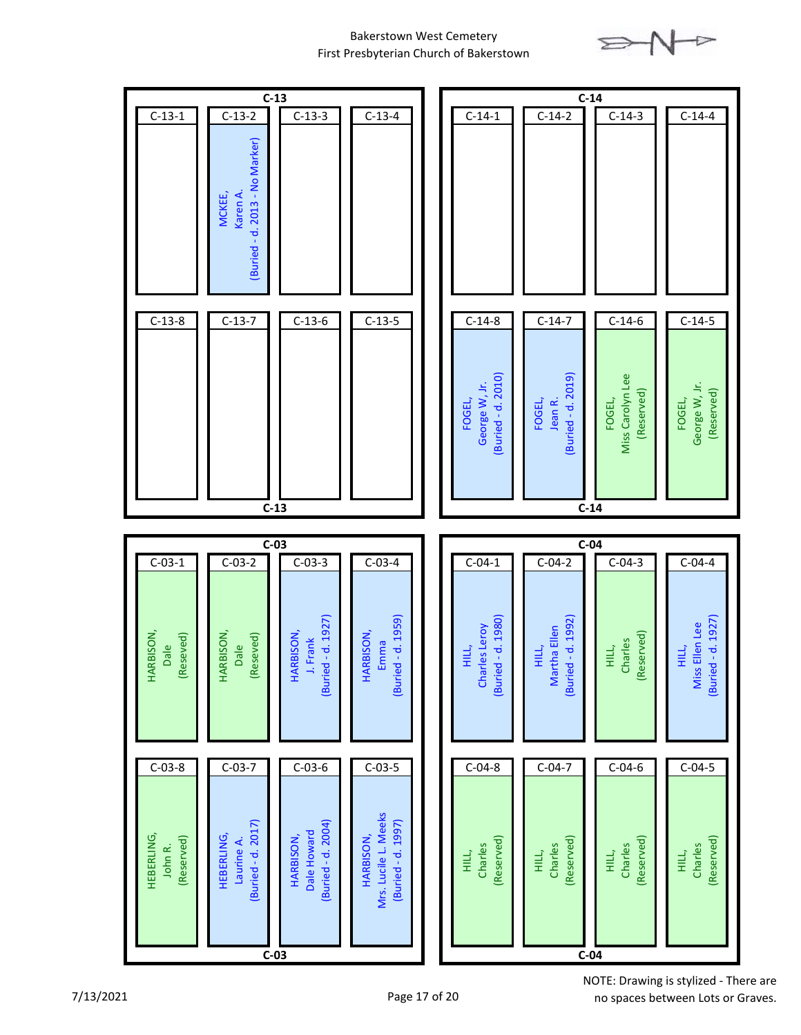Bakerstown West Cemetery
First Presbyterian Church of Bakerstown

## C-13

| C-13-1 | C-13-2 | C-13-3 | C-13-4 |
|---|---|---|---|
| | MCKEE, Karen A. (Buried - d. 2013 - No Marker) | | |

| C-13-8 | C-13-7 | C-13-6 | C-13-5 |
|---|---|---|---|
| | | | |

## C-14

| C-14-1 | C-14-2 | C-14-3 | C-14-4 |
|---|---|---|---|
| | | | |

| C-14-8 | C-14-7 | C-14-6 | C-14-5 |
|---|---|---|---|
| FOGEL, George W, Jr. (Buried - d. 2010) | FOGEL, Jean R. (Buried - d. 2019) | FOGEL, Miss Carolyn Lee (Reserved) | FOGEL, George W, Jr. (Reserved) |

## C-03

| C-03-1 | C-03-2 | C-03-3 | C-03-4 |
|---|---|---|---|
| HARBISON, Dale (Reseved) | HARBISON, Dale (Reseved) | HARBISON, J. Frank (Buried - d. 1927) | HARBISON, Emma (Buried - d. 1959) |

| C-03-8 | C-03-7 | C-03-6 | C-03-5 |
|---|---|---|---|
| HEBERLING, John R. (Reserved) | HEBERLING, Laurine A. (Buried - d. 2017) | HARBISON, Dale Howard (Buried - d. 2004) | HARBISON, Mrs. Lucile L. Meeks (Buried - d. 1997) |

## C-04

| C-04-1 | C-04-2 | C-04-3 | C-04-4 |
|---|---|---|---|
| HILL, Charles Leroy (Buried - d. 1980) | HILL, Martha Ellen (Buried - d. 1992) | HILL, Charles (Reserved) | HILL, Miss Ellen Lee (Buried - d. 1927) |

| C-04-8 | C-04-7 | C-04-6 | C-04-5 |
|---|---|---|---|
| HILL, Charles (Reserved) | HILL, Charles (Reserved) | HILL, Charles (Reserved) | HILL, Charles (Reserved) |

7/13/2021

NOTE: Drawing is stylized - There are no spaces between Lots or Graves.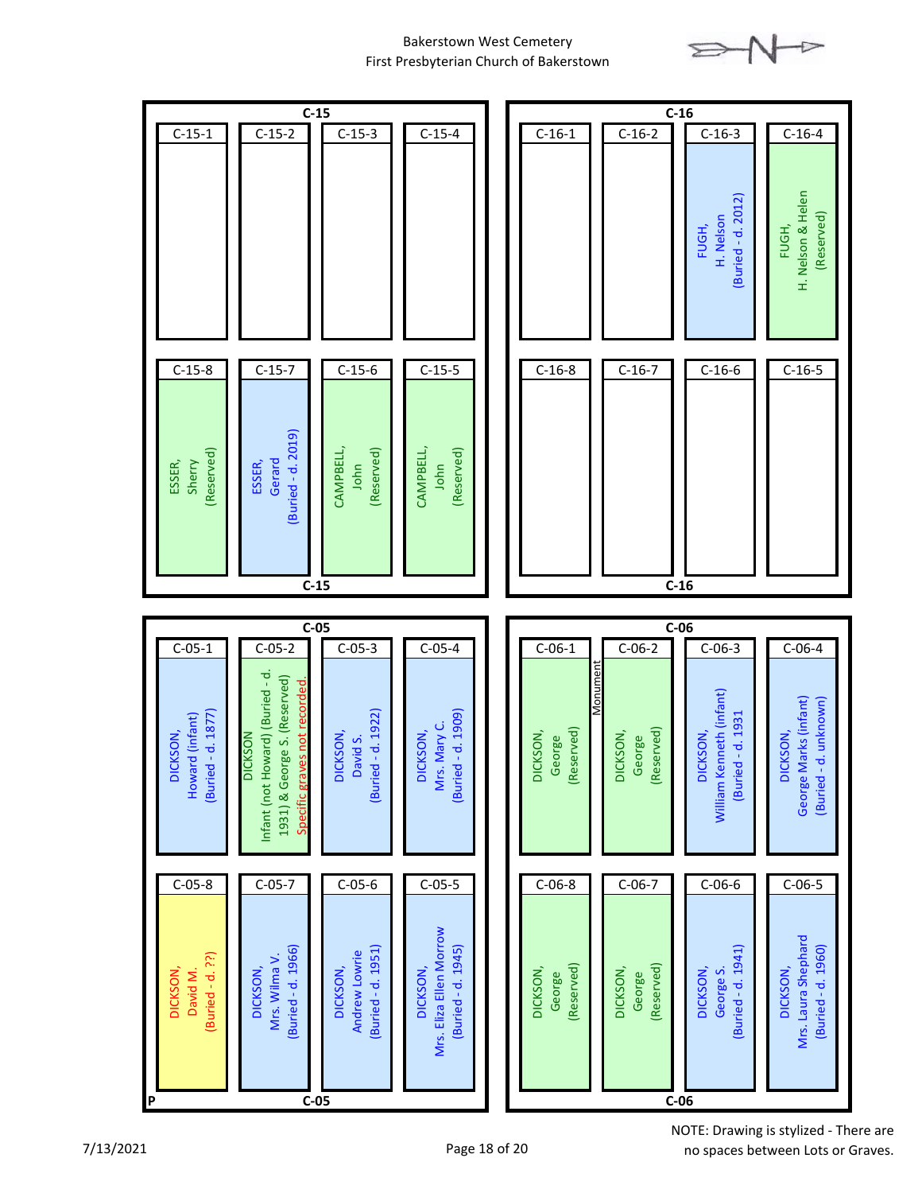Bakerstown West Cemetery
First Presbyterian Church of Bakerstown

## C-15

| C-15-1 | C-15-2 | C-15-3 | C-15-4 |
|---|---|---|---|
| | | | |

| C-15-8 | C-15-7 | C-15-6 | C-15-5 |
|---|---|---|---|
| ESSER, Sherry (Reserved) | ESSER, Gerard (Buried - d. 2019) | CAMPBELL, John (Reserved) | CAMPBELL, John (Reserved) |

## C-16

| C-16-1 | C-16-2 | C-16-3 | C-16-4 |
|---|---|---|---|
| | | FUGH, H. Nelson (Buried - d. 2012) | FUGH, H. Nelson & Helen (Reserved) |

| C-16-8 | C-16-7 | C-16-6 | C-16-5 |
|---|---|---|---|
| | | | |

## C-05

| C-05-1 | C-05-2 | C-05-3 | C-05-4 |
|---|---|---|---|
| DICKSON, Howard (infant) (Buried - d. 1877) | DICKSON Infant (not Howard) (Buried - d. 1931) & George S. (Reserved) Specific graves not recorded. | DICKSON, David S. (Buried - d. 1922) | DICKSON, Mrs. Mary C. (Buried - d. 1909) |

| C-05-8 | C-05-7 | C-05-6 | C-05-5 |
|---|---|---|---|
| DICKSON, David M. (Buried - d. ??) | DICKSON, Mrs. Wilma V. (Buried - d. 1966) | DICKSON, Andrew Lowrie (Buried - d. 1951) | DICKSON, Mrs. Eliza Ellen Morrow (Buried - d. 1945) |

P

## C-06

| C-06-1 | C-06-2 | C-06-3 | C-06-4 |
|---|---|---|---|
| DICKSON, George (Reserved) | Monument DICKSON, George (Reserved) | DICKSON, William Kenneth (infant) (Buried - d. 1931 | DICKSON, George Marks (infant) (Buried - d. unknown) |

| C-06-8 | C-06-7 | C-06-6 | C-06-5 |
|---|---|---|---|
| DICKSON, George (Reserved) | DICKSON, George (Reserved) | DICKSON, George S. (Buried - d. 1941) | DICKSON, Mrs. Laura Shephard (Buried - d. 1960) |

7/13/2021

NOTE: Drawing is stylized - There are no spaces between Lots or Graves.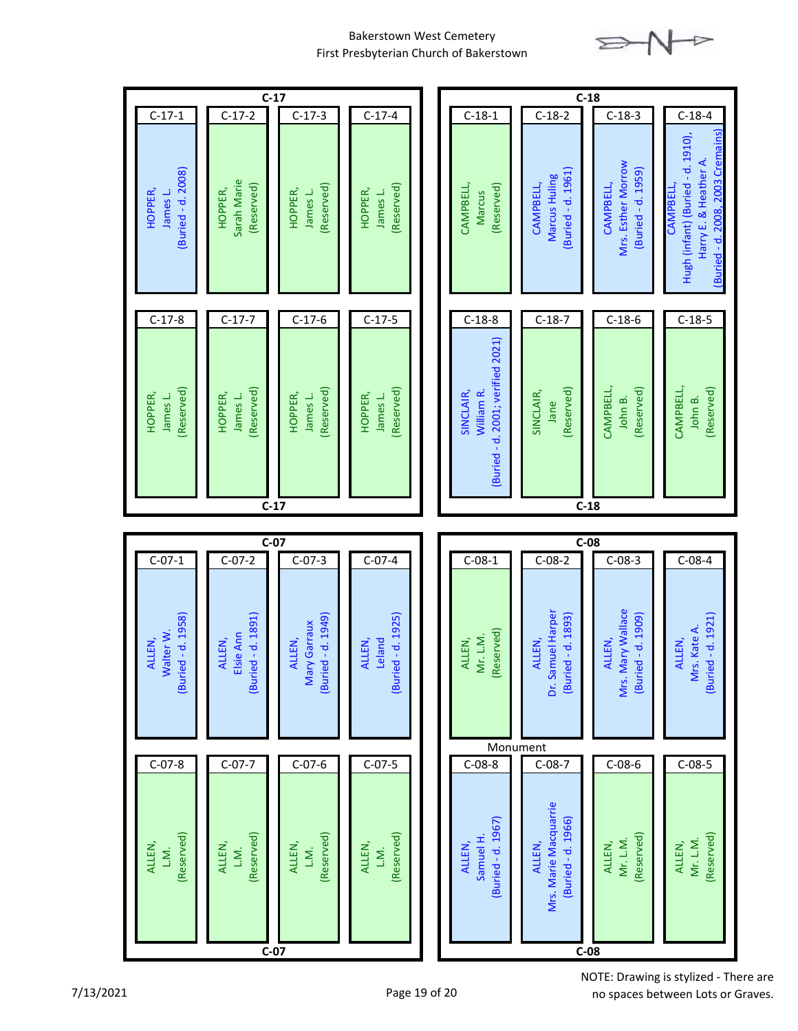Bakerstown West Cemetery
First Presbyterian Church of Bakerstown

## C-17

| C-17-1 | C-17-2 | C-17-3 | C-17-4 |
|---|---|---|---|
| HOPPER, James L. (Buried - d. 2008) | HOPPER, Sarah Marie (Reserved) | HOPPER, James L. (Reserved) | HOPPER, James L. (Reserved) |

| C-17-8 | C-17-7 | C-17-6 | C-17-5 |
|---|---|---|---|
| HOPPER, James L. (Reserved) | HOPPER, James L. (Reserved) | HOPPER, James L. (Reserved) | HOPPER, James L. (Reserved) |

## C-18

| C-18-1 | C-18-2 | C-18-3 | C-18-4 |
|---|---|---|---|
| CAMPBELL, Marcus (Reserved) | CAMPBELL, Marcus Huling (Buried - d. 1961) | CAMPBELL, Mrs. Esther Morrow (Buried - d. 1959) | CAMPBELL, Hugh (infant) (Buried - d. 1910), Harry E. & Heather A. (Buried - d. 2008, 2003 Cremains) |

| C-18-8 | C-18-7 | C-18-6 | C-18-5 |
|---|---|---|---|
| SINCLAIR, William R. (Buried - d. 2001; verified 2021) | SINCLAIR, Jane (Reserved) | CAMPBELL, John B. (Reserved) | CAMPBELL, John B. (Reserved) |

## C-07

| C-07-1 | C-07-2 | C-07-3 | C-07-4 |
|---|---|---|---|
| ALLEN, Walter W. (Buried - d. 1958) | ALLEN, Elsie Ann (Buried - d. 1891) | ALLEN, Mary Garraux (Buried - d. 1949) | ALLEN, Leland (Buried - d. 1925) |

| C-07-8 | C-07-7 | C-07-6 | C-07-5 |
|---|---|---|---|
| ALLEN, L.M. (Reserved) | ALLEN, L.M. (Reserved) | ALLEN, L.M. (Reserved) | ALLEN, L.M. (Reserved) |

## C-08

| C-08-1 | C-08-2 | C-08-3 | C-08-4 |
|---|---|---|---|
| ALLEN, Mr. L.M. (Reserved) | ALLEN, Dr. Samuel Harper (Buried - d. 1893) | ALLEN, Mrs. Mary Wallace (Buried - d. 1909) | ALLEN, Mrs. Kate A. (Buried - d. 1921) |

Monument

| C-08-8 | C-08-7 | C-08-6 | C-08-5 |
|---|---|---|---|
| ALLEN, Samuel H. (Buried - d. 1967) | ALLEN, Mrs. Marie Macquarrie (Buried - d. 1966) | ALLEN, Mr. L.M. (Reserved) | ALLEN, Mr. L.M. (Reserved) |

7/13/2021

NOTE: Drawing is stylized - There are no spaces between Lots or Graves.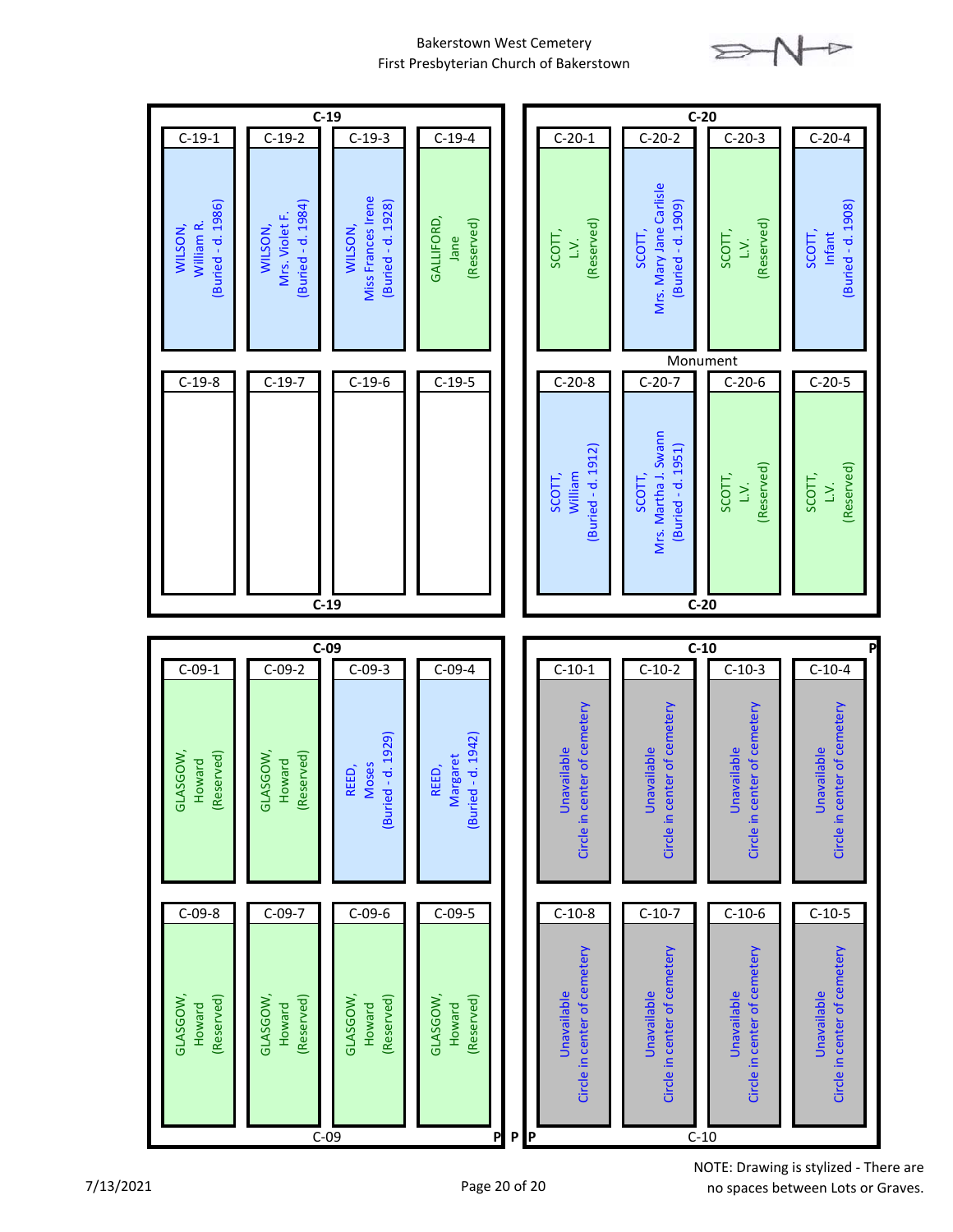Bakerstown West Cemetery
First Presbyterian Church of Bakerstown

## C-19

| C-19-1 | C-19-2 | C-19-3 | C-19-4 |
|---|---|---|---|
| WILSON, William R. (Buried - d. 1986) | WILSON, Mrs. Violet F. (Buried - d. 1984) | WILSON, Miss Frances Irene (Buried - d. 1928) | GALLIFORD, Jane (Reserved) |

| C-19-8 | C-19-7 | C-19-6 | C-19-5 |
|---|---|---|---|
| | | | |

## C-20

| C-20-1 | C-20-2 | C-20-3 | C-20-4 |
|---|---|---|---|
| SCOTT, L.V. (Reserved) | SCOTT, Mrs. Mary Jane Carlisle (Buried - d. 1909) | SCOTT, L.V. (Reserved) | SCOTT, Infant (Buried - d. 1908) |

Monument

| C-20-8 | C-20-7 | C-20-6 | C-20-5 |
|---|---|---|---|
| SCOTT, William (Buried - d. 1912) | SCOTT, Mrs. Martha J. Swann (Buried - d. 1951) | SCOTT, L.V. (Reserved) | SCOTT, L.V. (Reserved) |

## C-09

| C-09-1 | C-09-2 | C-09-3 | C-09-4 |
|---|---|---|---|
| GLASGOW, Howard (Reserved) | GLASGOW, Howard (Reserved) | REED, Moses (Buried - d. 1929) | REED, Margaret (Buried - d. 1942) |

| C-09-8 | C-09-7 | C-09-6 | C-09-5 |
|---|---|---|---|
| GLASGOW, Howard (Reserved) | GLASGOW, Howard (Reserved) | GLASGOW, Howard (Reserved) | GLASGOW, Howard (Reserved) |

P P P

## C-10

P

| C-10-1 | C-10-2 | C-10-3 | C-10-4 |
|---|---|---|---|
| Unavailable Circle in center of cemetery | Unavailable Circle in center of cemetery | Unavailable Circle in center of cemetery | Unavailable Circle in center of cemetery |

| C-10-8 | C-10-7 | C-10-6 | C-10-5 |
|---|---|---|---|
| Unavailable Circle in center of cemetery | Unavailable Circle in center of cemetery | Unavailable Circle in center of cemetery | Unavailable Circle in center of cemetery |

7/13/2021

NOTE: Drawing is stylized - There are no spaces between Lots or Graves.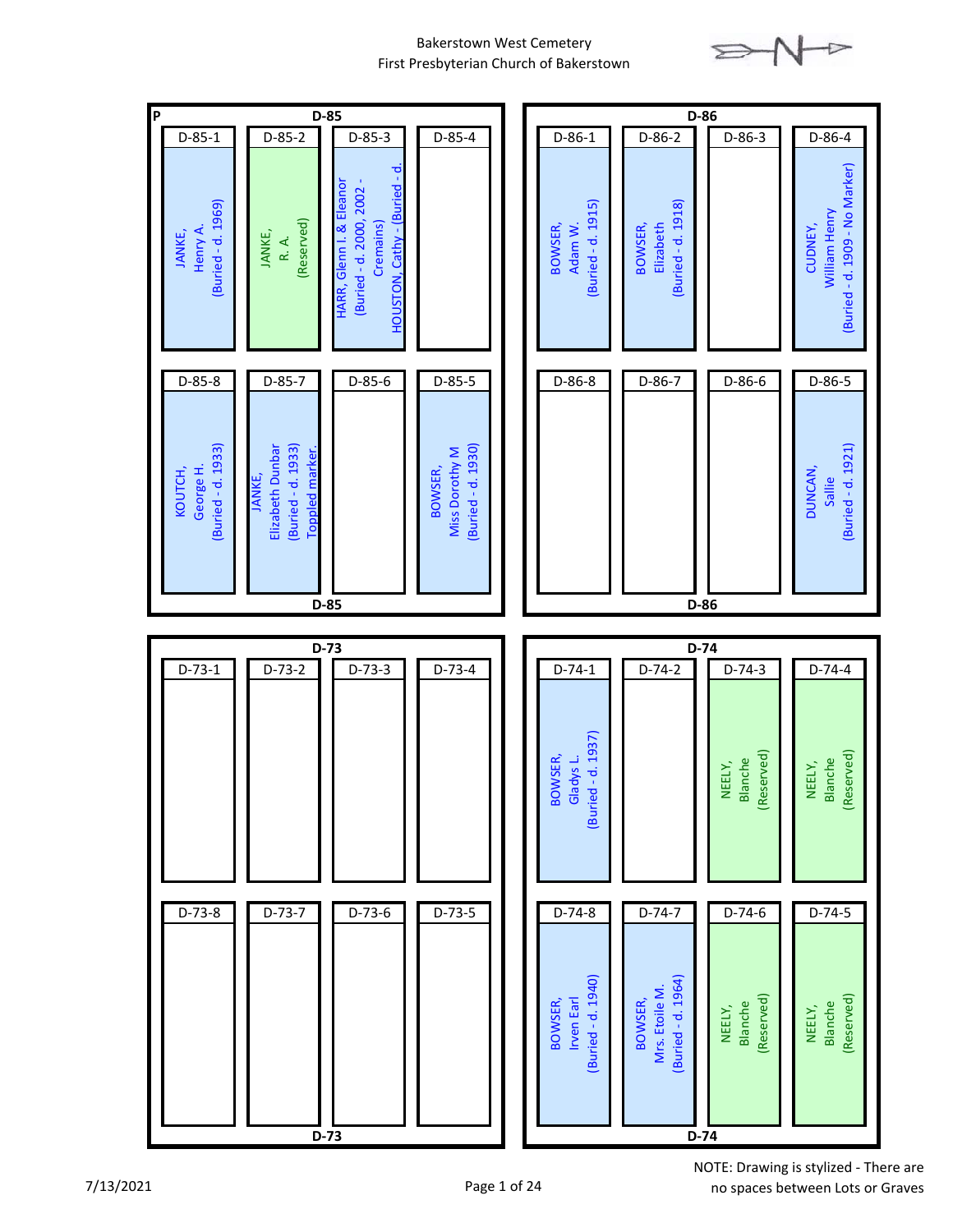# Bakerstown West Cemetery
## First Presbyterian Church of Bakerstown

## D-85

P

| Grave | Occupant |
|---|---|
| D-85-1 | JANKE, Henry A. (Buried - d. 1969) |
| D-85-2 | JANKE, R. A. (Reserved) |
| D-85-3 | HARR, Glenn I. & Eleanor (Buried - d. 2000, 2002 - Cremains) HOUSTON, Cathy - (Buried - d. |
| D-85-4 | |
| D-85-5 | BOWSER, Miss Dorothy M (Buried - d. 1930) |
| D-85-6 | |
| D-85-7 | JANKE, Elizabeth Dunbar (Buried - d. 1933) Toppled marker. |
| D-85-8 | KOUTCH, George H. (Buried - d. 1933) |

## D-86

| Grave | Occupant |
|---|---|
| D-86-1 | BOWSER, Adam W. (Buried - d. 1915) |
| D-86-2 | BOWSER, Elizabeth (Buried - d. 1918) |
| D-86-3 | |
| D-86-4 | CUDNEY, William Henry (Buried - d. 1909 - No Marker) |
| D-86-5 | DUNCAN, Sallie (Buried - d. 1921) |
| D-86-6 | |
| D-86-7 | |
| D-86-8 | |

## D-73

| Grave | Occupant |
|---|---|
| D-73-1 | |
| D-73-2 | |
| D-73-3 | |
| D-73-4 | |
| D-73-5 | |
| D-73-6 | |
| D-73-7 | |
| D-73-8 | |

## D-74

| Grave | Occupant |
|---|---|
| D-74-1 | BOWSER, Gladys L. (Buried - d. 1937) |
| D-74-2 | |
| D-74-3 | NEELY, Blanche (Reserved) |
| D-74-4 | NEELY, Blanche (Reserved) |
| D-74-5 | NEELY, Blanche (Reserved) |
| D-74-6 | NEELY, Blanche (Reserved) |
| D-74-7 | BOWSER, Mrs. Etoile M. (Buried - d. 1964) |
| D-74-8 | BOWSER, Irven Earl (Buried - d. 1940) |

7/13/2021

NOTE: Drawing is stylized - There are no spaces between Lots or Graves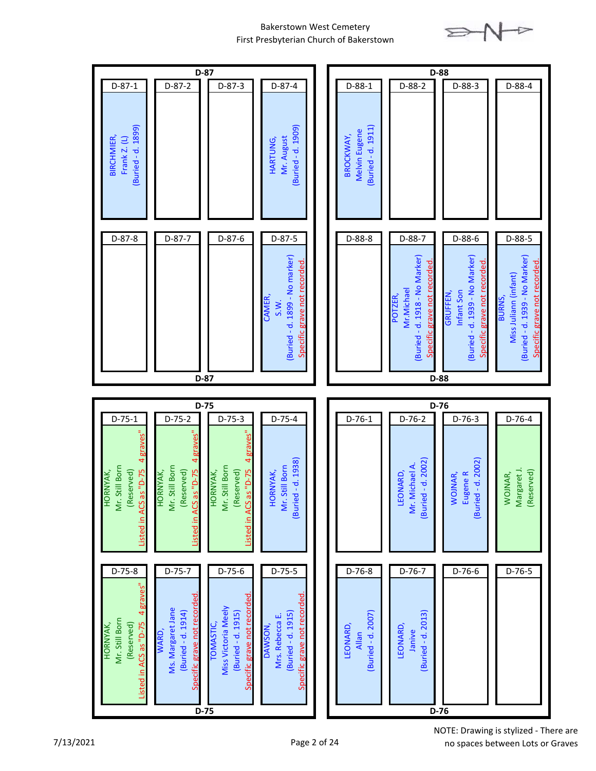# Bakerstown West Cemetery
## First Presbyterian Church of Bakerstown

### D-87

| D-87-1 | D-87-2 | D-87-3 | D-87-4 |
|---|---|---|---|
| BIRCHMIER, Frank Z. (L) (Buried - d. 1899) | | | HARTUNG, Mr. August (Buried - d. 1909) |

| D-87-8 | D-87-7 | D-87-6 | D-87-5 |
|---|---|---|---|
| | | | CAMER, S.W. (Buried - d. 1899 - No marker) Specific grave not recorded. |

### D-88

| D-88-1 | D-88-2 | D-88-3 | D-88-4 |
|---|---|---|---|
| BROCKWAY, Melvin Eugene (Buried - d. 1911) | | | |

| D-88-8 | D-88-7 | D-88-6 | D-88-5 |
|---|---|---|---|
| | POTZER, Mr.Michael (Buried - d. 1918 - No Marker) Specific grave not recorded. | GRUFFEN, Infant Son (Buried - d. 1939 - No Marker) Specific grave not recorded. | BURNS, Miss Juliann (infant) (Buried - d. 1939 - No Marker) Specific grave not recorded. |

### D-75

| D-75-1 | D-75-2 | D-75-3 | D-75-4 |
|---|---|---|---|
| HORNYAK, Mr. Still Born (Reserved) Listed in ACS as "D-75 4 graves" | HORNYAK, Mr. Still Born (Reserved) Listed in ACS as "D-75 4 graves" | HORNYAK, Mr. Still Born (Reserved) Listed in ACS as "D-75 4 graves" | HORNYAK, Mr. Still Born (Buried - d. 1938) |

| D-75-8 | D-75-7 | D-75-6 | D-75-5 |
|---|---|---|---|
| HORNYAK, Mr. Still Born (Reserved) Listed in ACS as "D-75 4 graves" | WARD, Ms. Margaret Jane (Buried - d. 1914) Specific grave not recorded. | TOMASTIC, Miss Victoria Meely (Buried - d. 1915) Specific grave not recorded. | DAWSON, Mrs. Rebecca E. (Buried - d. 1915) Specific grave not recorded. |

### D-76

| D-76-1 | D-76-2 | D-76-3 | D-76-4 |
|---|---|---|---|
| | LEONARD, Mr. Michael A. (Buried - d. 2002) | WOJNAR, Eugene R (Buried - d. 2002) | WOJNAR, Margaret J. (Reserved) |

| D-76-8 | D-76-7 | D-76-6 | D-76-5 |
|---|---|---|---|
| LEONARD, Allan (Buried - d. 2007) | LEONARD, Janive (Buried - d. 2013) | | |

7/13/2021

NOTE: Drawing is stylized - There are no spaces between Lots or Graves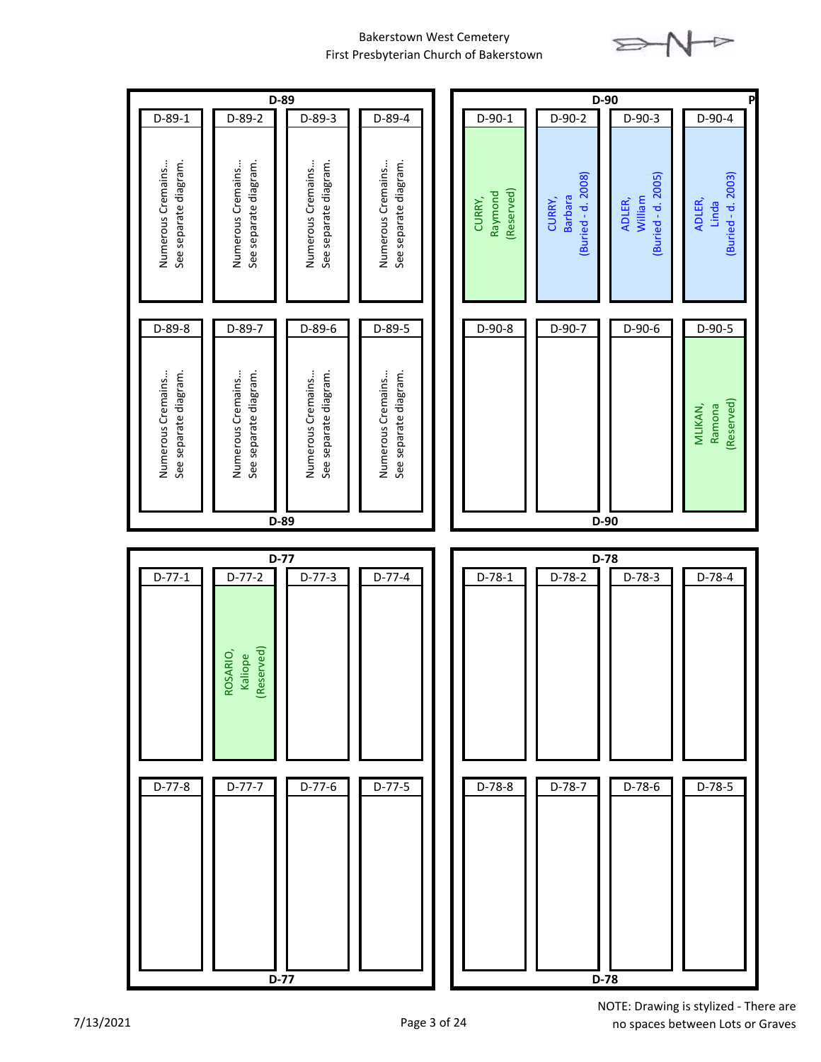Bakerstown West Cemetery
First Presbyterian Church of Bakerstown

## D-89

| D-89-1 | D-89-2 | D-89-3 | D-89-4 |
|---|---|---|---|
| Numerous Cremains… See separate diagram. | Numerous Cremains… See separate diagram. | Numerous Cremains… See separate diagram. | Numerous Cremains… See separate diagram. |

| D-89-8 | D-89-7 | D-89-6 | D-89-5 |
|---|---|---|---|
| Numerous Cremains… See separate diagram. | Numerous Cremains… See separate diagram. | Numerous Cremains… See separate diagram. | Numerous Cremains… See separate diagram. |

## D-90

P

| D-90-1 | D-90-2 | D-90-3 | D-90-4 |
|---|---|---|---|
| CURRY, Raymond (Reserved) | CURRY, Barbara (Buried - d. 2008) | ADLER, William (Buried - d. 2005) | ADLER, Linda (Buried - d. 2003) |

| D-90-8 | D-90-7 | D-90-6 | D-90-5 |
|---|---|---|---|
| | | | MLIKAN, Ramona (Reserved) |

## D-77

| D-77-1 | D-77-2 | D-77-3 | D-77-4 |
|---|---|---|---|
| | ROSARIO, Kaliope (Reserved) | | |

| D-77-8 | D-77-7 | D-77-6 | D-77-5 |
|---|---|---|---|
| | | | |

## D-78

| D-78-1 | D-78-2 | D-78-3 | D-78-4 |
|---|---|---|---|
| | | | |

| D-78-8 | D-78-7 | D-78-6 | D-78-5 |
|---|---|---|---|
| | | | |

7/13/2021

NOTE: Drawing is stylized - There are no spaces between Lots or Graves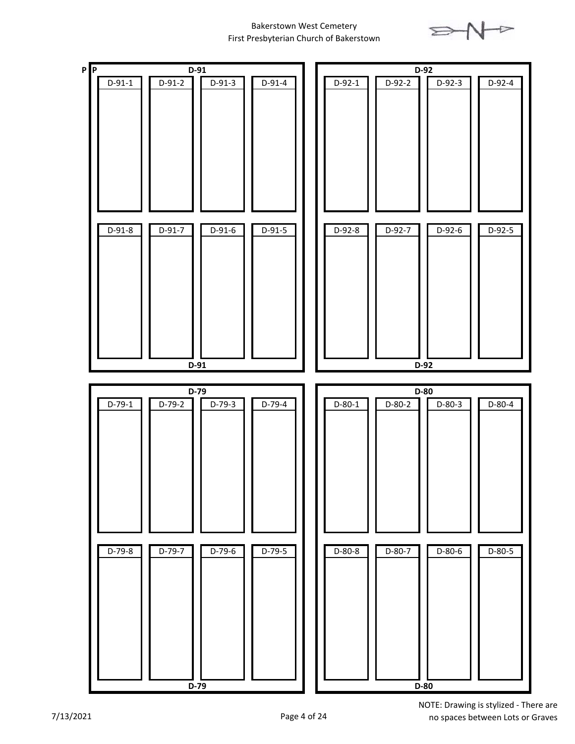Bakerstown West Cemetery
First Presbyterian Church of Bakerstown

P P

| D-91 | | | |
|---|---|---|---|
| D-91-1 | D-91-2 | D-91-3 | D-91-4 |
| D-91-8 | D-91-7 | D-91-6 | D-91-5 |

| D-92 | | | |
|---|---|---|---|
| D-92-1 | D-92-2 | D-92-3 | D-92-4 |
| D-92-8 | D-92-7 | D-92-6 | D-92-5 |

| D-79 | | | |
|---|---|---|---|
| D-79-1 | D-79-2 | D-79-3 | D-79-4 |
| D-79-8 | D-79-7 | D-79-6 | D-79-5 |

| D-80 | | | |
|---|---|---|---|
| D-80-1 | D-80-2 | D-80-3 | D-80-4 |
| D-80-8 | D-80-7 | D-80-6 | D-80-5 |

NOTE: Drawing is stylized - There are no spaces between Lots or Graves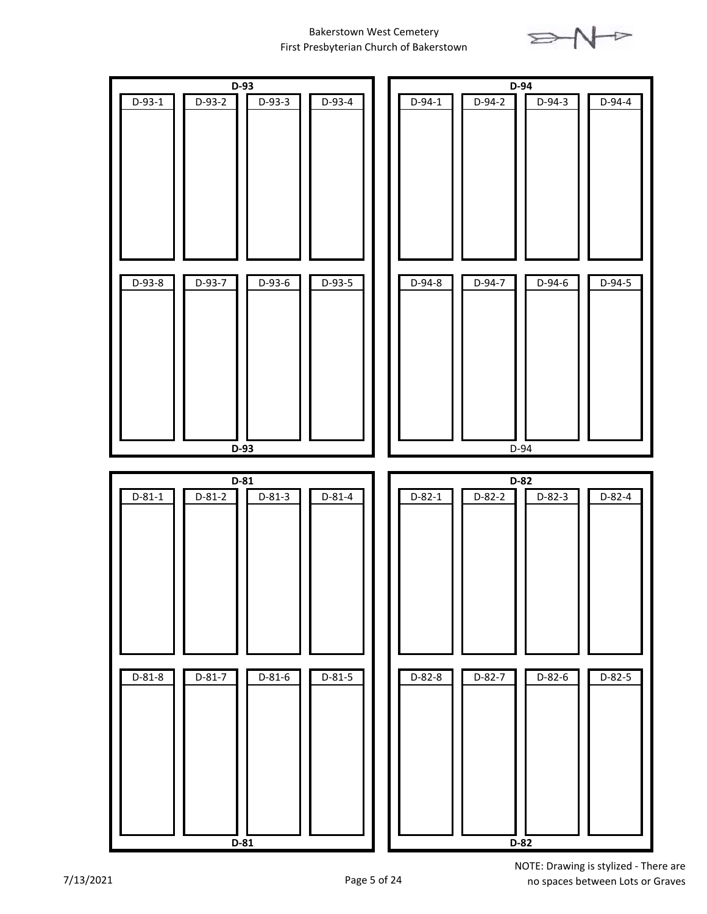Bakerstown West Cemetery
First Presbyterian Church of Bakerstown

N

**D-93**

| D-93-1 | D-93-2 | D-93-3 | D-93-4 |
| --- | --- | --- | --- |
| D-93-8 | D-93-7 | D-93-6 | D-93-5 |

**D-93**

**D-94**

| D-94-1 | D-94-2 | D-94-3 | D-94-4 |
| --- | --- | --- | --- |
| D-94-8 | D-94-7 | D-94-6 | D-94-5 |

D-94

**D-81**

| D-81-1 | D-81-2 | D-81-3 | D-81-4 |
| --- | --- | --- | --- |
| D-81-8 | D-81-7 | D-81-6 | D-81-5 |

**D-81**

**D-82**

| D-82-1 | D-82-2 | D-82-3 | D-82-4 |
| --- | --- | --- | --- |
| D-82-8 | D-82-7 | D-82-6 | D-82-5 |

**D-82**

7/13/2021

NOTE: Drawing is stylized - There are no spaces between Lots or Graves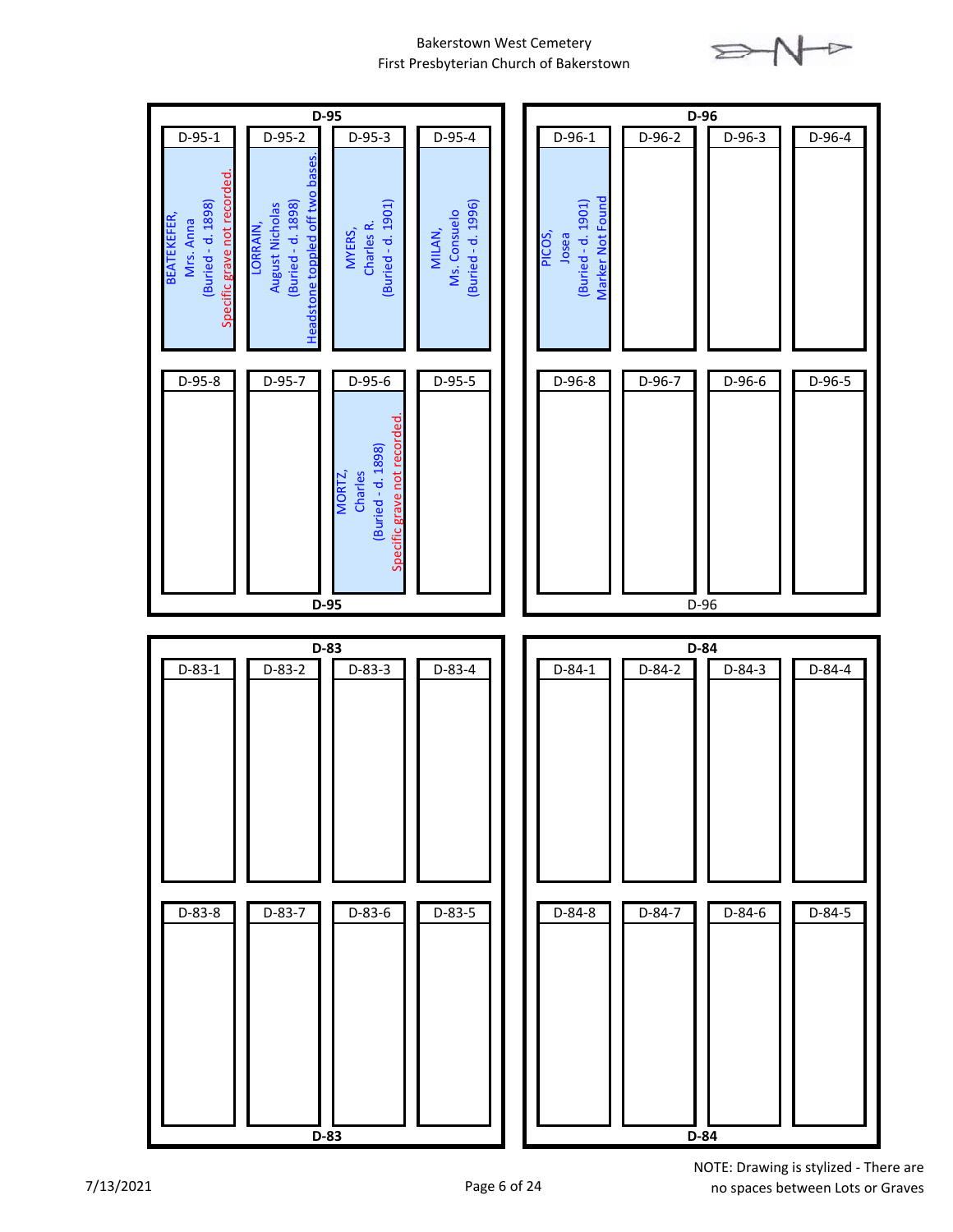Bakerstown West Cemetery
First Presbyterian Church of Bakerstown

## D-95

| D-95-1 | D-95-2 | D-95-3 | D-95-4 |
|---|---|---|---|
| BEATEKEFER, Mrs. Anna (Buried - d. 1898) Specific grave not recorded. | LORRAIN, August Nicholas (Buried - d. 1898) Headstone toppled off two bases. | MYERS, Charles R. (Buried - d. 1901) | MILAN, Ms. Consuelo (Buried - d. 1996) |

| D-95-8 | D-95-7 | D-95-6 | D-95-5 |
|---|---|---|---|
| | | MORTZ, Charles (Buried - d. 1898) Specific grave not recorded. | |

## D-96

| D-96-1 | D-96-2 | D-96-3 | D-96-4 |
|---|---|---|---|
| PICOS, Josea (Buried - d. 1901) Marker Not Found | | | |

| D-96-8 | D-96-7 | D-96-6 | D-96-5 |
|---|---|---|---|
| | | | |

## D-83

| D-83-1 | D-83-2 | D-83-3 | D-83-4 |
|---|---|---|---|
| | | | |

| D-83-8 | D-83-7 | D-83-6 | D-83-5 |
|---|---|---|---|
| | | | |

## D-84

| D-84-1 | D-84-2 | D-84-3 | D-84-4 |
|---|---|---|---|
| | | | |

| D-84-8 | D-84-7 | D-84-6 | D-84-5 |
|---|---|---|---|
| | | | |

NOTE: Drawing is stylized - There are no spaces between Lots or Graves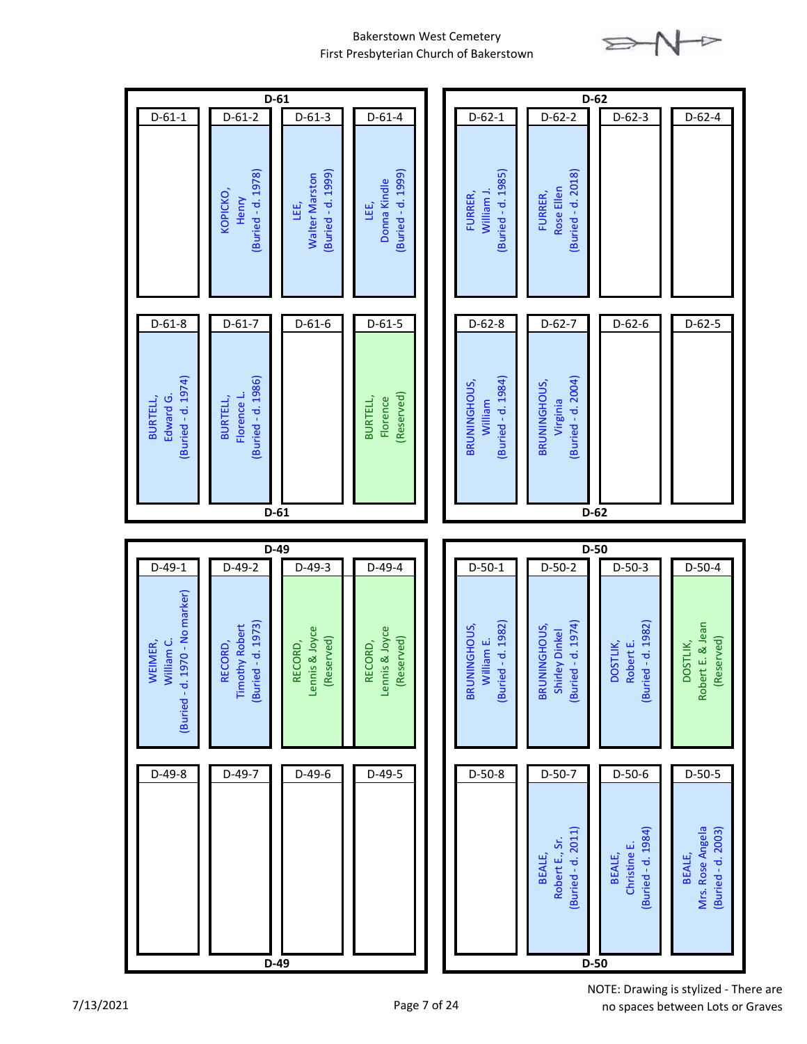Bakerstown West Cemetery
First Presbyterian Church of Bakerstown

## D-61

| D-61-1 | D-61-2 | D-61-3 | D-61-4 |
|---|---|---|---|
| | KOPICKO, Henry (Buried - d. 1978) | LEE, Walter Marston (Buried - d. 1999) | LEE, Donna Kindle (Buried - d. 1999) |

| D-61-8 | D-61-7 | D-61-6 | D-61-5 |
|---|---|---|---|
| BURTELL, Edward G. (Buried - d. 1974) | BURTELL, Florence L. (Buried - d. 1986) | | BURTELL, Florence (Reserved) |

## D-62

| D-62-1 | D-62-2 | D-62-3 | D-62-4 |
|---|---|---|---|
| FURRER, William J. (Buried - d. 1985) | FURRER, Rose Ellen (Buried - d. 2018) | | |

| D-62-8 | D-62-7 | D-62-6 | D-62-5 |
|---|---|---|---|
| BRUNINGHOUS, William (Buried - d. 1984) | BRUNINGHOUS, Virginia (Buried - d. 2004) | | |

## D-49

| D-49-1 | D-49-2 | D-49-3 | D-49-4 |
|---|---|---|---|
| WEIMER, William C. (Buried - d. 1970 - No marker) | RECORD, Timothy Robert (Buried - d. 1973) | RECORD, Lennis & Joyce (Reserved) | RECORD, Lennis & Joyce (Reserved) |

| D-49-8 | D-49-7 | D-49-6 | D-49-5 |
|---|---|---|---|
| | | | |

## D-50

| D-50-1 | D-50-2 | D-50-3 | D-50-4 |
|---|---|---|---|
| BRUNINGHOUS, William E. (Buried - d. 1982) | BRUNINGHOUS, Shirley Dinkel (Buried - d. 1974) | DOSTLIK, Robert E. (Buried - d. 1982) | DOSTLIK, Robert E. & Jean (Reserved) |

| D-50-8 | D-50-7 | D-50-6 | D-50-5 |
|---|---|---|---|
| | BEALE, Robert E., Sr. (Buried - d. 2011) | BEALE, Christine E. (Buried - d. 1984) | BEALE, Mrs. Rose Angela (Buried - d. 2003) |

7/13/2021

NOTE: Drawing is stylized - There are no spaces between Lots or Graves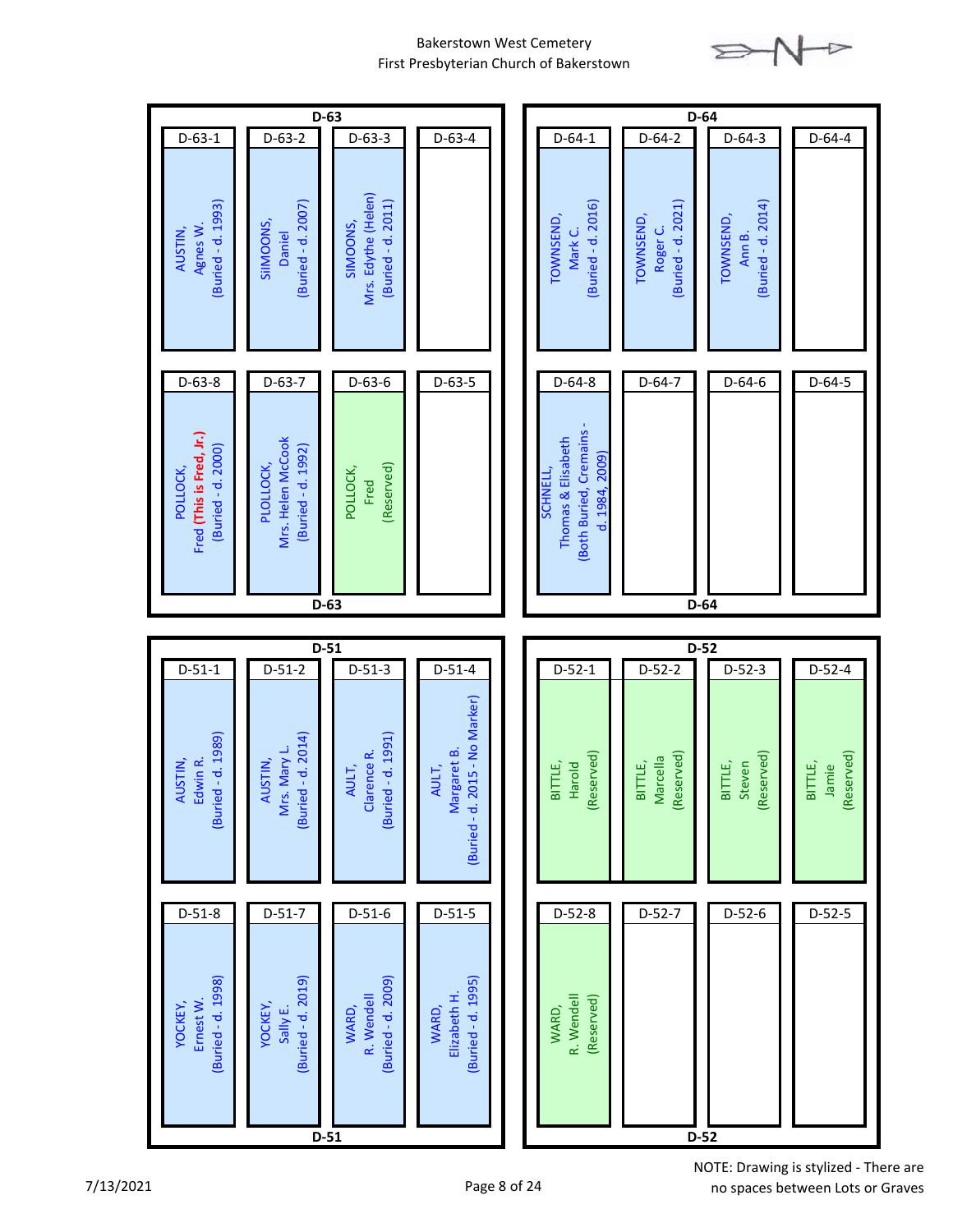Bakerstown West Cemetery
First Presbyterian Church of Bakerstown

## D-63

| D-63-1 | D-63-2 | D-63-3 | D-63-4 |
|---|---|---|---|
| AUSTIN, Agnes W. (Buried - d. 1993) | SIIMOONS, Daniel (Buried - d. 2007) | SIMOONS, Mrs. Edythe (Helen) (Buried - d. 2011) | |

| D-63-8 | D-63-7 | D-63-6 | D-63-5 |
|---|---|---|---|
| POLLOCK, Fred **(This is Fred, Jr.)** (Buried - d. 2000) | PLOLLOCK, Mrs. Helen McCook (Buried - d. 1992) | POLLOCK, Fred (Reserved) | |

## D-64

| D-64-1 | D-64-2 | D-64-3 | D-64-4 |
|---|---|---|---|
| TOWNSEND, Mark C. (Buried - d. 2016) | TOWNSEND, Roger C. (Buried - d. 2021) | TOWNSEND, Ann B. (Buried - d. 2014) | |

| D-64-8 | D-64-7 | D-64-6 | D-64-5 |
|---|---|---|---|
| SCHNELL, Thomas & Elisabeth (Both Buried, Cremains - d. 1984, 2009) | | | |

## D-51

| D-51-1 | D-51-2 | D-51-3 | D-51-4 |
|---|---|---|---|
| AUSTIN, Edwin R. (Buried - d. 1989) | AUSTIN, Mrs. Mary L. (Buried - d. 2014) | AULT, Clarence R. (Buried - d. 1991) | AULT, Margaret B. (Buried - d. 2015 - No Marker) |

| D-51-8 | D-51-7 | D-51-6 | D-51-5 |
|---|---|---|---|
| YOCKEY, Ernest W. (Buried - d. 1998) | YOCKEY, Sally E. (Buried - d. 2019) | WARD, R. Wendell (Buried - d. 2009) | WARD, Elizabeth H. (Buried - d. 1995) |

## D-52

| D-52-1 | D-52-2 | D-52-3 | D-52-4 |
|---|---|---|---|
| BITTLE, Harold (Reserved) | BITTLE, Marcella (Reserved) | BITTLE, Steven (Reserved) | BITTLE, Jamie (Reserved) |

| D-52-8 | D-52-7 | D-52-6 | D-52-5 |
|---|---|---|---|
| WARD, R. Wendell (Reserved) | | | |

7/13/2021

NOTE: Drawing is stylized - There are no spaces between Lots or Graves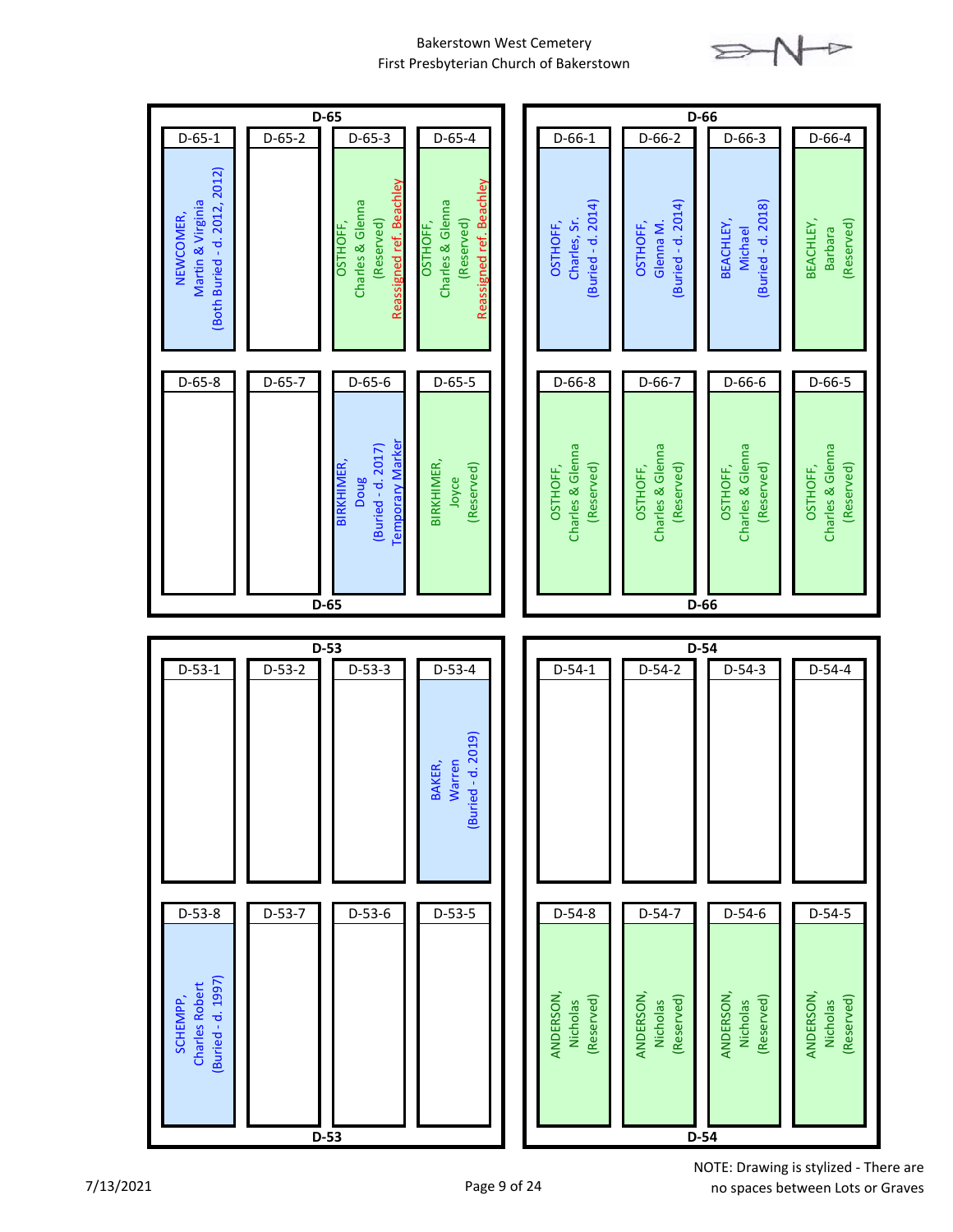# Bakerstown West Cemetery
## First Presbyterian Church of Bakerstown

## D-65

| D-65-1 | D-65-2 | D-65-3 | D-65-4 |
|---|---|---|---|
| NEWCOMER, Martin & Virginia (Both Buried - d. 2012, 2012) | | OSTHOFF, Charles & Glenna (Reserved) Reassigned ref. Beachley | OSTHOFF, Charles & Glenna (Reserved) Reassigned ref. Beachley |

| D-65-8 | D-65-7 | D-65-6 | D-65-5 |
|---|---|---|---|
| | | BIRKHIMER, Doug (Buried - d. 2017) Temporary Marker | BIRKHIMER, Joyce (Reserved) |

## D-66

| D-66-1 | D-66-2 | D-66-3 | D-66-4 |
|---|---|---|---|
| OSTHOFF, Charles, Sr. (Buried - d. 2014) | OSTHOFF, Glenna M. (Buried - d. 2014) | BEACHLEY, Michael (Buried - d. 2018) | BEACHLEY, Barbara (Reserved) |

| D-66-8 | D-66-7 | D-66-6 | D-66-5 |
|---|---|---|---|
| OSTHOFF, Charles & Glenna (Reserved) | OSTHOFF, Charles & Glenna (Reserved) | OSTHOFF, Charles & Glenna (Reserved) | OSTHOFF, Charles & Glenna (Reserved) |

## D-53

| D-53-1 | D-53-2 | D-53-3 | D-53-4 |
|---|---|---|---|
| | | | BAKER, Warren (Buried - d. 2019) |

| D-53-8 | D-53-7 | D-53-6 | D-53-5 |
|---|---|---|---|
| SCHEMPP, Charles Robert (Buried - d. 1997) | | | |

## D-54

| D-54-1 | D-54-2 | D-54-3 | D-54-4 |
|---|---|---|---|
| | | | |

| D-54-8 | D-54-7 | D-54-6 | D-54-5 |
|---|---|---|---|
| ANDERSON, Nicholas (Reserved) | ANDERSON, Nicholas (Reserved) | ANDERSON, Nicholas (Reserved) | ANDERSON, Nicholas (Reserved) |

7/13/2021

NOTE: Drawing is stylized - There are no spaces between Lots or Graves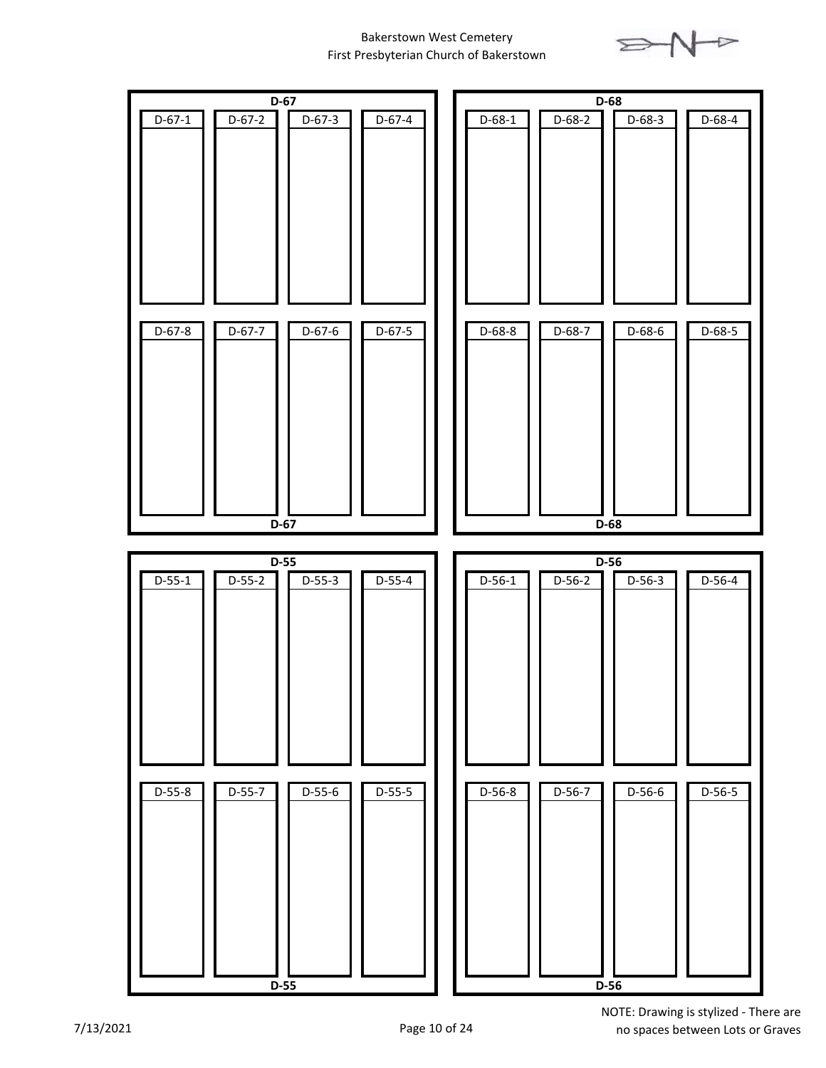Bakerstown West Cemetery
First Presbyterian Church of Bakerstown

**D-67**

| D-67-1 | D-67-2 | D-67-3 | D-67-4 |
|---|---|---|---|
| D-67-8 | D-67-7 | D-67-6 | D-67-5 |

**D-67**

**D-68**

| D-68-1 | D-68-2 | D-68-3 | D-68-4 |
|---|---|---|---|
| D-68-8 | D-68-7 | D-68-6 | D-68-5 |

**D-68**

**D-55**

| D-55-1 | D-55-2 | D-55-3 | D-55-4 |
|---|---|---|---|
| D-55-8 | D-55-7 | D-55-6 | D-55-5 |

**D-55**

**D-56**

| D-56-1 | D-56-2 | D-56-3 | D-56-4 |
|---|---|---|---|
| D-56-8 | D-56-7 | D-56-6 | D-56-5 |

**D-56**

7/13/2021

NOTE: Drawing is stylized - There are no spaces between Lots or Graves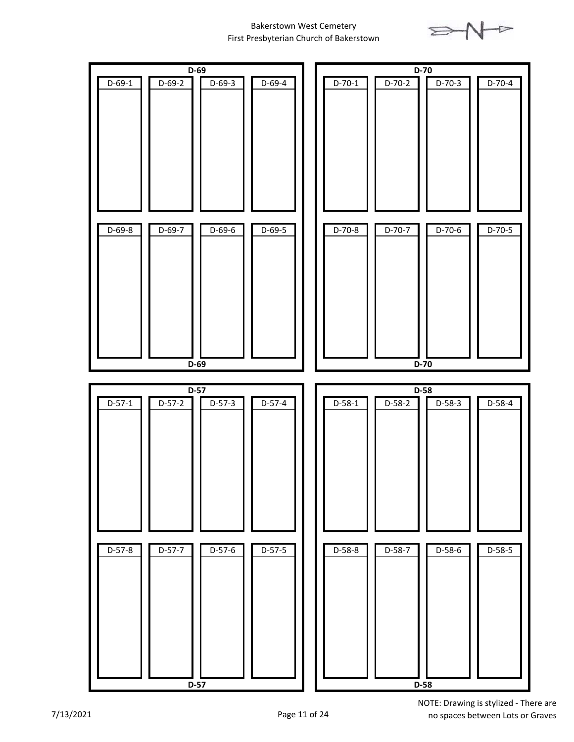Bakerstown West Cemetery
First Presbyterian Church of Bakerstown

N

**D-69**

| D-69-1 | D-69-2 | D-69-3 | D-69-4 |
| --- | --- | --- | --- |
| D-69-8 | D-69-7 | D-69-6 | D-69-5 |

**D-69**

**D-70**

| D-70-1 | D-70-2 | D-70-3 | D-70-4 |
| --- | --- | --- | --- |
| D-70-8 | D-70-7 | D-70-6 | D-70-5 |

**D-70**

**D-57**

| D-57-1 | D-57-2 | D-57-3 | D-57-4 |
| --- | --- | --- | --- |
| D-57-8 | D-57-7 | D-57-6 | D-57-5 |

**D-57**

**D-58**

| D-58-1 | D-58-2 | D-58-3 | D-58-4 |
| --- | --- | --- | --- |
| D-58-8 | D-58-7 | D-58-6 | D-58-5 |

**D-58**

7/13/2021

NOTE: Drawing is stylized - There are no spaces between Lots or Graves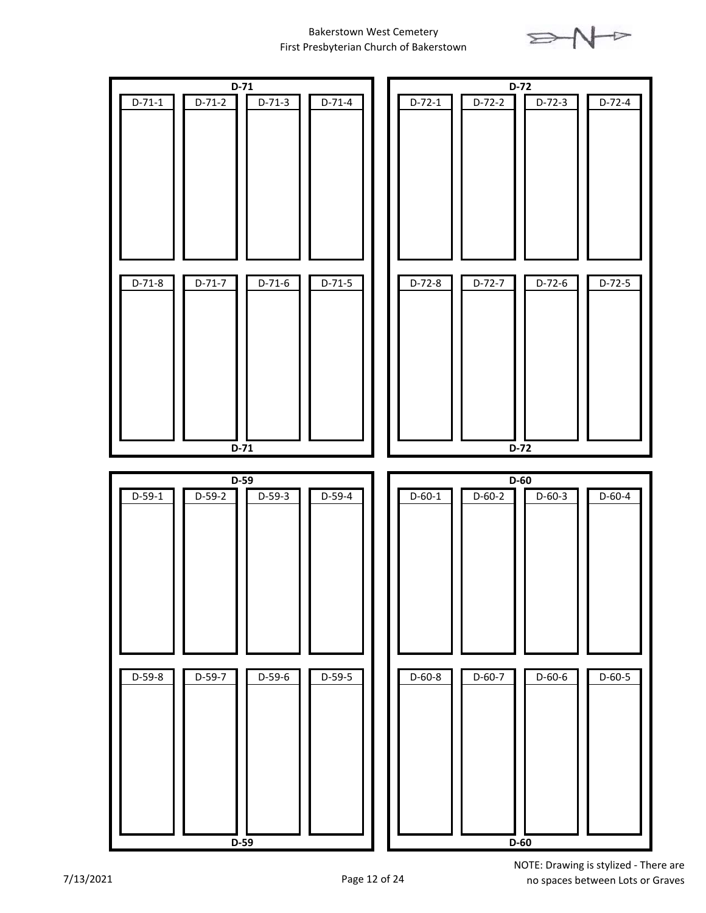Bakerstown West Cemetery
First Presbyterian Church of Bakerstown

**D-71**

| D-71-1 | D-71-2 | D-71-3 | D-71-4 |
| --- | --- | --- | --- |
| D-71-8 | D-71-7 | D-71-6 | D-71-5 |

**D-71**

**D-72**

| D-72-1 | D-72-2 | D-72-3 | D-72-4 |
| --- | --- | --- | --- |
| D-72-8 | D-72-7 | D-72-6 | D-72-5 |

**D-72**

**D-59**

| D-59-1 | D-59-2 | D-59-3 | D-59-4 |
| --- | --- | --- | --- |
| D-59-8 | D-59-7 | D-59-6 | D-59-5 |

**D-59**

**D-60**

| D-60-1 | D-60-2 | D-60-3 | D-60-4 |
| --- | --- | --- | --- |
| D-60-8 | D-60-7 | D-60-6 | D-60-5 |

**D-60**

7/13/2021

NOTE: Drawing is stylized - There are no spaces between Lots or Graves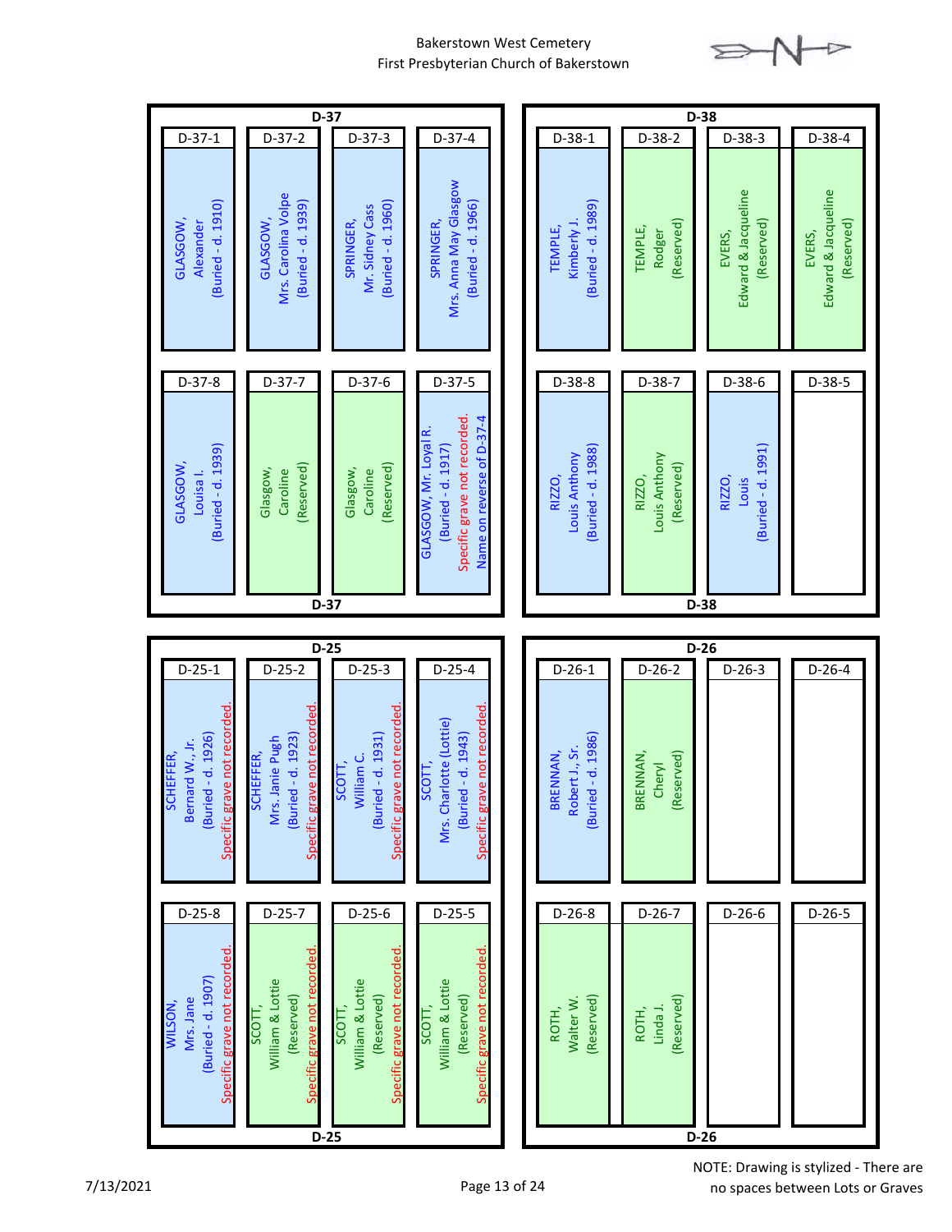Bakerstown West Cemetery
First Presbyterian Church of Bakerstown

## D-37

| D-37-1 | D-37-2 | D-37-3 | D-37-4 |
|---|---|---|---|
| GLASGOW, Alexander (Buried - d. 1910) | GLASGOW, Mrs. Carolina Volpe (Buried - d. 1939) | SPRINGER, Mr. Sidney Cass (Buried - d. 1960) | SPRINGER, Mrs. Anna May Glasgow (Buried - d. 1966) |

| D-37-8 | D-37-7 | D-37-6 | D-37-5 |
|---|---|---|---|
| GLASGOW, Louisa I. (Buried - d. 1939) | Glasgow, Caroline (Reserved) | Glasgow, Caroline (Reserved) | GLASGOW, Mr. Loyal R. (Buried - d. 1917) Specific grave not recorded. Name on reverse of D-37-4 |

## D-38

| D-38-1 | D-38-2 | D-38-3 | D-38-4 |
|---|---|---|---|
| TEMPLE, Kimberly J. (Buried - d. 1989) | TEMPLE, Rodger (Reserved) | EVERS, Edward & Jacqueline (Reserved) | EVERS, Edward & Jacqueline (Reserved) |

| D-38-8 | D-38-7 | D-38-6 | D-38-5 |
|---|---|---|---|
| RIZZO, Louis Anthony (Buried - d. 1988) | RIZZO, Louis Anthony (Reserved) | RIZZO, Louis (Buried - d. 1991) | |

## D-25

| D-25-1 | D-25-2 | D-25-3 | D-25-4 |
|---|---|---|---|
| SCHEFFER, Bernard W., Jr. (Buried - d. 1926) Specific grave not recorded. | SCHEFFER, Mrs. Janie Pugh (Buried - d. 1923) Specific grave not recorded. | SCOTT, William C. (Buried - d. 1931) Specific grave not recorded. | SCOTT, Mrs. Charlotte (Lottie) (Buried - d. 1943) Specific grave not recorded. |

| D-25-8 | D-25-7 | D-25-6 | D-25-5 |
|---|---|---|---|
| WILSON, Mrs. Jane (Buried - d. 1907) Specific grave not recorded. | SCOTT, William & Lottie (Reserved) Specific grave not recorded. | SCOTT, William & Lottie (Reserved) Specific grave not recorded. | SCOTT, William & Lottie (Reserved) Specific grave not recorded. |

## D-26

| D-26-1 | D-26-2 | D-26-3 | D-26-4 |
|---|---|---|---|
| BRENNAN, Robert J., Sr. (Buried - d. 1986) | BRENNAN, Cheryl (Reserved) | | |

| D-26-8 | D-26-7 | D-26-6 | D-26-5 |
|---|---|---|---|
| ROTH, Walter W. (Reserved) | ROTH, Linda J. (Reserved) | | |

7/13/2021

NOTE: Drawing is stylized - There are no spaces between Lots or Graves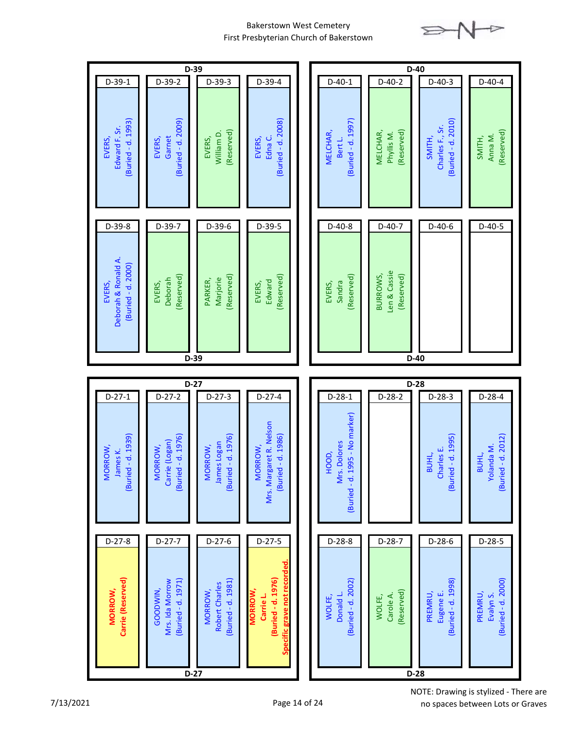Bakerstown West Cemetery
First Presbyterian Church of Bakerstown

## D-39

| D-39-1 | D-39-2 | D-39-3 | D-39-4 |
|---|---|---|---|
| EVERS, Edward F. Sr. (Buried - d. 1993) | EVERS, Garnet (Buried - d. 2009) | EVERS, William D. (Reserved) | EVERS, Edna C. (Buried - d. 2008) |

| D-39-8 | D-39-7 | D-39-6 | D-39-5 |
|---|---|---|---|
| EVERS, Deborah & Ronald A. (Buried - d. 2000) | EVERS, Deborah (Reserved) | PARKER, Marjorie (Reserved) | EVERS, Edward (Reserved) |

## D-40

| D-40-1 | D-40-2 | D-40-3 | D-40-4 |
|---|---|---|---|
| MELCHAR, Bert L. (Buried - d. 1997) | MELCHAR, Phyllis M. (Reserved) | SMITH, Charles F., Sr. (Buried - d. 2010) | SMITH, Anna M. (Reserved) |

| D-40-8 | D-40-7 | D-40-6 | D-40-5 |
|---|---|---|---|
| EVERS, Sandra (Reserved) | BURROWS, Len & Cassie (Reserved) | | |

## D-27

| D-27-1 | D-27-2 | D-27-3 | D-27-4 |
|---|---|---|---|
| MORROW, James K. (Buried - d. 1939) | MORROW, Carrie (Logan) (Buried - d. 1976) | MORROW, James Logan (Buried - d. 1976) | MORROW, Mrs. Margaret R. Nelson (Buried - d. 1986) |

| D-27-8 | D-27-7 | D-27-6 | D-27-5 |
|---|---|---|---|
| **MORROW, Carrie (Reserved)** | GOODWIN, Mrs. Ida Morrow (Buried - d. 1971) | MORROW, Robert Charles (Buried - d. 1981) | **MORROW, Carrie L. (Buried - d. 1976) Specific grave not recorded.** |

## D-28

| D-28-1 | D-28-2 | D-28-3 | D-28-4 |
|---|---|---|---|
| HOOD, Mrs. Dolores (Buried - d. 1995 - No marker) | | BUHL, Charles E. (Buried - d. 1995) | BUHL, Yolanda M. (Buried - d. 2012) |

| D-28-8 | D-28-7 | D-28-6 | D-28-5 |
|---|---|---|---|
| WOLFE, Donald L. (Buried - d. 2002) | WOLFE, Carole A. (Reserved) | PREMRU, Eugene E. (Buried - d. 1998) | PREMRU, Evalyn S. (Buried - d. 2000) |

7/13/2021

NOTE: Drawing is stylized - There are no spaces between Lots or Graves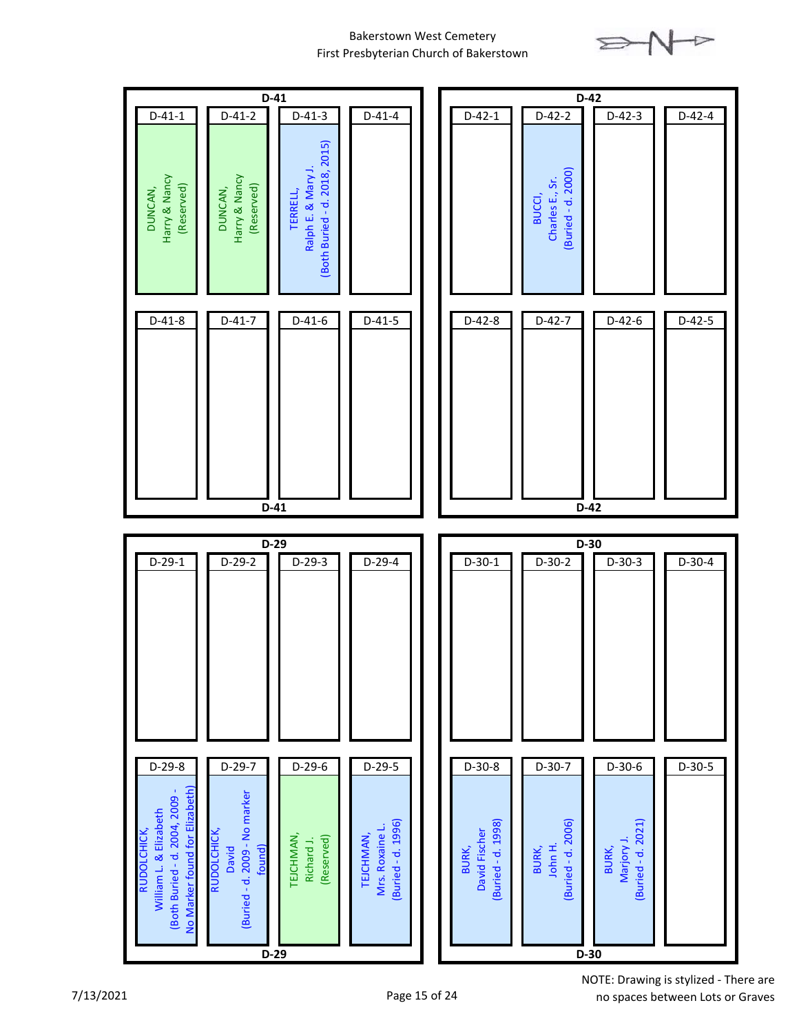Bakerstown West Cemetery
First Presbyterian Church of Bakerstown

## D-41

| D-41-1 | D-41-2 | D-41-3 | D-41-4 |
|---|---|---|---|
| DUNCAN, Harry & Nancy (Reserved) | DUNCAN, Harry & Nancy (Reserved) | TERRELL, Ralph E. & Mary J. (Both Buried - d. 2018, 2015) | |

| D-41-8 | D-41-7 | D-41-6 | D-41-5 |
|---|---|---|---|
| | | | |

## D-42

| D-42-1 | D-42-2 | D-42-3 | D-42-4 |
|---|---|---|---|
| | BUCCI, Charles E., Sr. (Buried - d. 2000) | | |

| D-42-8 | D-42-7 | D-42-6 | D-42-5 |
|---|---|---|---|
| | | | |

## D-29

| D-29-1 | D-29-2 | D-29-3 | D-29-4 |
|---|---|---|---|
| | | | |

| D-29-8 | D-29-7 | D-29-6 | D-29-5 |
|---|---|---|---|
| RUDOLCHICK, William L. & Elizabeth (Both Buried - d. 2004, 2009 - No Marker found for Elizabeth) | RUDOLCHICK, David (Buried - d. 2009 - No marker found) | TEJCHMAN, Richard J. (Reserved) | TEJCHMAN, Mrs. Roxaine L. (Buried - d. 1996) |

## D-30

| D-30-1 | D-30-2 | D-30-3 | D-30-4 |
|---|---|---|---|
| | | | |

| D-30-8 | D-30-7 | D-30-6 | D-30-5 |
|---|---|---|---|
| BURK, David Fischer (Buried - d. 1998) | BURK, John H. (Buried - d. 2006) | BURK, Marjory J. (Buried - d. 2021) | |

7/13/2021

NOTE: Drawing is stylized - There are no spaces between Lots or Graves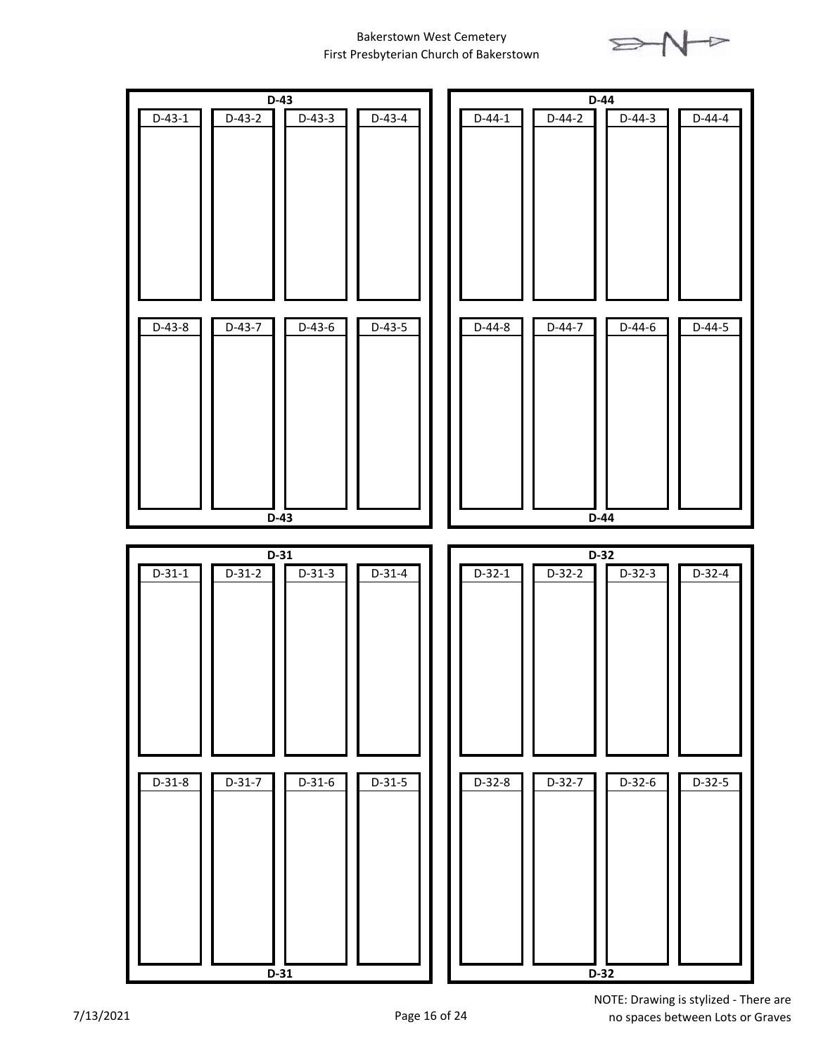Bakerstown West Cemetery
First Presbyterian Church of Bakerstown

**D-43**

| D-43-1 | D-43-2 | D-43-3 | D-43-4 |
|---|---|---|---|
| | | | |

| D-43-8 | D-43-7 | D-43-6 | D-43-5 |
|---|---|---|---|
| | | | |

**D-43**

**D-44**

| D-44-1 | D-44-2 | D-44-3 | D-44-4 |
|---|---|---|---|
| | | | |

| D-44-8 | D-44-7 | D-44-6 | D-44-5 |
|---|---|---|---|
| | | | |

**D-44**

**D-31**

| D-31-1 | D-31-2 | D-31-3 | D-31-4 |
|---|---|---|---|
| | | | |

| D-31-8 | D-31-7 | D-31-6 | D-31-5 |
|---|---|---|---|
| | | | |

**D-31**

**D-32**

| D-32-1 | D-32-2 | D-32-3 | D-32-4 |
|---|---|---|---|
| | | | |

| D-32-8 | D-32-7 | D-32-6 | D-32-5 |
|---|---|---|---|
| | | | |

**D-32**

7/13/2021

NOTE: Drawing is stylized - There are no spaces between Lots or Graves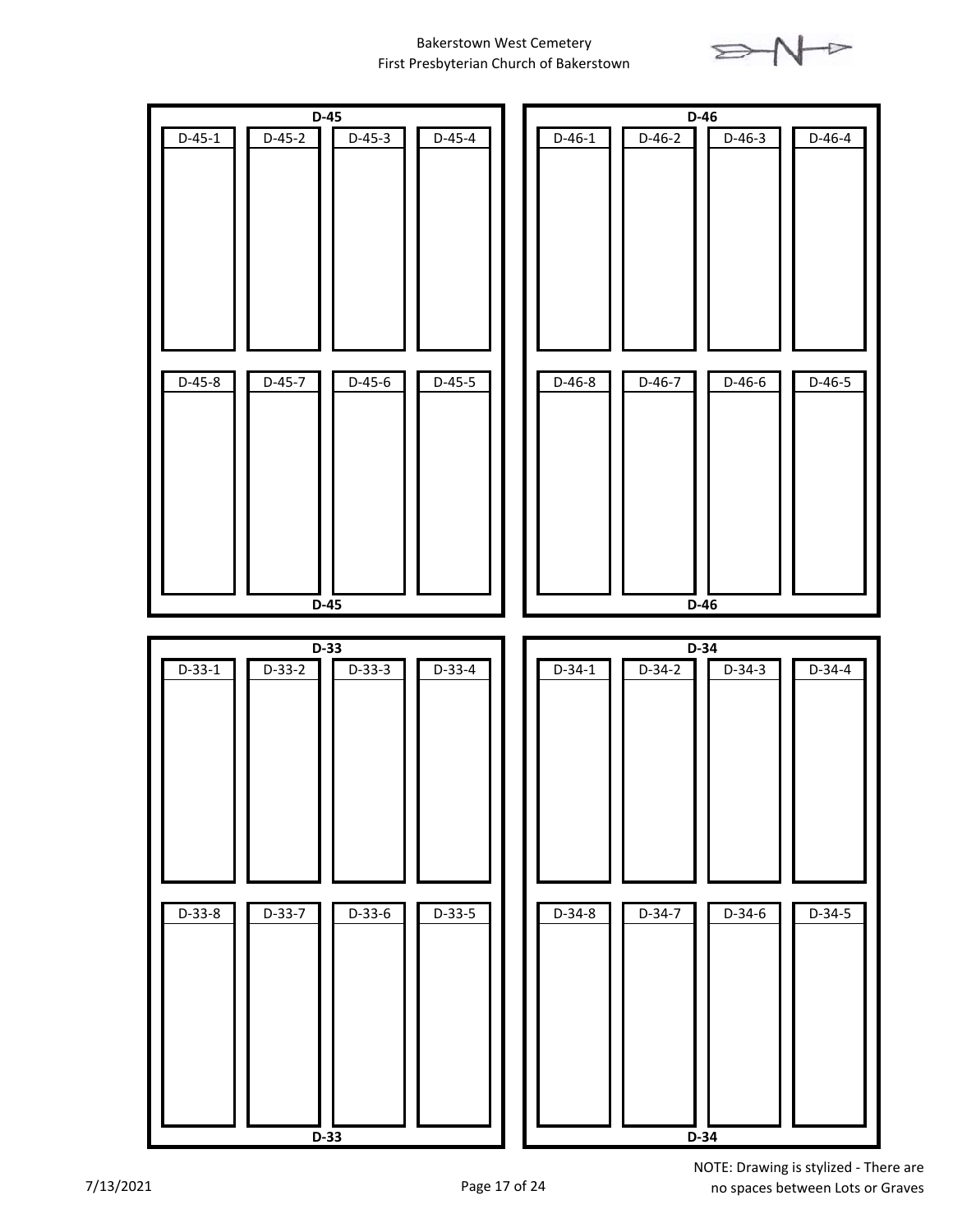Bakerstown West Cemetery
First Presbyterian Church of Bakerstown

**D-45**

| D-45-1 | D-45-2 | D-45-3 | D-45-4 |
|---|---|---|---|
| D-45-8 | D-45-7 | D-45-6 | D-45-5 |

**D-45**

**D-46**

| D-46-1 | D-46-2 | D-46-3 | D-46-4 |
|---|---|---|---|
| D-46-8 | D-46-7 | D-46-6 | D-46-5 |

**D-46**

**D-33**

| D-33-1 | D-33-2 | D-33-3 | D-33-4 |
|---|---|---|---|
| D-33-8 | D-33-7 | D-33-6 | D-33-5 |

**D-33**

**D-34**

| D-34-1 | D-34-2 | D-34-3 | D-34-4 |
|---|---|---|---|
| D-34-8 | D-34-7 | D-34-6 | D-34-5 |

**D-34**

7/13/2021

NOTE: Drawing is stylized - There are no spaces between Lots or Graves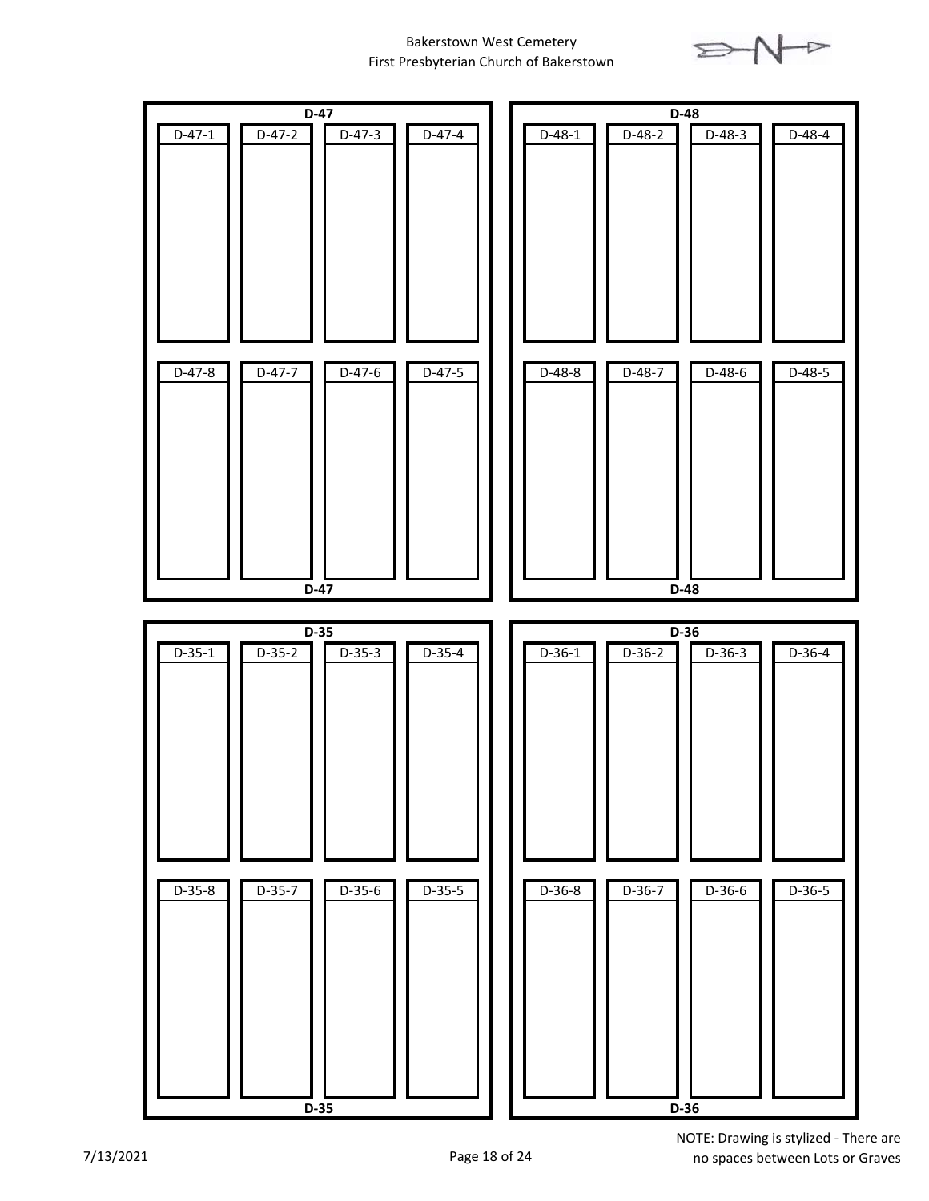Bakerstown West Cemetery
First Presbyterian Church of Bakerstown

**D-47**

| D-47-1 | D-47-2 | D-47-3 | D-47-4 |
|---|---|---|---|
| | | | |

| D-47-8 | D-47-7 | D-47-6 | D-47-5 |
|---|---|---|---|
| | | | |

**D-47**

**D-48**

| D-48-1 | D-48-2 | D-48-3 | D-48-4 |
|---|---|---|---|
| | | | |

| D-48-8 | D-48-7 | D-48-6 | D-48-5 |
|---|---|---|---|
| | | | |

**D-48**

**D-35**

| D-35-1 | D-35-2 | D-35-3 | D-35-4 |
|---|---|---|---|
| | | | |

| D-35-8 | D-35-7 | D-35-6 | D-35-5 |
|---|---|---|---|
| | | | |

**D-35**

**D-36**

| D-36-1 | D-36-2 | D-36-3 | D-36-4 |
|---|---|---|---|
| | | | |

| D-36-8 | D-36-7 | D-36-6 | D-36-5 |
|---|---|---|---|
| | | | |

**D-36**

7/13/2021

NOTE: Drawing is stylized - There are no spaces between Lots or Graves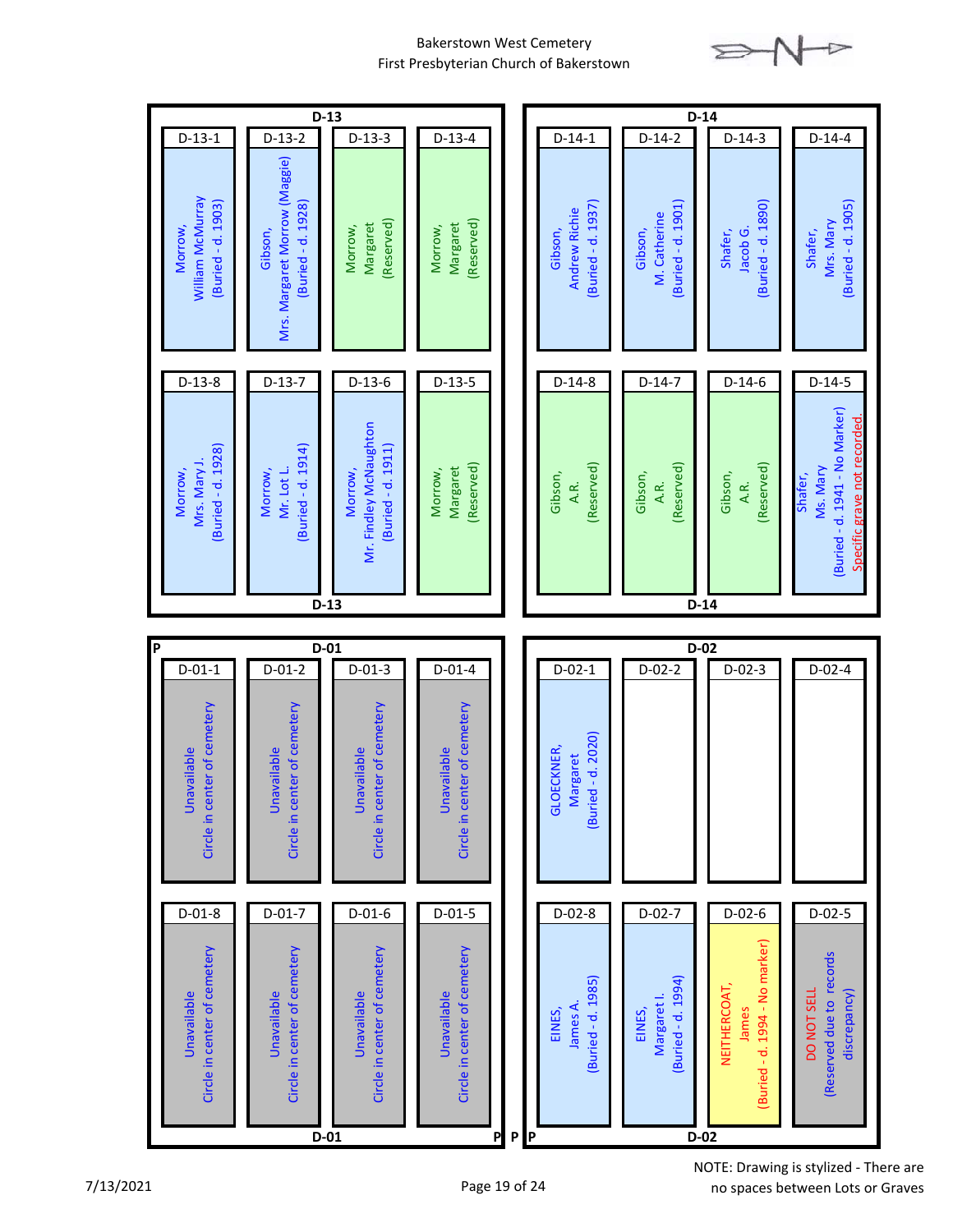# Bakerstown West Cemetery
First Presbyterian Church of Bakerstown

## D-13

| Grave | Name | Status |
|---|---|---|
| D-13-1 | Morrow, William McMurray | (Buried - d. 1903) |
| D-13-2 | Gibson, Mrs. Margaret Morrow (Maggie) | (Buried - d. 1928) |
| D-13-3 | Morrow, Margaret | (Reserved) |
| D-13-4 | Morrow, Margaret | (Reserved) |
| D-13-5 | Morrow, Margaret | (Reserved) |
| D-13-6 | Morrow, Mr. Findley McNaughton | (Buried - d. 1911) |
| D-13-7 | Morrow, Mr. Lot L. | (Buried - d. 1914) |
| D-13-8 | Morrow, Mrs. Mary J. | (Buried - d. 1928) |

## D-14

| Grave | Name | Status |
|---|---|---|
| D-14-1 | Gibson, Andrew Richie | (Buried - d. 1937) |
| D-14-2 | Gibson, M. Catherine | (Buried - d. 1901) |
| D-14-3 | Shafer, Jacob G. | (Buried - d. 1890) |
| D-14-4 | Shafer, Mrs. Mary | (Buried - d. 1905) |
| D-14-5 | Shafer, Ms. Mary | (Buried - d. 1941 - No Marker) Specific grave not recorded. |
| D-14-6 | Gibson, A.R. | (Reserved) |
| D-14-7 | Gibson, A.R. | (Reserved) |
| D-14-8 | Gibson, A.R. | (Reserved) |

## D-01

| Grave | Name | Status |
|---|---|---|
| D-01-1 | Unavailable | Circle in center of cemetery |
| D-01-2 | Unavailable | Circle in center of cemetery |
| D-01-3 | Unavailable | Circle in center of cemetery |
| D-01-4 | Unavailable | Circle in center of cemetery |
| D-01-5 | Unavailable | Circle in center of cemetery |
| D-01-6 | Unavailable | Circle in center of cemetery |
| D-01-7 | Unavailable | Circle in center of cemetery |
| D-01-8 | Unavailable | Circle in center of cemetery |

## D-02

| Grave | Name | Status |
|---|---|---|
| D-02-1 | GLOECKNER, Margaret | (Buried - d. 2020) |
| D-02-2 | | |
| D-02-3 | | |
| D-02-4 | | |
| D-02-5 | DO NOT SELL | (Reserved due to records discrepancy) |
| D-02-6 | NEITHERCOAT, James | (Buried - d. 1994 - No marker) |
| D-02-7 | EINES, Margaret I. | (Buried - d. 1994) |
| D-02-8 | EINES, James A. | (Buried - d. 1985) |

7/13/2021

NOTE: Drawing is stylized - There are no spaces between Lots or Graves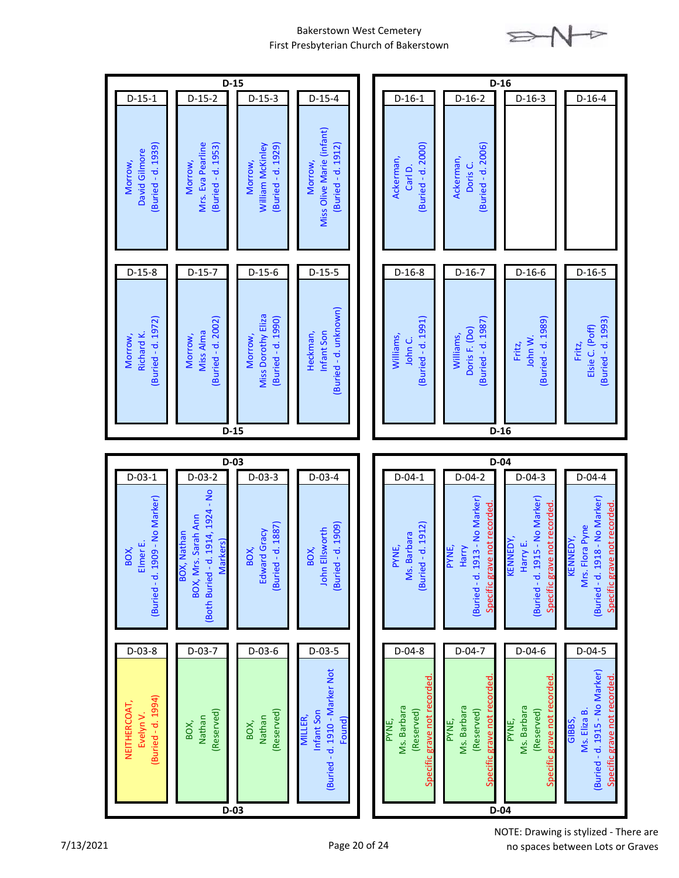# Bakerstown West Cemetery
## First Presbyterian Church of Bakerstown

## D-15

| D-15-1 | D-15-2 | D-15-3 | D-15-4 |
|---|---|---|---|
| Morrow, David Gilmore (Buried - d. 1939) | Morrow, Mrs. Eva Pearline (Buried - d. 1953) | Morrow, William McKinley (Buried - d. 1929) | Morrow, Miss Olive Marie (infant) (Buried - d. 1912) |

| D-15-8 | D-15-7 | D-15-6 | D-15-5 |
|---|---|---|---|
| Morrow, Richard K. (Buried - d. 1972) | Morrow, Miss Alma (Buried - d. 2002) | Morrow, Miss Dorothy Eliza (Buried - d. 1990) | Heckman, Infant Son (Buried - d. unknown) |

## D-16

| D-16-1 | D-16-2 | D-16-3 | D-16-4 |
|---|---|---|---|
| Ackerman, Carl D. (Buried - d. 2000) | Ackerman, Doris C. (Buried - d. 2006) | | |

| D-16-8 | D-16-7 | D-16-6 | D-16-5 |
|---|---|---|---|
| Williams, John C. (Buried - d. 1991) | Williams, Doris F. (Do) (Buried - d. 1987) | Fritz, John W. (Buried - d. 1989) | Fritz, Elsie C. (Poff) (Buried - d. 1993) |

## D-03

| D-03-1 | D-03-2 | D-03-3 | D-03-4 |
|---|---|---|---|
| BOX, Elmer E. (Buried - d. 1909 - No Marker) | BOX, Nathan BOX, Mrs. Sarah Ann (Both Buried - d. 1914, 1924 - No Markers) | BOX, Edward Gracy (Buried - d. 1887) | BOX, John Ellsworth (Buried - d. 1909) |

| D-03-8 | D-03-7 | D-03-6 | D-03-5 |
|---|---|---|---|
| NEITHERCOAT, Evelyn V. (Buried - d. 1994) | BOX, Nathan (Reserved) | BOX, Nathan (Reserved) | MILLER, Infant Son (Buried - d. 1910 - Marker Not Found) |

## D-04

| D-04-1 | D-04-2 | D-04-3 | D-04-4 |
|---|---|---|---|
| PYNE, Ms. Barbara (Buried - d. 1912) | PYNE, Harry (Buried - d. 1913 - No Marker) Specific grave not recorded. | KENNEDY, Harry E. (Buried - d. 1915 - No Marker) Specific grave not recorded. | KENNEDY, Mrs. Flora Pyne (Buried - d. 1918 - No Marker) Specific grave not recorded. |

| D-04-8 | D-04-7 | D-04-6 | D-04-5 |
|---|---|---|---|
| PYNE, Ms. Barbara (Reserved) Specific grave not recorded. | PYNE, Ms. Barbara (Reserved) Specific grave not recorded. | PYNE, Ms. Barbara (Reserved) Specific grave not recorded. | GIBBS, Ms. Eliza B. (Buried - d. 1915 - No Marker) Specific grave not recorded. |

7/13/2021

NOTE: Drawing is stylized - There are no spaces between Lots or Graves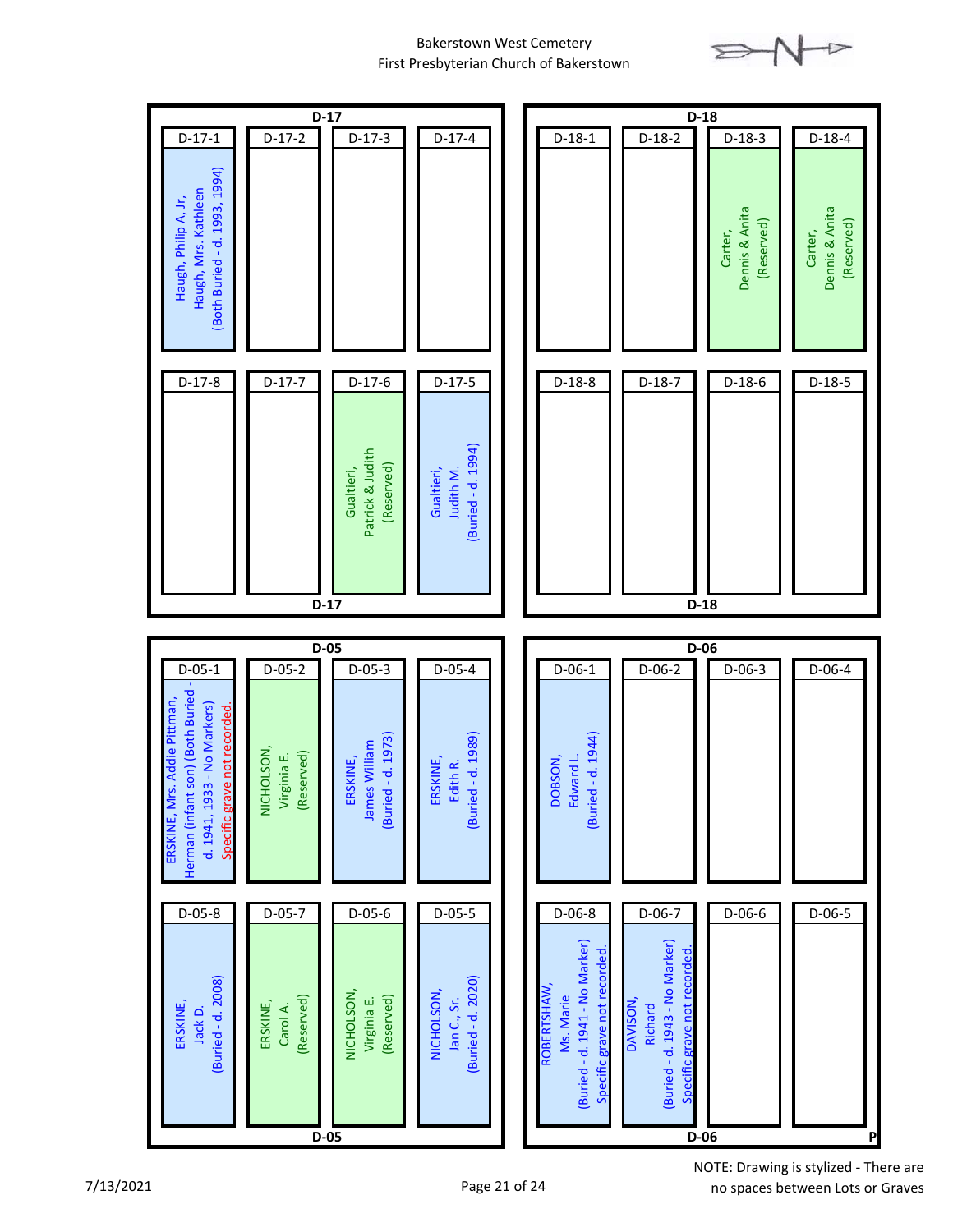# Bakerstown West Cemetery
## First Presbyterian Church of Bakerstown

### D-17

| D-17-1 | D-17-2 | D-17-3 | D-17-4 |
|---|---|---|---|
| Haugh, Philip A, Jr, Haugh, Mrs. Kathleen (Both Buried - d. 1993, 1994) | | | |

| D-17-8 | D-17-7 | D-17-6 | D-17-5 |
|---|---|---|---|
| | | Gualtieri, Patrick & Judith (Reserved) | Gualtieri, Judith M. (Buried - d. 1994) |

### D-18

| D-18-1 | D-18-2 | D-18-3 | D-18-4 |
|---|---|---|---|
| | | Carter, Dennis & Anita (Reserved) | Carter, Dennis & Anita (Reserved) |

| D-18-8 | D-18-7 | D-18-6 | D-18-5 |
|---|---|---|---|
| | | | |

### D-05

| D-05-1 | D-05-2 | D-05-3 | D-05-4 |
|---|---|---|---|
| ERSKINE, Mrs. Addie Pittman, Herman (infant son) (Both Buried - d. 1941, 1933 - No Markers) Specific grave not recorded. | NICHOLSON, Virginia E. (Reserved) | ERSKINE, James William (Buried - d. 1973) | ERSKINE, Edith R. (Buried - d. 1989) |

| D-05-8 | D-05-7 | D-05-6 | D-05-5 |
|---|---|---|---|
| ERSKINE, Jack D. (Buried - d. 2008) | ERSKINE, Carol A. (Reserved) | NICHOLSON, Virginia E. (Reserved) | NICHOLSON, Jan C., Sr. (Buried - d. 2020) |

### D-06

| D-06-1 | D-06-2 | D-06-3 | D-06-4 |
|---|---|---|---|
| DOBSON, Edward L. (Buried - d. 1944) | | | |

| D-06-8 | D-06-7 | D-06-6 | D-06-5 |
|---|---|---|---|
| ROBERTSHAW, Ms. Marie (Buried - d. 1941 - No Marker) Specific grave not recorded. | DAVISON, Richard (Buried - d. 1943 - No Marker) Specific grave not recorded. | | |

7/13/2021

NOTE: Drawing is stylized - There are no spaces between Lots or Graves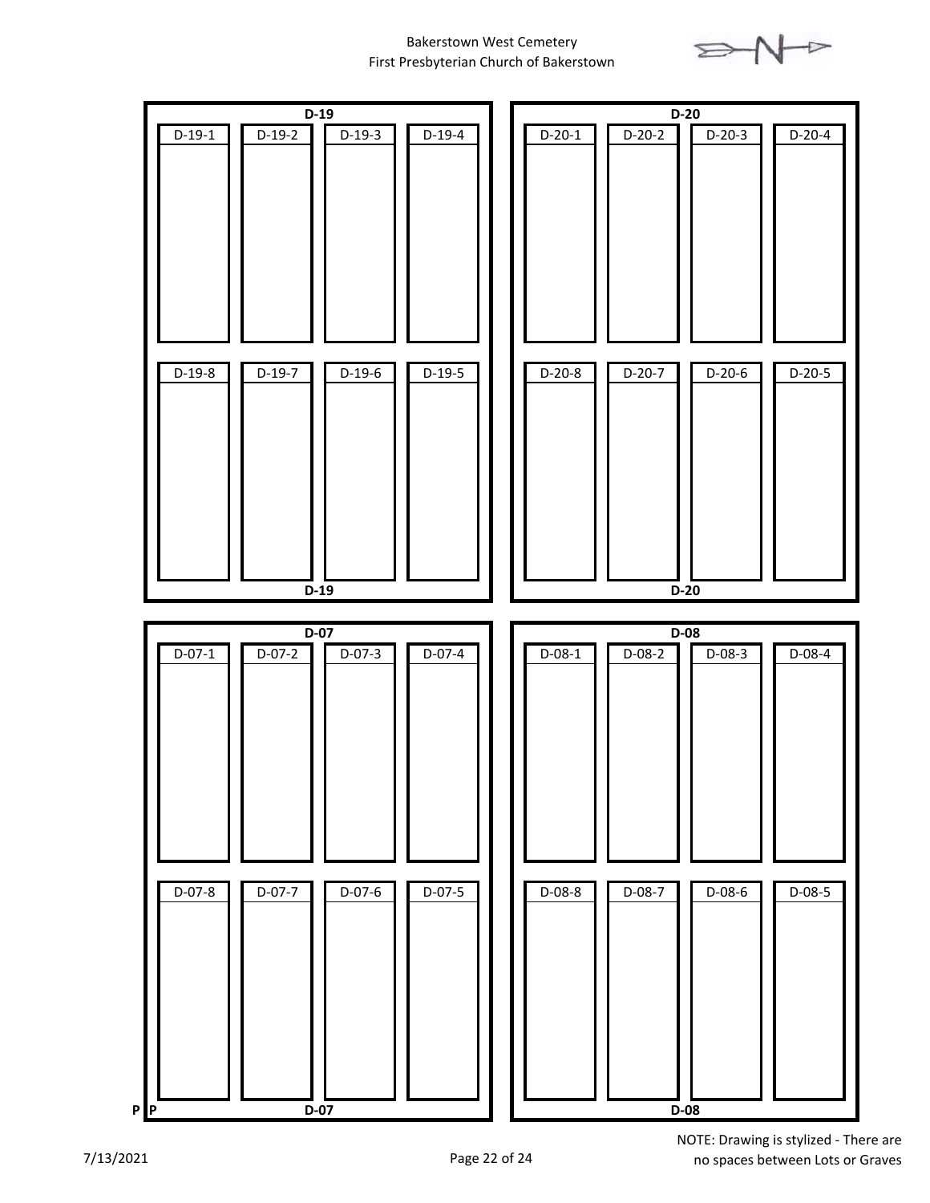Bakerstown West Cemetery
First Presbyterian Church of Bakerstown

N

**D-19**

| D-19-1 | D-19-2 | D-19-3 | D-19-4 |
| --- | --- | --- | --- |
| D-19-8 | D-19-7 | D-19-6 | D-19-5 |

**D-19**

**D-20**

| D-20-1 | D-20-2 | D-20-3 | D-20-4 |
| --- | --- | --- | --- |
| D-20-8 | D-20-7 | D-20-6 | D-20-5 |

**D-20**

**D-07**

| D-07-1 | D-07-2 | D-07-3 | D-07-4 |
| --- | --- | --- | --- |
| D-07-8 | D-07-7 | D-07-6 | D-07-5 |

**P** **P** **D-07**

**D-08**

| D-08-1 | D-08-2 | D-08-3 | D-08-4 |
| --- | --- | --- | --- |
| D-08-8 | D-08-7 | D-08-6 | D-08-5 |

**D-08**

7/13/2021

NOTE: Drawing is stylized - There are no spaces between Lots or Graves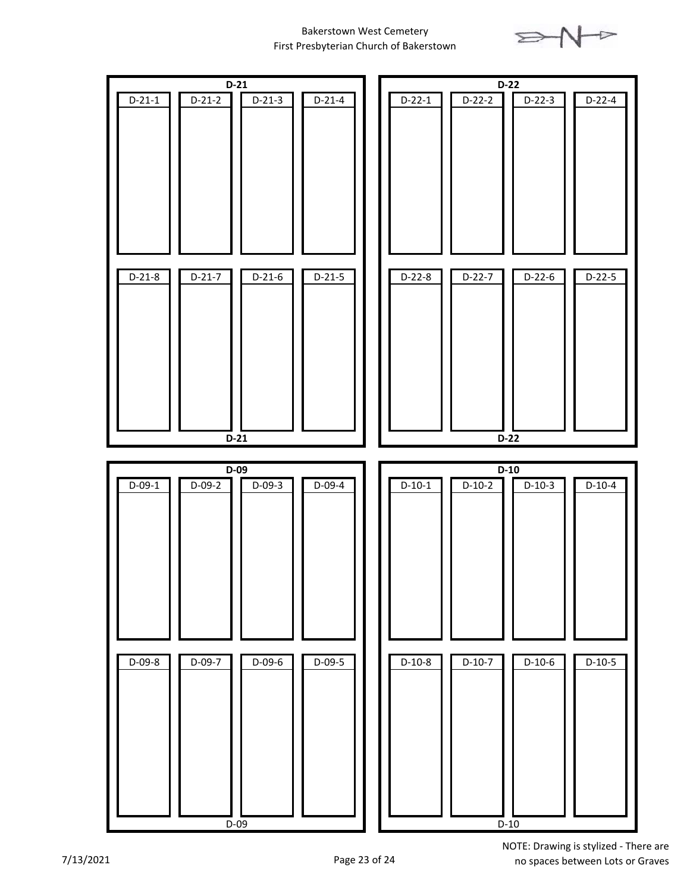Bakerstown West Cemetery
First Presbyterian Church of Bakerstown

## D-21

| D-21-1 | D-21-2 | D-21-3 | D-21-4 |
| --- | --- | --- | --- |
| | | | |

| D-21-8 | D-21-7 | D-21-6 | D-21-5 |
| --- | --- | --- | --- |
| | | | |

D-21

## D-22

| D-22-1 | D-22-2 | D-22-3 | D-22-4 |
| --- | --- | --- | --- |
| | | | |

| D-22-8 | D-22-7 | D-22-6 | D-22-5 |
| --- | --- | --- | --- |
| | | | |

D-22

## D-09

| D-09-1 | D-09-2 | D-09-3 | D-09-4 |
| --- | --- | --- | --- |
| | | | |

| D-09-8 | D-09-7 | D-09-6 | D-09-5 |
| --- | --- | --- | --- |
| | | | |

D-09

## D-10

| D-10-1 | D-10-2 | D-10-3 | D-10-4 |
| --- | --- | --- | --- |
| | | | |

| D-10-8 | D-10-7 | D-10-6 | D-10-5 |
| --- | --- | --- | --- |
| | | | |

D-10

7/13/2021

NOTE: Drawing is stylized - There are no spaces between Lots or Graves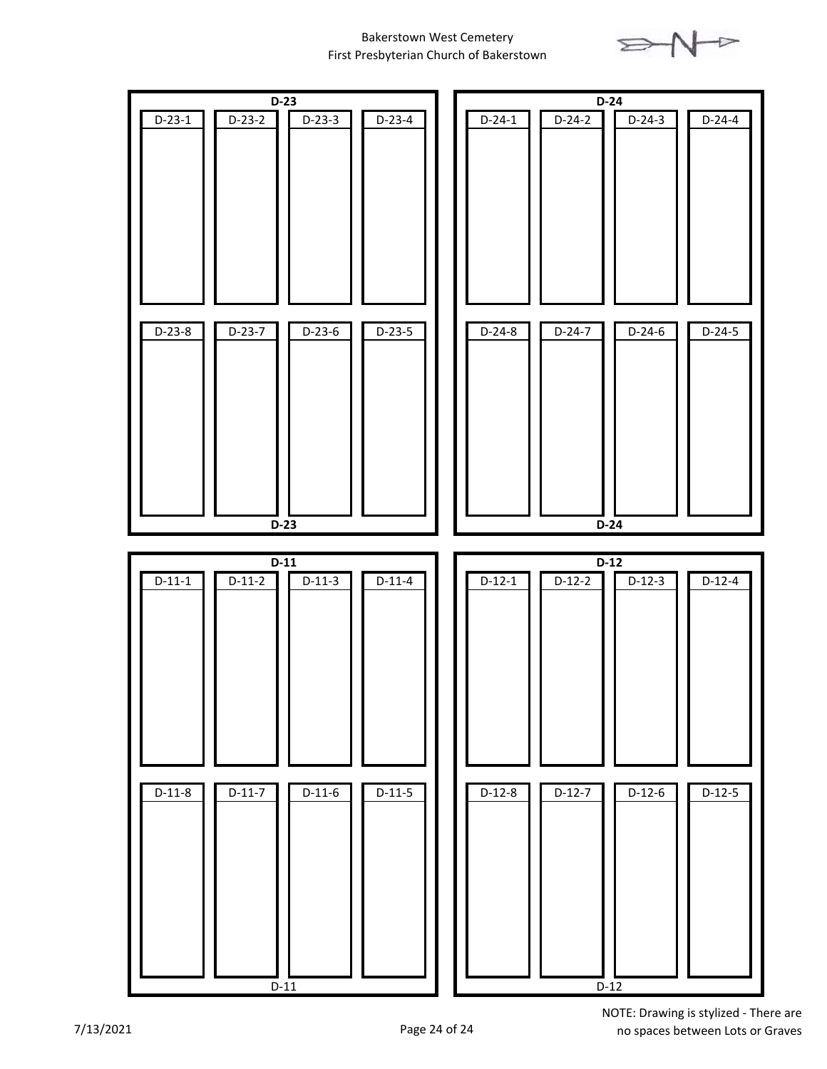Bakerstown West Cemetery
First Presbyterian Church of Bakerstown

N

## D-23

| D-23-1 | D-23-2 | D-23-3 | D-23-4 |
|---|---|---|---|
| D-23-8 | D-23-7 | D-23-6 | D-23-5 |

D-23

## D-24

| D-24-1 | D-24-2 | D-24-3 | D-24-4 |
|---|---|---|---|
| D-24-8 | D-24-7 | D-24-6 | D-24-5 |

D-24

## D-11

| D-11-1 | D-11-2 | D-11-3 | D-11-4 |
|---|---|---|---|
| D-11-8 | D-11-7 | D-11-6 | D-11-5 |

D-11

## D-12

| D-12-1 | D-12-2 | D-12-3 | D-12-4 |
|---|---|---|---|
| D-12-8 | D-12-7 | D-12-6 | D-12-5 |

D-12

7/13/2021

NOTE: Drawing is stylized - There are no spaces between Lots or Graves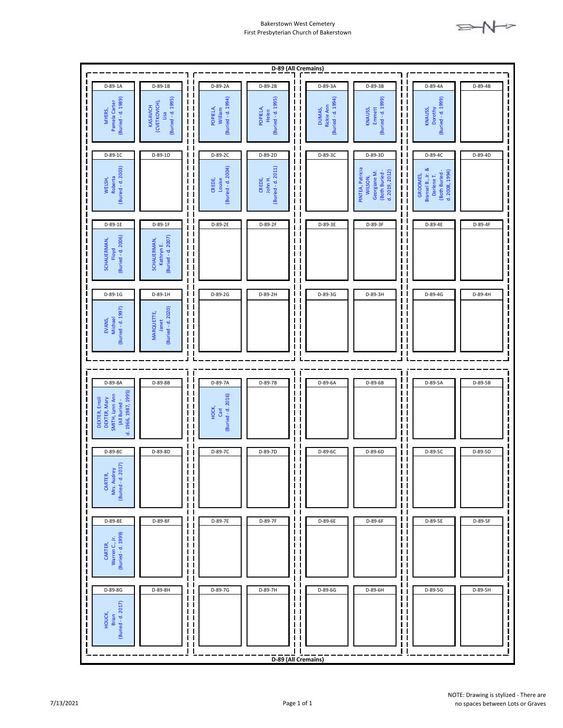Bakerstown West Cemetery
First Presbyterian Church of Bakerstown

# D-89 (All Cremains)

| Lot | Grave | Name / Notes |
|---|---|---|
| D-89-1 | D-89-1A | MYERS, Pamela Carter (Buried - d. 1989) |
| D-89-1 | D-89-1B | KASAVICH (CVETKOVICH), Lisa (Buried - d. 1995) |
| D-89-1 | D-89-1C | WELSH, Roberta (Buried - d. 2003) |
| D-89-1 | D-89-1D | |
| D-89-1 | D-89-1E | SCHAUERMAN, Floyd (Buried - d. 2006) |
| D-89-1 | D-89-1F | SCHAUERMAN, Kathryn E. (Buried - d. 2007) |
| D-89-1 | D-89-1G | EVANS, Michael (Buried - d. 1997) |
| D-89-1 | D-89-1H | MARQUETTE, Janet (Buried - d. 2020) |
| D-89-2 | D-89-2A | POPIELA, William (Buried - d. 1994) |
| D-89-2 | D-89-2B | POPIELA, Helen (Buried - d. 1995) |
| D-89-2 | D-89-2C | CREDE, Louise (Buried - d. 2004) |
| D-89-2 | D-89-2D | CREDE, John H. (Buried - d. 2011) |
| D-89-2 | D-89-2E | |
| D-89-2 | D-89-2F | |
| D-89-2 | D-89-2G | |
| D-89-2 | D-89-2H | |
| D-89-3 | D-89-3A | DUMAS, Rickie Ann (Buried - d. 1994) |
| D-89-3 | D-89-3B | KNAUSS, Emmett (Buried - d. 1999) |
| D-89-3 | D-89-3C | |
| D-89-3 | D-89-3D | PINTEA, Patricia WILSON, Georgiane M. (Both Buried - d. 2019, 2012) |
| D-89-3 | D-89-3E | |
| D-89-3 | D-89-3F | |
| D-89-3 | D-89-3G | |
| D-89-3 | D-89-3H | |
| D-89-4 | D-89-4A | KNAUSS, Dorothy (Buried - d. 1999) |
| D-89-4 | D-89-4B | |
| D-89-4 | D-89-4C | GROOMES, Bransel B., Jr. & Darlene T. (Both Buried - d. 2008, 1994) |
| D-89-4 | D-89-4D | |
| D-89-4 | D-89-4E | |
| D-89-4 | D-89-4F | |
| D-89-4 | D-89-4G | |
| D-89-4 | D-89-4H | |
| D-89-8 | D-89-8A | DEXTER, Erroll DEXTER, Mary SMITH, Lynn Ann (All Buried - d. 1966, 1987, 1995) |
| D-89-8 | D-89-8B | |
| D-89-8 | D-89-8C | CARTER, Mrs. Audrey (Buried - d. 2017) |
| D-89-8 | D-89-8D | |
| D-89-8 | D-89-8E | CARTER, Warren C., Jr. (Buried - d. 1999) |
| D-89-8 | D-89-8F | |
| D-89-8 | D-89-8G | HOUCK, Brian (Buried - d. 2017) |
| D-89-8 | D-89-8H | |
| D-89-7 | D-89-7A | HOCK, Carl (Buried - d. 2016) |
| D-89-7 | D-89-7B | |
| D-89-7 | D-89-7C | |
| D-89-7 | D-89-7D | |
| D-89-7 | D-89-7E | |
| D-89-7 | D-89-7F | |
| D-89-7 | D-89-7G | |
| D-89-7 | D-89-7H | |
| D-89-6 | D-89-6A | |
| D-89-6 | D-89-6B | |
| D-89-6 | D-89-6C | |
| D-89-6 | D-89-6D | |
| D-89-6 | D-89-6E | |
| D-89-6 | D-89-6F | |
| D-89-6 | D-89-6G | |
| D-89-6 | D-89-6H | |
| D-89-5 | D-89-5A | |
| D-89-5 | D-89-5B | |
| D-89-5 | D-89-5C | |
| D-89-5 | D-89-5D | |
| D-89-5 | D-89-5E | |
| D-89-5 | D-89-5F | |
| D-89-5 | D-89-5G | |
| D-89-5 | D-89-5H | |

D-89 (All Cremains)

7/13/2021

NOTE: Drawing is stylized - There are no spaces between Lots or Graves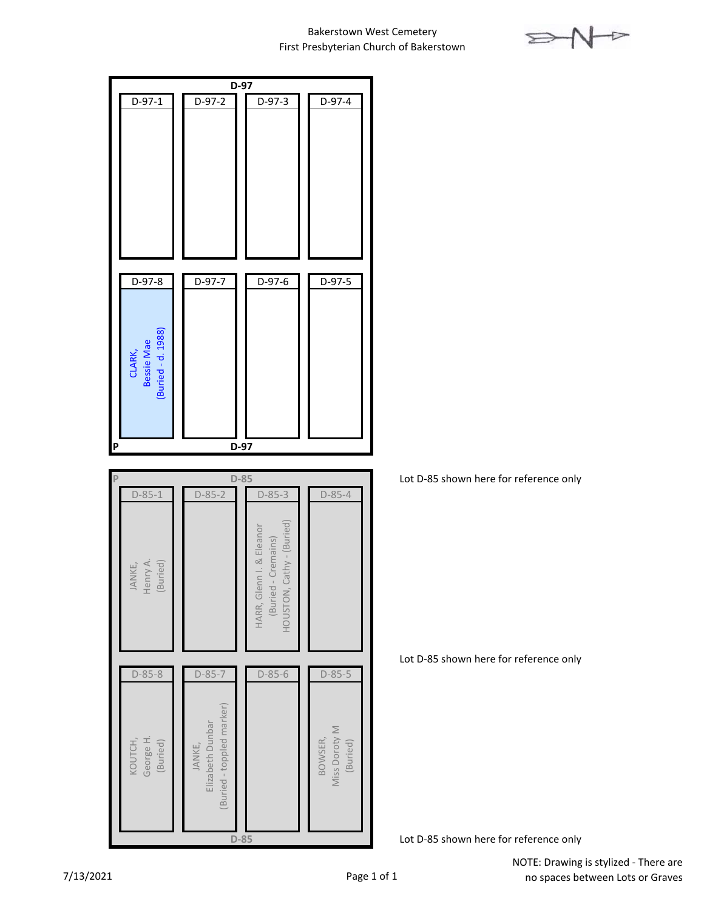Bakerstown West Cemetery
First Presbyterian Church of Bakerstown

## D-97

| D-97-1 | D-97-2 | D-97-3 | D-97-4 |
| --- | --- | --- | --- |
| | | | |

| D-97-8 | D-97-7 | D-97-6 | D-97-5 |
| --- | --- | --- | --- |
| CLARK, Bessie Mae (Buried - d. 1988) | | | |

P — D-97

## D-85

P

Lot D-85 shown here for reference only

| D-85-1 | D-85-2 | D-85-3 | D-85-4 |
| --- | --- | --- | --- |
| JANKE, Henry A. (Buried) | | HARR, Glenn I. & Eleanor (Buried - Cremains) HOUSTON, Cathy - (Buried) | |

Lot D-85 shown here for reference only

| D-85-8 | D-85-7 | D-85-6 | D-85-5 |
| --- | --- | --- | --- |
| KOUTCH, George H. (Buried) | JANKE, Elizabeth Dunbar (Buried - toppled marker) | | BOWSER, Miss Doroty M (Buried) |

D-85

Lot D-85 shown here for reference only

7/13/2021

NOTE: Drawing is stylized - There are no spaces between Lots or Graves